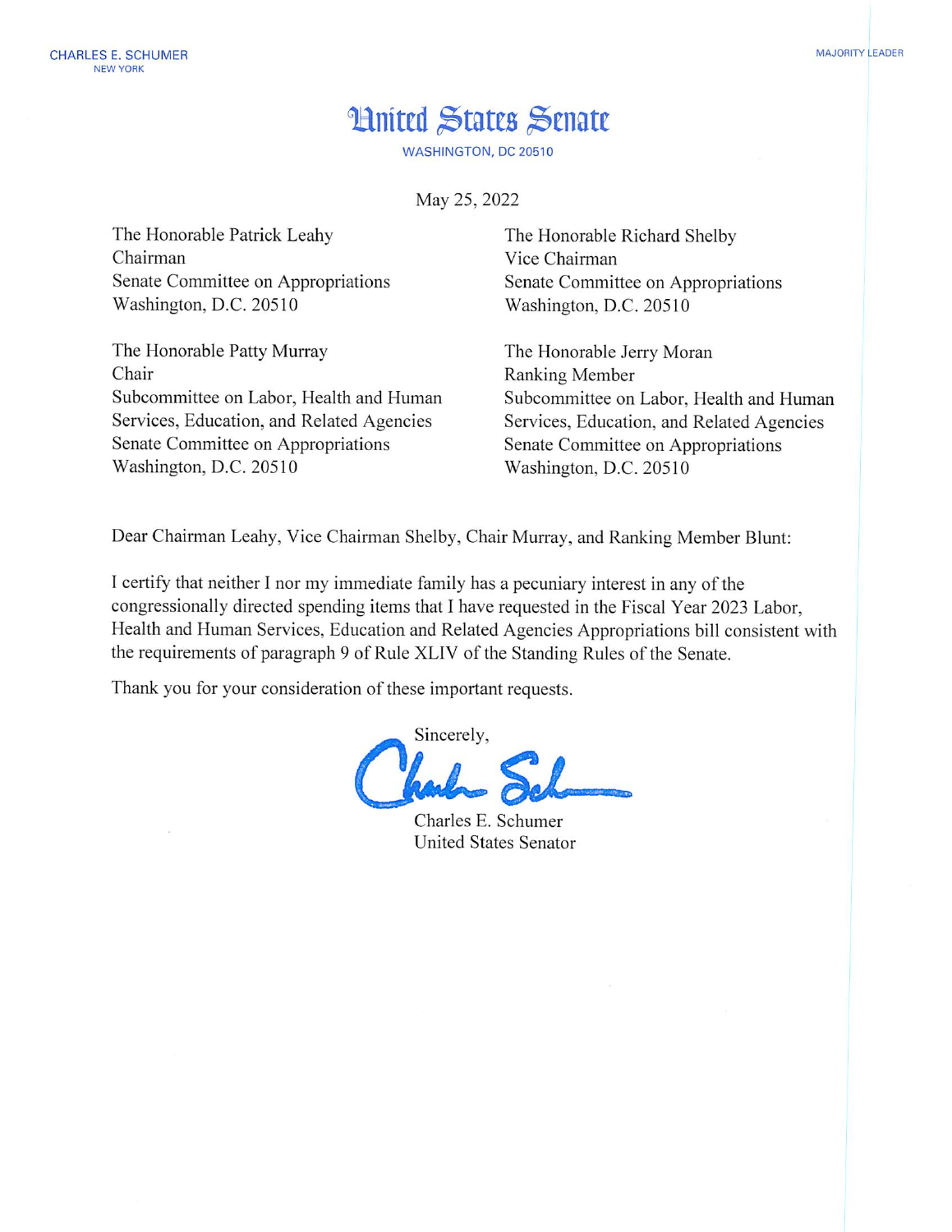CHARLES E. SCHUMER
NEW YORK

MAJORITY LEADER

# United States Senate

WASHINGTON, DC 20510

May 25, 2022

The Honorable Patrick Leahy
Chairman
Senate Committee on Appropriations
Washington, D.C. 20510

The Honorable Richard Shelby
Vice Chairman
Senate Committee on Appropriations
Washington, D.C. 20510

The Honorable Patty Murray
Chair
Subcommittee on Labor, Health and Human Services, Education, and Related Agencies
Senate Committee on Appropriations
Washington, D.C. 20510

The Honorable Jerry Moran
Ranking Member
Subcommittee on Labor, Health and Human Services, Education, and Related Agencies
Senate Committee on Appropriations
Washington, D.C. 20510

Dear Chairman Leahy, Vice Chairman Shelby, Chair Murray, and Ranking Member Blunt:

I certify that neither I nor my immediate family has a pecuniary interest in any of the congressionally directed spending items that I have requested in the Fiscal Year 2023 Labor, Health and Human Services, Education and Related Agencies Appropriations bill consistent with the requirements of paragraph 9 of Rule XLIV of the Standing Rules of the Senate.

Thank you for your consideration of these important requests.

Sincerely,

Charles E. Schumer
United States Senator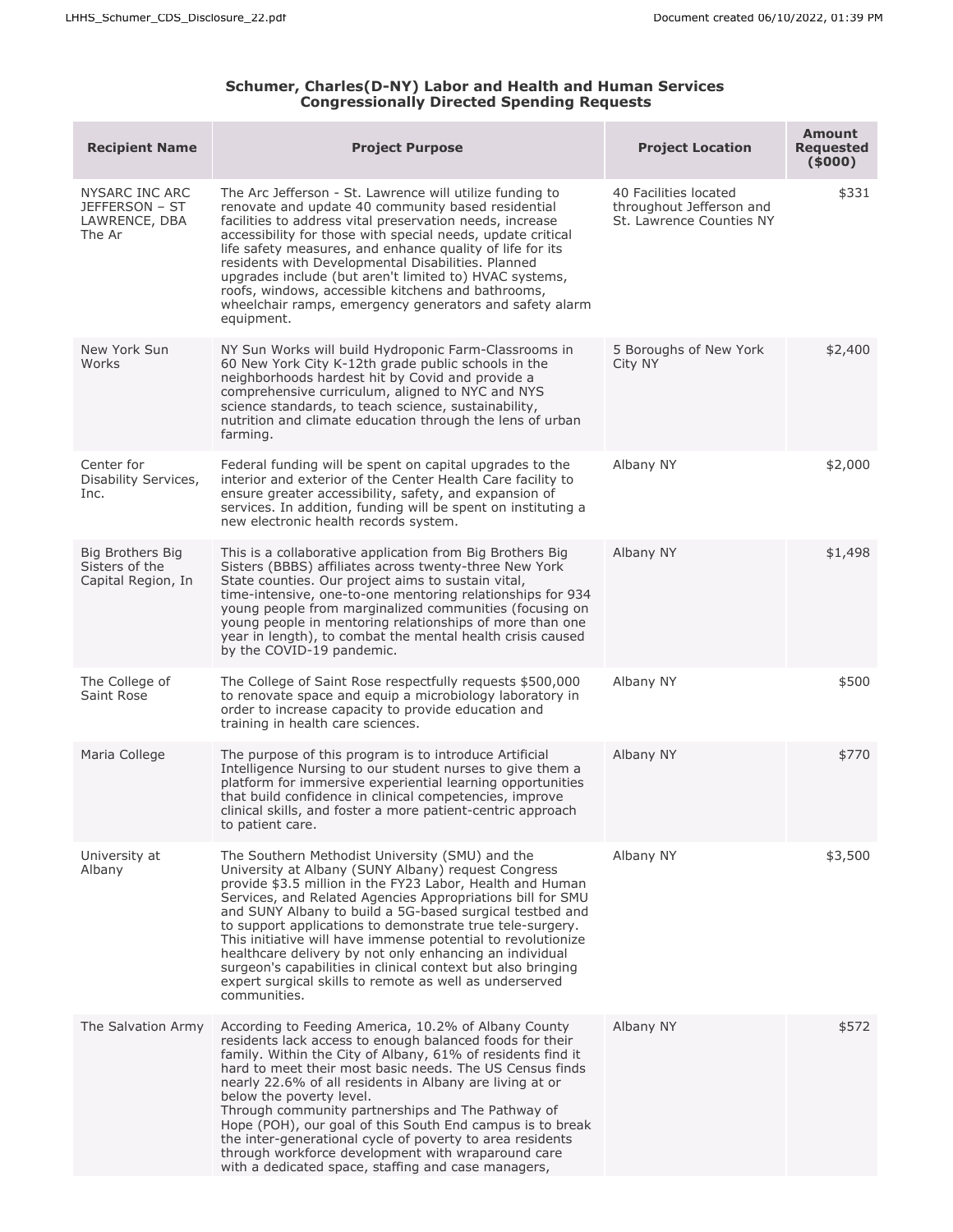**Schumer, Charles(D-NY) Labor and Health and Human Services Congressionally Directed Spending Requests**

| Recipient Name | Project Purpose | Project Location | Amount Requested ($000) |
|---|---|---|---|
| NYSARC INC ARC JEFFERSON – ST LAWRENCE, DBA The Ar | The Arc Jefferson - St. Lawrence will utilize funding to renovate and update 40 community based residential facilities to address vital preservation needs, increase accessibility for those with special needs, update critical life safety measures, and enhance quality of life for its residents with Developmental Disabilities. Planned upgrades include (but aren't limited to) HVAC systems, roofs, windows, accessible kitchens and bathrooms, wheelchair ramps, emergency generators and safety alarm equipment. | 40 Facilities located throughout Jefferson and St. Lawrence Counties NY | $331 |
| New York Sun Works | NY Sun Works will build Hydroponic Farm-Classrooms in 60 New York City K-12th grade public schools in the neighborhoods hardest hit by Covid and provide a comprehensive curriculum, aligned to NYC and NYS science standards, to teach science, sustainability, nutrition and climate education through the lens of urban farming. | 5 Boroughs of New York City NY | $2,400 |
| Center for Disability Services, Inc. | Federal funding will be spent on capital upgrades to the interior and exterior of the Center Health Care facility to ensure greater accessibility, safety, and expansion of services. In addition, funding will be spent on instituting a new electronic health records system. | Albany NY | $2,000 |
| Big Brothers Big Sisters of the Capital Region, In | This is a collaborative application from Big Brothers Big Sisters (BBBS) affiliates across twenty-three New York State counties. Our project aims to sustain vital, time-intensive, one-to-one mentoring relationships for 934 young people from marginalized communities (focusing on young people in mentoring relationships of more than one year in length), to combat the mental health crisis caused by the COVID-19 pandemic. | Albany NY | $1,498 |
| The College of Saint Rose | The College of Saint Rose respectfully requests $500,000 to renovate space and equip a microbiology laboratory in order to increase capacity to provide education and training in health care sciences. | Albany NY | $500 |
| Maria College | The purpose of this program is to introduce Artificial Intelligence Nursing to our student nurses to give them a platform for immersive experiential learning opportunities that build confidence in clinical competencies, improve clinical skills, and foster a more patient-centric approach to patient care. | Albany NY | $770 |
| University at Albany | The Southern Methodist University (SMU) and the University at Albany (SUNY Albany) request Congress provide $3.5 million in the FY23 Labor, Health and Human Services, and Related Agencies Appropriations bill for SMU and SUNY Albany to build a 5G-based surgical testbed and to support applications to demonstrate true tele-surgery. This initiative will have immense potential to revolutionize healthcare delivery by not only enhancing an individual surgeon's capabilities in clinical context but also bringing expert surgical skills to remote as well as underserved communities. | Albany NY | $3,500 |
| The Salvation Army | According to Feeding America, 10.2% of Albany County residents lack access to enough balanced foods for their family. Within the City of Albany, 61% of residents find it hard to meet their most basic needs. The US Census finds nearly 22.6% of all residents in Albany are living at or below the poverty level. Through community partnerships and The Pathway of Hope (POH), our goal of this South End campus is to break the inter-generational cycle of poverty to area residents through workforce development with wraparound care with a dedicated space, staffing and case managers, | Albany NY | $572 |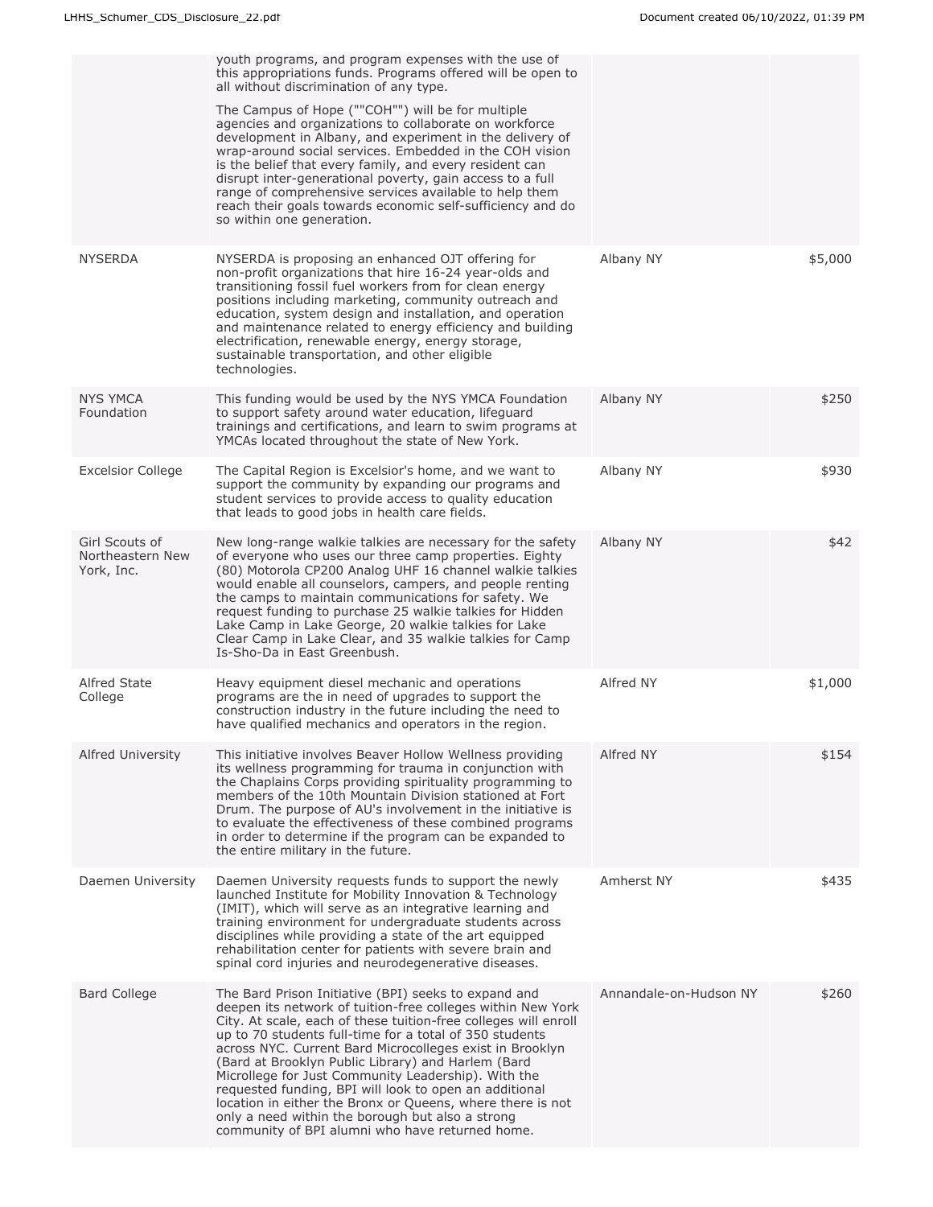| | | | |
|---|---|---|---|
| | youth programs, and program expenses with the use of this appropriations funds. Programs offered will be open to all without discrimination of any type.<br><br>The Campus of Hope (""COH"") will be for multiple agencies and organizations to collaborate on workforce development in Albany, and experiment in the delivery of wrap-around social services. Embedded in the COH vision is the belief that every family, and every resident can disrupt inter-generational poverty, gain access to a full range of comprehensive services available to help them reach their goals towards economic self-sufficiency and do so within one generation. | | |
| NYSERDA | NYSERDA is proposing an enhanced OJT offering for non-profit organizations that hire 16-24 year-olds and transitioning fossil fuel workers from for clean energy positions including marketing, community outreach and education, system design and installation, and operation and maintenance related to energy efficiency and building electrification, renewable energy, energy storage, sustainable transportation, and other eligible technologies. | Albany NY | $5,000 |
| NYS YMCA Foundation | This funding would be used by the NYS YMCA Foundation to support safety around water education, lifeguard trainings and certifications, and learn to swim programs at YMCAs located throughout the state of New York. | Albany NY | $250 |
| Excelsior College | The Capital Region is Excelsior's home, and we want to support the community by expanding our programs and student services to provide access to quality education that leads to good jobs in health care fields. | Albany NY | $930 |
| Girl Scouts of Northeastern New York, Inc. | New long-range walkie talkies are necessary for the safety of everyone who uses our three camp properties. Eighty (80) Motorola CP200 Analog UHF 16 channel walkie talkies would enable all counselors, campers, and people renting the camps to maintain communications for safety. We request funding to purchase 25 walkie talkies for Hidden Lake Camp in Lake George, 20 walkie talkies for Lake Clear Camp in Lake Clear, and 35 walkie talkies for Camp Is-Sho-Da in East Greenbush. | Albany NY | $42 |
| Alfred State College | Heavy equipment diesel mechanic and operations programs are the in need of upgrades to support the construction industry in the future including the need to have qualified mechanics and operators in the region. | Alfred NY | $1,000 |
| Alfred University | This initiative involves Beaver Hollow Wellness providing its wellness programming for trauma in conjunction with the Chaplains Corps providing spirituality programming to members of the 10th Mountain Division stationed at Fort Drum. The purpose of AU's involvement in the initiative is to evaluate the effectiveness of these combined programs in order to determine if the program can be expanded to the entire military in the future. | Alfred NY | $154 |
| Daemen University | Daemen University requests funds to support the newly launched Institute for Mobility Innovation & Technology (IMIT), which will serve as an integrative learning and training environment for undergraduate students across disciplines while providing a state of the art equipped rehabilitation center for patients with severe brain and spinal cord injuries and neurodegenerative diseases. | Amherst NY | $435 |
| Bard College | The Bard Prison Initiative (BPI) seeks to expand and deepen its network of tuition-free colleges within New York City. At scale, each of these tuition-free colleges will enroll up to 70 students full-time for a total of 350 students across NYC. Current Bard Microcolleges exist in Brooklyn (Bard at Brooklyn Public Library) and Harlem (Bard Microllege for Just Community Leadership). With the requested funding, BPI will look to open an additional location in either the Bronx or Queens, where there is not only a need within the borough but also a strong community of BPI alumni who have returned home. | Annandale-on-Hudson NY | $260 |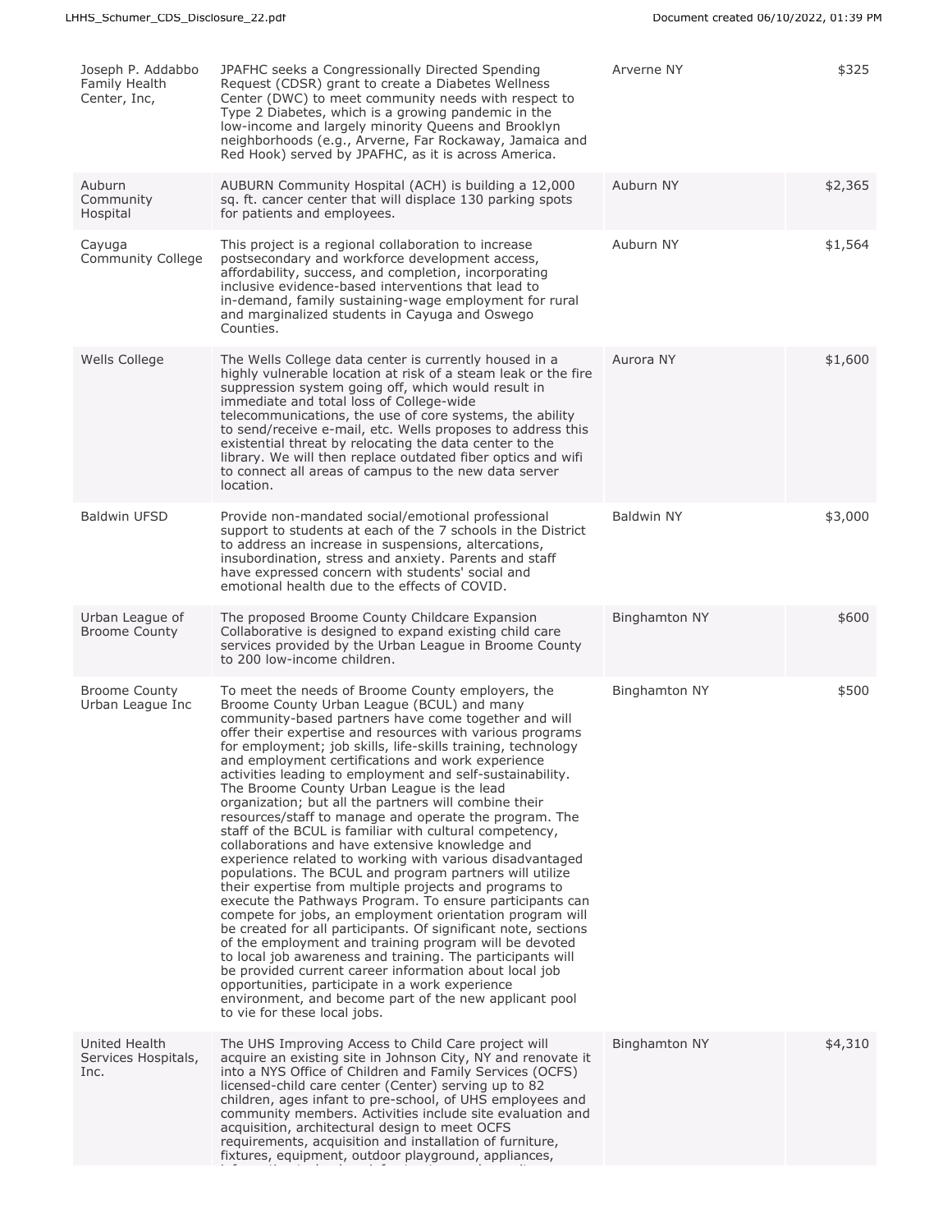| | | | |
|---|---|---|---|
| Joseph P. Addabbo Family Health Center, Inc, | JPAFHC seeks a Congressionally Directed Spending Request (CDSR) grant to create a Diabetes Wellness Center (DWC) to meet community needs with respect to Type 2 Diabetes, which is a growing pandemic in the low-income and largely minority Queens and Brooklyn neighborhoods (e.g., Arverne, Far Rockaway, Jamaica and Red Hook) served by JPAFHC, as it is across America. | Arverne NY | $325 |
| Auburn Community Hospital | AUBURN Community Hospital (ACH) is building a 12,000 sq. ft. cancer center that will displace 130 parking spots for patients and employees. | Auburn NY | $2,365 |
| Cayuga Community College | This project is a regional collaboration to increase postsecondary and workforce development access, affordability, success, and completion, incorporating inclusive evidence-based interventions that lead to in-demand, family sustaining-wage employment for rural and marginalized students in Cayuga and Oswego Counties. | Auburn NY | $1,564 |
| Wells College | The Wells College data center is currently housed in a highly vulnerable location at risk of a steam leak or the fire suppression system going off, which would result in immediate and total loss of College-wide telecommunications, the use of core systems, the ability to send/receive e-mail, etc. Wells proposes to address this existential threat by relocating the data center to the library. We will then replace outdated fiber optics and wifi to connect all areas of campus to the new data server location. | Aurora NY | $1,600 |
| Baldwin UFSD | Provide non-mandated social/emotional professional support to students at each of the 7 schools in the District to address an increase in suspensions, altercations, insubordination, stress and anxiety. Parents and staff have expressed concern with students' social and emotional health due to the effects of COVID. | Baldwin NY | $3,000 |
| Urban League of Broome County | The proposed Broome County Childcare Expansion Collaborative is designed to expand existing child care services provided by the Urban League in Broome County to 200 low-income children. | Binghamton NY | $600 |
| Broome County Urban League Inc | To meet the needs of Broome County employers, the Broome County Urban League (BCUL) and many community-based partners have come together and will offer their expertise and resources with various programs for employment; job skills, life-skills training, technology and employment certifications and work experience activities leading to employment and self-sustainability. The Broome County Urban League is the lead organization; but all the partners will combine their resources/staff to manage and operate the program. The staff of the BCUL is familiar with cultural competency, collaborations and have extensive knowledge and experience related to working with various disadvantaged populations. The BCUL and program partners will utilize their expertise from multiple projects and programs to execute the Pathways Program. To ensure participants can compete for jobs, an employment orientation program will be created for all participants. Of significant note, sections of the employment and training program will be devoted to local job awareness and training. The participants will be provided current career information about local job opportunities, participate in a work experience environment, and become part of the new applicant pool to vie for these local jobs. | Binghamton NY | $500 |
| United Health Services Hospitals, Inc. | The UHS Improving Access to Child Care project will acquire an existing site in Johnson City, NY and renovate it into a NYS Office of Children and Family Services (OCFS) licensed-child care center (Center) serving up to 82 children, ages infant to pre-school, of UHS employees and community members. Activities include site evaluation and acquisition, architectural design to meet OCFS requirements, acquisition and installation of furniture, fixtures, equipment, outdoor playground, appliances, | Binghamton NY | $4,310 |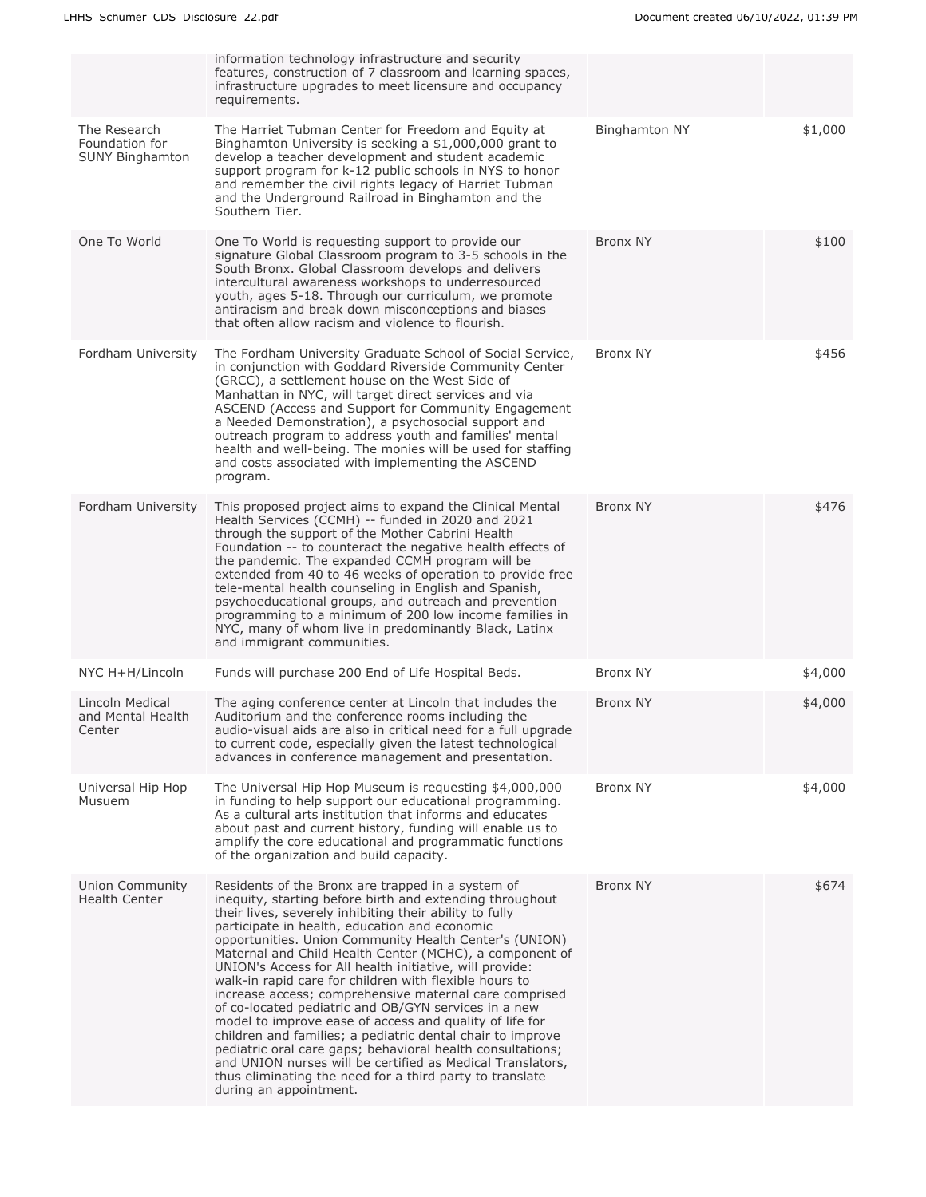| | | | |
|---|---|---|---|
| | information technology infrastructure and security features, construction of 7 classroom and learning spaces, infrastructure upgrades to meet licensure and occupancy requirements. | | |
| The Research Foundation for SUNY Binghamton | The Harriet Tubman Center for Freedom and Equity at Binghamton University is seeking a $1,000,000 grant to develop a teacher development and student academic support program for k-12 public schools in NYS to honor and remember the civil rights legacy of Harriet Tubman and the Underground Railroad in Binghamton and the Southern Tier. | Binghamton NY | $1,000 |
| One To World | One To World is requesting support to provide our signature Global Classroom program to 3-5 schools in the South Bronx. Global Classroom develops and delivers intercultural awareness workshops to underresourced youth, ages 5-18. Through our curriculum, we promote antiracism and break down misconceptions and biases that often allow racism and violence to flourish. | Bronx NY | $100 |
| Fordham University | The Fordham University Graduate School of Social Service, in conjunction with Goddard Riverside Community Center (GRCC), a settlement house on the West Side of Manhattan in NYC, will target direct services and via ASCEND (Access and Support for Community Engagement a Needed Demonstration), a psychosocial support and outreach program to address youth and families' mental health and well-being. The monies will be used for staffing and costs associated with implementing the ASCEND program. | Bronx NY | $456 |
| Fordham University | This proposed project aims to expand the Clinical Mental Health Services (CCMH) -- funded in 2020 and 2021 through the support of the Mother Cabrini Health Foundation -- to counteract the negative health effects of the pandemic. The expanded CCMH program will be extended from 40 to 46 weeks of operation to provide free tele-mental health counseling in English and Spanish, psychoeducational groups, and outreach and prevention programming to a minimum of 200 low income families in NYC, many of whom live in predominantly Black, Latinx and immigrant communities. | Bronx NY | $476 |
| NYC H+H/Lincoln | Funds will purchase 200 End of Life Hospital Beds. | Bronx NY | $4,000 |
| Lincoln Medical and Mental Health Center | The aging conference center at Lincoln that includes the Auditorium and the conference rooms including the audio-visual aids are also in critical need for a full upgrade to current code, especially given the latest technological advances in conference management and presentation. | Bronx NY | $4,000 |
| Universal Hip Hop Musuem | The Universal Hip Hop Museum is requesting $4,000,000 in funding to help support our educational programming. As a cultural arts institution that informs and educates about past and current history, funding will enable us to amplify the core educational and programmatic functions of the organization and build capacity. | Bronx NY | $4,000 |
| Union Community Health Center | Residents of the Bronx are trapped in a system of inequity, starting before birth and extending throughout their lives, severely inhibiting their ability to fully participate in health, education and economic opportunities. Union Community Health Center's (UNION) Maternal and Child Health Center (MCHC), a component of UNION's Access for All health initiative, will provide: walk-in rapid care for children with flexible hours to increase access; comprehensive maternal care comprised of co-located pediatric and OB/GYN services in a new model to improve ease of access and quality of life for children and families; a pediatric dental chair to improve pediatric oral care gaps; behavioral health consultations; and UNION nurses will be certified as Medical Translators, thus eliminating the need for a third party to translate during an appointment. | Bronx NY | $674 |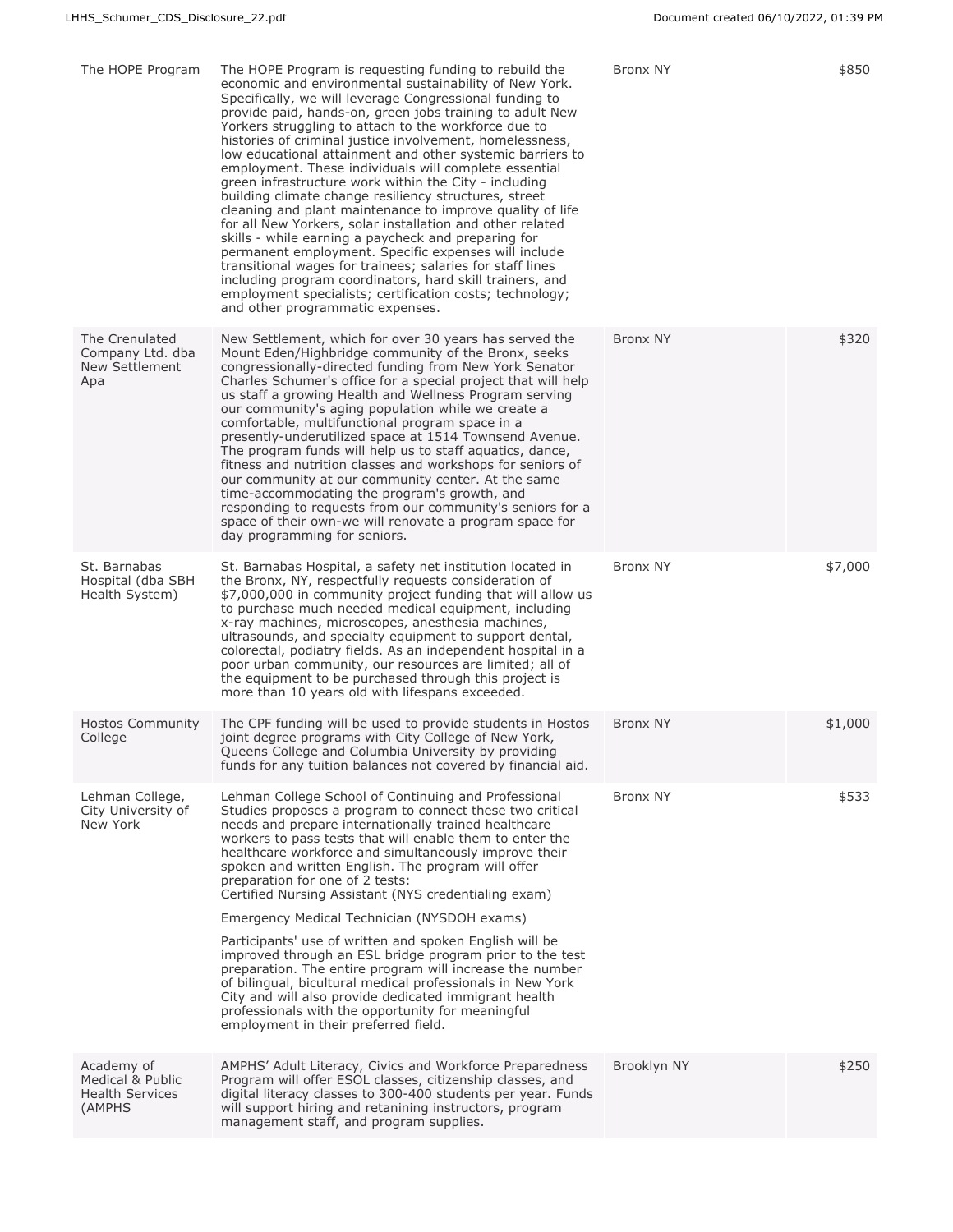| | | | |
|---|---|---|---|
| The HOPE Program | The HOPE Program is requesting funding to rebuild the economic and environmental sustainability of New York. Specifically, we will leverage Congressional funding to provide paid, hands-on, green jobs training to adult New Yorkers struggling to attach to the workforce due to histories of criminal justice involvement, homelessness, low educational attainment and other systemic barriers to employment. These individuals will complete essential green infrastructure work within the City - including building climate change resiliency structures, street cleaning and plant maintenance to improve quality of life for all New Yorkers, solar installation and other related skills - while earning a paycheck and preparing for permanent employment. Specific expenses will include transitional wages for trainees; salaries for staff lines including program coordinators, hard skill trainers, and employment specialists; certification costs; technology; and other programmatic expenses. | Bronx NY | $850 |
| The Crenulated Company Ltd. dba New Settlement Apa | New Settlement, which for over 30 years has served the Mount Eden/Highbridge community of the Bronx, seeks congressionally-directed funding from New York Senator Charles Schumer's office for a special project that will help us staff a growing Health and Wellness Program serving our community's aging population while we create a comfortable, multifunctional program space in a presently-underutilized space at 1514 Townsend Avenue. The program funds will help us to staff aquatics, dance, fitness and nutrition classes and workshops for seniors of our community at our community center. At the same time-accommodating the program's growth, and responding to requests from our community's seniors for a space of their own-we will renovate a program space for day programming for seniors. | Bronx NY | $320 |
| St. Barnabas Hospital (dba SBH Health System) | St. Barnabas Hospital, a safety net institution located in the Bronx, NY, respectfully requests consideration of $7,000,000 in community project funding that will allow us to purchase much needed medical equipment, including x-ray machines, microscopes, anesthesia machines, ultrasounds, and specialty equipment to support dental, colorectal, podiatry fields. As an independent hospital in a poor urban community, our resources are limited; all of the equipment to be purchased through this project is more than 10 years old with lifespans exceeded. | Bronx NY | $7,000 |
| Hostos Community College | The CPF funding will be used to provide students in Hostos joint degree programs with City College of New York, Queens College and Columbia University by providing funds for any tuition balances not covered by financial aid. | Bronx NY | $1,000 |
| Lehman College, City University of New York | Lehman College School of Continuing and Professional Studies proposes a program to connect these two critical needs and prepare internationally trained healthcare workers to pass tests that will enable them to enter the healthcare workforce and simultaneously improve their spoken and written English. The program will offer preparation for one of 2 tests:<br>Certified Nursing Assistant (NYS credentialing exam)<br><br>Emergency Medical Technician (NYSDOH exams)<br><br>Participants' use of written and spoken English will be improved through an ESL bridge program prior to the test preparation. The entire program will increase the number of bilingual, bicultural medical professionals in New York City and will also provide dedicated immigrant health professionals with the opportunity for meaningful employment in their preferred field. | Bronx NY | $533 |
| Academy of Medical & Public Health Services (AMPHS | AMPHS' Adult Literacy, Civics and Workforce Preparedness Program will offer ESOL classes, citizenship classes, and digital literacy classes to 300-400 students per year. Funds will support hiring and retaining instructors, program management staff, and program supplies. | Brooklyn NY | $250 |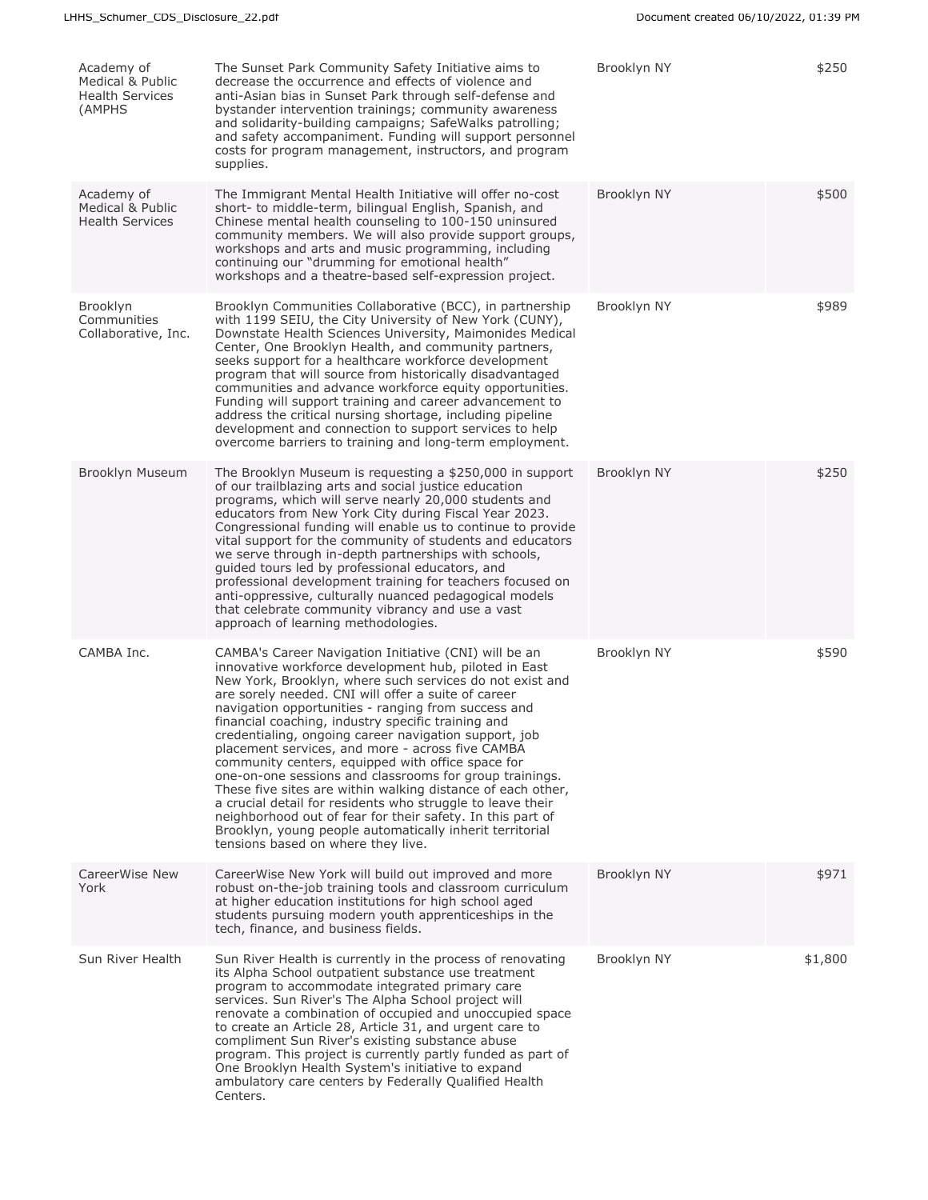| | | | |
|---|---|---|---|
| Academy of Medical & Public Health Services (AMPHS | The Sunset Park Community Safety Initiative aims to decrease the occurrence and effects of violence and anti-Asian bias in Sunset Park through self-defense and bystander intervention trainings; community awareness and solidarity-building campaigns; SafeWalks patrolling; and safety accompaniment. Funding will support personnel costs for program management, instructors, and program supplies. | Brooklyn NY | $250 |
| Academy of Medical & Public Health Services | The Immigrant Mental Health Initiative will offer no-cost short- to middle-term, bilingual English, Spanish, and Chinese mental health counseling to 100-150 uninsured community members. We will also provide support groups, workshops and arts and music programming, including continuing our "drumming for emotional health" workshops and a theatre-based self-expression project. | Brooklyn NY | $500 |
| Brooklyn Communities Collaborative, Inc. | Brooklyn Communities Collaborative (BCC), in partnership with 1199 SEIU, the City University of New York (CUNY), Downstate Health Sciences University, Maimonides Medical Center, One Brooklyn Health, and community partners, seeks support for a healthcare workforce development program that will source from historically disadvantaged communities and advance workforce equity opportunities. Funding will support training and career advancement to address the critical nursing shortage, including pipeline development and connection to support services to help overcome barriers to training and long-term employment. | Brooklyn NY | $989 |
| Brooklyn Museum | The Brooklyn Museum is requesting a $250,000 in support of our trailblazing arts and social justice education programs, which will serve nearly 20,000 students and educators from New York City during Fiscal Year 2023. Congressional funding will enable us to continue to provide vital support for the community of students and educators we serve through in-depth partnerships with schools, guided tours led by professional educators, and professional development training for teachers focused on anti-oppressive, culturally nuanced pedagogical models that celebrate community vibrancy and use a vast approach of learning methodologies. | Brooklyn NY | $250 |
| CAMBA Inc. | CAMBA's Career Navigation Initiative (CNI) will be an innovative workforce development hub, piloted in East New York, Brooklyn, where such services do not exist and are sorely needed. CNI will offer a suite of career navigation opportunities - ranging from success and financial coaching, industry specific training and credentialing, ongoing career navigation support, job placement services, and more - across five CAMBA community centers, equipped with office space for one-on-one sessions and classrooms for group trainings. These five sites are within walking distance of each other, a crucial detail for residents who struggle to leave their neighborhood out of fear for their safety. In this part of Brooklyn, young people automatically inherit territorial tensions based on where they live. | Brooklyn NY | $590 |
| CareerWise New York | CareerWise New York will build out improved and more robust on-the-job training tools and classroom curriculum at higher education institutions for high school aged students pursuing modern youth apprenticeships in the tech, finance, and business fields. | Brooklyn NY | $971 |
| Sun River Health | Sun River Health is currently in the process of renovating its Alpha School outpatient substance use treatment program to accommodate integrated primary care services. Sun River's The Alpha School project will renovate a combination of occupied and unoccupied space to create an Article 28, Article 31, and urgent care to compliment Sun River's existing substance abuse program. This project is currently partly funded as part of One Brooklyn Health System's initiative to expand ambulatory care centers by Federally Qualified Health Centers. | Brooklyn NY | $1,800 |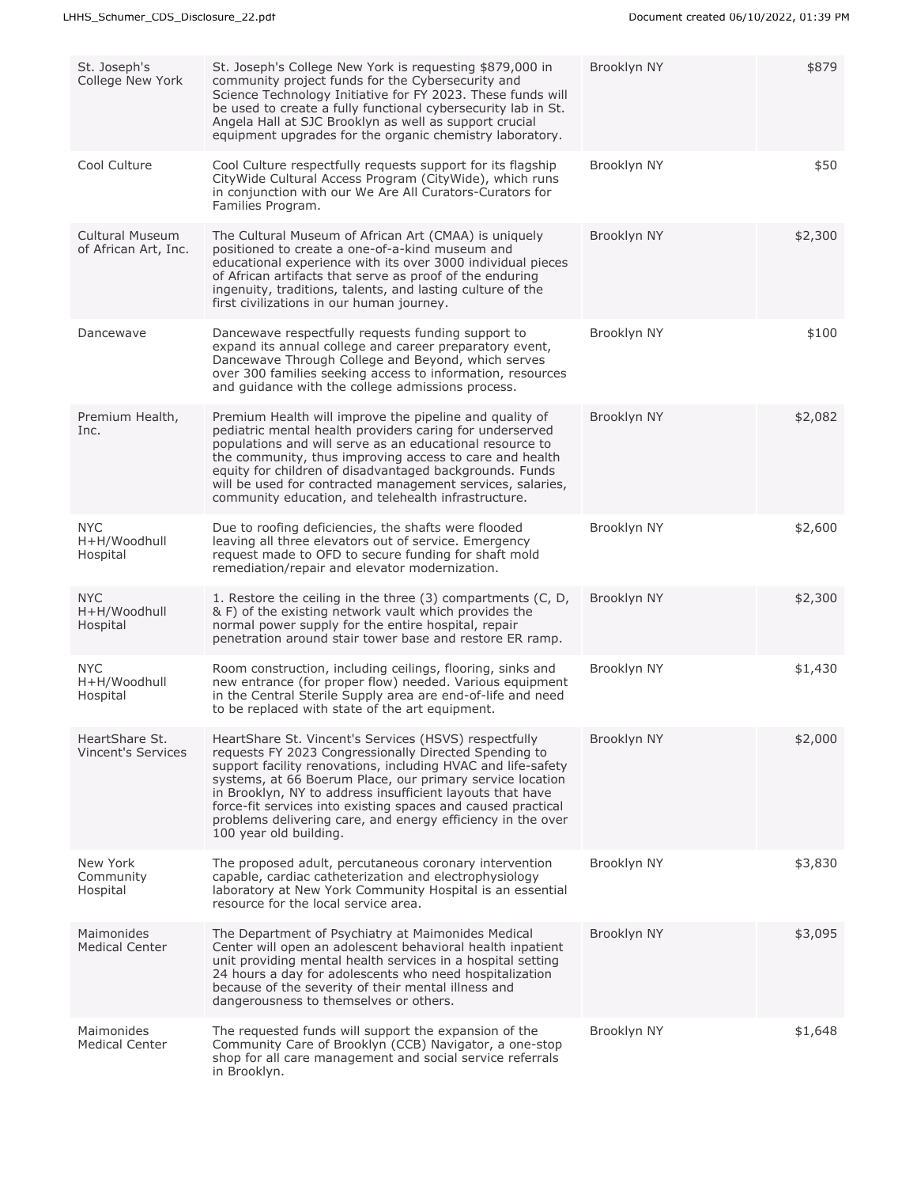| | | | |
|---|---|---|---|
| St. Joseph's College New York | St. Joseph's College New York is requesting $879,000 in community project funds for the Cybersecurity and Science Technology Initiative for FY 2023. These funds will be used to create a fully functional cybersecurity lab in St. Angela Hall at SJC Brooklyn as well as support crucial equipment upgrades for the organic chemistry laboratory. | Brooklyn NY | $879 |
| Cool Culture | Cool Culture respectfully requests support for its flagship CityWide Cultural Access Program (CityWide), which runs in conjunction with our We Are All Curators-Curators for Families Program. | Brooklyn NY | $50 |
| Cultural Museum of African Art, Inc. | The Cultural Museum of African Art (CMAA) is uniquely positioned to create a one-of-a-kind museum and educational experience with its over 3000 individual pieces of African artifacts that serve as proof of the enduring ingenuity, traditions, talents, and lasting culture of the first civilizations in our human journey. | Brooklyn NY | $2,300 |
| Dancewave | Dancewave respectfully requests funding support to expand its annual college and career preparatory event, Dancewave Through College and Beyond, which serves over 300 families seeking access to information, resources and guidance with the college admissions process. | Brooklyn NY | $100 |
| Premium Health, Inc. | Premium Health will improve the pipeline and quality of pediatric mental health providers caring for underserved populations and will serve as an educational resource to the community, thus improving access to care and health equity for children of disadvantaged backgrounds. Funds will be used for contracted management services, salaries, community education, and telehealth infrastructure. | Brooklyn NY | $2,082 |
| NYC H+H/Woodhull Hospital | Due to roofing deficiencies, the shafts were flooded leaving all three elevators out of service. Emergency request made to OFD to secure funding for shaft mold remediation/repair and elevator modernization. | Brooklyn NY | $2,600 |
| NYC H+H/Woodhull Hospital | 1. Restore the ceiling in the three (3) compartments (C, D, & F) of the existing network vault which provides the normal power supply for the entire hospital, repair penetration around stair tower base and restore ER ramp. | Brooklyn NY | $2,300 |
| NYC H+H/Woodhull Hospital | Room construction, including ceilings, flooring, sinks and new entrance (for proper flow) needed. Various equipment in the Central Sterile Supply area are end-of-life and need to be replaced with state of the art equipment. | Brooklyn NY | $1,430 |
| HeartShare St. Vincent's Services | HeartShare St. Vincent's Services (HSVS) respectfully requests FY 2023 Congressionally Directed Spending to support facility renovations, including HVAC and life-safety systems, at 66 Boerum Place, our primary service location in Brooklyn, NY to address insufficient layouts that have force-fit services into existing spaces and caused practical problems delivering care, and energy efficiency in the over 100 year old building. | Brooklyn NY | $2,000 |
| New York Community Hospital | The proposed adult, percutaneous coronary intervention capable, cardiac catheterization and electrophysiology laboratory at New York Community Hospital is an essential resource for the local service area. | Brooklyn NY | $3,830 |
| Maimonides Medical Center | The Department of Psychiatry at Maimonides Medical Center will open an adolescent behavioral health inpatient unit providing mental health services in a hospital setting 24 hours a day for adolescents who need hospitalization because of the severity of their mental illness and dangerousness to themselves or others. | Brooklyn NY | $3,095 |
| Maimonides Medical Center | The requested funds will support the expansion of the Community Care of Brooklyn (CCB) Navigator, a one-stop shop for all care management and social service referrals in Brooklyn. | Brooklyn NY | $1,648 |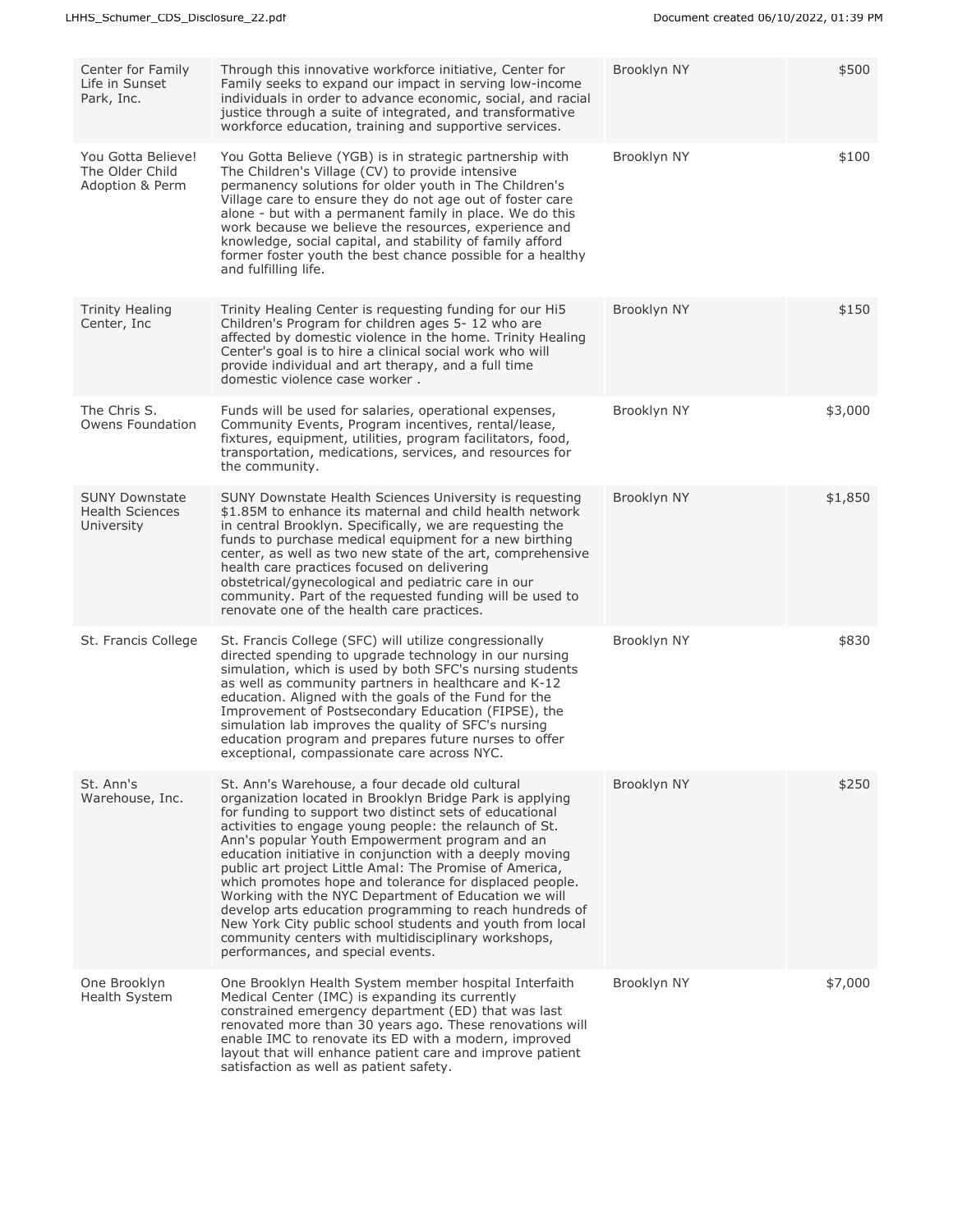| | | | |
|---|---|---|---|
| Center for Family Life in Sunset Park, Inc. | Through this innovative workforce initiative, Center for Family seeks to expand our impact in serving low-income individuals in order to advance economic, social, and racial justice through a suite of integrated, and transformative workforce education, training and supportive services. | Brooklyn NY | $500 |
| You Gotta Believe! The Older Child Adoption & Perm | You Gotta Believe (YGB) is in strategic partnership with The Children's Village (CV) to provide intensive permanency solutions for older youth in The Children's Village care to ensure they do not age out of foster care alone - but with a permanent family in place. We do this work because we believe the resources, experience and knowledge, social capital, and stability of family afford former foster youth the best chance possible for a healthy and fulfilling life. | Brooklyn NY | $100 |
| Trinity Healing Center, Inc | Trinity Healing Center is requesting funding for our Hi5 Children's Program for children ages 5- 12 who are affected by domestic violence in the home. Trinity Healing Center's goal is to hire a clinical social work who will provide individual and art therapy, and a full time domestic violence case worker . | Brooklyn NY | $150 |
| The Chris S. Owens Foundation | Funds will be used for salaries, operational expenses, Community Events, Program incentives, rental/lease, fixtures, equipment, utilities, program facilitators, food, transportation, medications, services, and resources for the community. | Brooklyn NY | $3,000 |
| SUNY Downstate Health Sciences University | SUNY Downstate Health Sciences University is requesting $1.85M to enhance its maternal and child health network in central Brooklyn. Specifically, we are requesting the funds to purchase medical equipment for a new birthing center, as well as two new state of the art, comprehensive health care practices focused on delivering obstetrical/gynecological and pediatric care in our community. Part of the requested funding will be used to renovate one of the health care practices. | Brooklyn NY | $1,850 |
| St. Francis College | St. Francis College (SFC) will utilize congressionally directed spending to upgrade technology in our nursing simulation, which is used by both SFC's nursing students as well as community partners in healthcare and K-12 education. Aligned with the goals of the Fund for the Improvement of Postsecondary Education (FIPSE), the simulation lab improves the quality of SFC's nursing education program and prepares future nurses to offer exceptional, compassionate care across NYC. | Brooklyn NY | $830 |
| St. Ann's Warehouse, Inc. | St. Ann's Warehouse, a four decade old cultural organization located in Brooklyn Bridge Park is applying for funding to support two distinct sets of educational activities to engage young people: the relaunch of St. Ann's popular Youth Empowerment program and an education initiative in conjunction with a deeply moving public art project Little Amal: The Promise of America, which promotes hope and tolerance for displaced people. Working with the NYC Department of Education we will develop arts education programming to reach hundreds of New York City public school students and youth from local community centers with multidisciplinary workshops, performances, and special events. | Brooklyn NY | $250 |
| One Brooklyn Health System | One Brooklyn Health System member hospital Interfaith Medical Center (IMC) is expanding its currently constrained emergency department (ED) that was last renovated more than 30 years ago. These renovations will enable IMC to renovate its ED with a modern, improved layout that will enhance patient care and improve patient satisfaction as well as patient safety. | Brooklyn NY | $7,000 |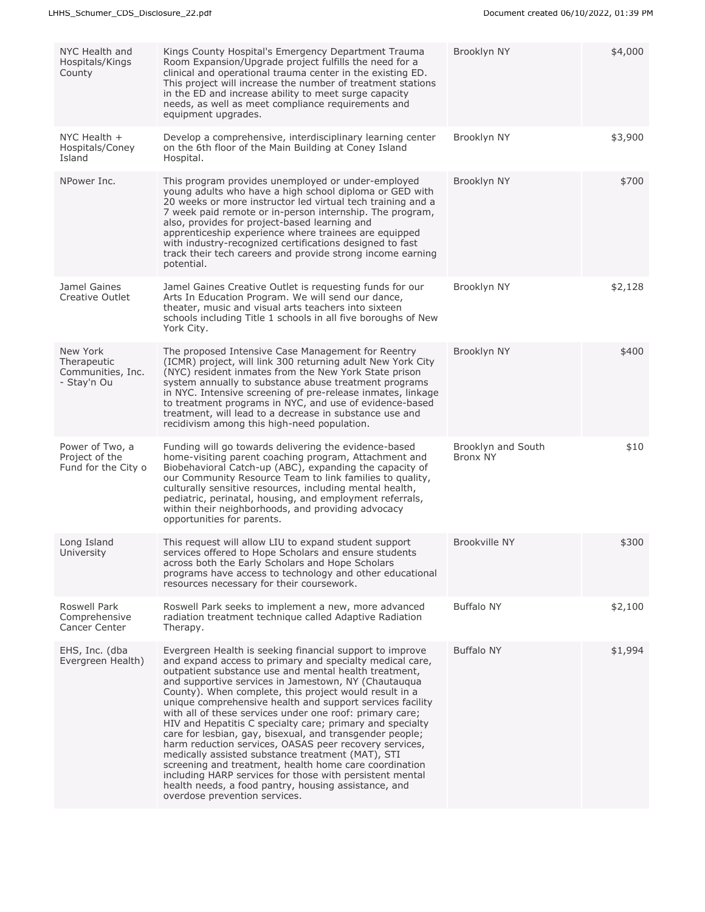| | | | |
|---|---|---|---|
| NYC Health and Hospitals/Kings County | Kings County Hospital's Emergency Department Trauma Room Expansion/Upgrade project fulfills the need for a clinical and operational trauma center in the existing ED. This project will increase the number of treatment stations in the ED and increase ability to meet surge capacity needs, as well as meet compliance requirements and equipment upgrades. | Brooklyn NY | $4,000 |
| NYC Health + Hospitals/Coney Island | Develop a comprehensive, interdisciplinary learning center on the 6th floor of the Main Building at Coney Island Hospital. | Brooklyn NY | $3,900 |
| NPower Inc. | This program provides unemployed or under-employed young adults who have a high school diploma or GED with 20 weeks or more instructor led virtual tech training and a 7 week paid remote or in-person internship. The program, also, provides for project-based learning and apprenticeship experience where trainees are equipped with industry-recognized certifications designed to fast track their tech careers and provide strong income earning potential. | Brooklyn NY | $700 |
| Jamel Gaines Creative Outlet | Jamel Gaines Creative Outlet is requesting funds for our Arts In Education Program. We will send our dance, theater, music and visual arts teachers into sixteen schools including Title 1 schools in all five boroughs of New York City. | Brooklyn NY | $2,128 |
| New York Therapeutic Communities, Inc. - Stay'n Ou | The proposed Intensive Case Management for Reentry (ICMR) project, will link 300 returning adult New York City (NYC) resident inmates from the New York State prison system annually to substance abuse treatment programs in NYC. Intensive screening of pre-release inmates, linkage to treatment programs in NYC, and use of evidence-based treatment, will lead to a decrease in substance use and recidivism among this high-need population. | Brooklyn NY | $400 |
| Power of Two, a Project of the Fund for the City o | Funding will go towards delivering the evidence-based home-visiting parent coaching program, Attachment and Biobehavioral Catch-up (ABC), expanding the capacity of our Community Resource Team to link families to quality, culturally sensitive resources, including mental health, pediatric, perinatal, housing, and employment referrals, within their neighborhoods, and providing advocacy opportunities for parents. | Brooklyn and South Bronx NY | $10 |
| Long Island University | This request will allow LIU to expand student support services offered to Hope Scholars and ensure students across both the Early Scholars and Hope Scholars programs have access to technology and other educational resources necessary for their coursework. | Brookville NY | $300 |
| Roswell Park Comprehensive Cancer Center | Roswell Park seeks to implement a new, more advanced radiation treatment technique called Adaptive Radiation Therapy. | Buffalo NY | $2,100 |
| EHS, Inc. (dba Evergreen Health) | Evergreen Health is seeking financial support to improve and expand access to primary and specialty medical care, outpatient substance use and mental health treatment, and supportive services in Jamestown, NY (Chautauqua County). When complete, this project would result in a unique comprehensive health and support services facility with all of these services under one roof: primary care; HIV and Hepatitis C specialty care; primary and specialty care for lesbian, gay, bisexual, and transgender people; harm reduction services, OASAS peer recovery services, medically assisted substance treatment (MAT), STI screening and treatment, health home care coordination including HARP services for those with persistent mental health needs, a food pantry, housing assistance, and overdose prevention services. | Buffalo NY | $1,994 |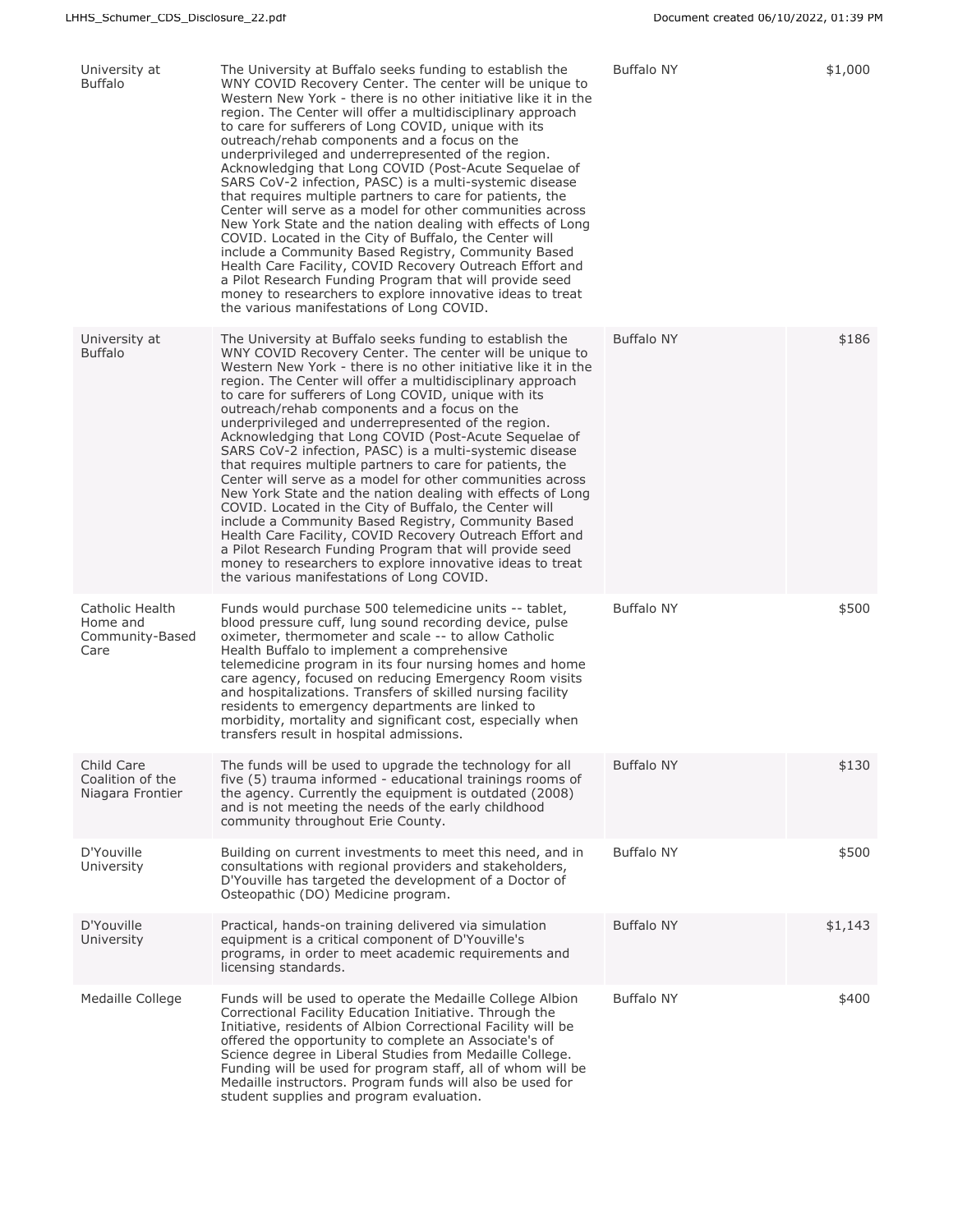| | | | |
|---|---|---|---|
| University at Buffalo | The University at Buffalo seeks funding to establish the WNY COVID Recovery Center. The center will be unique to Western New York - there is no other initiative like it in the region. The Center will offer a multidisciplinary approach to care for sufferers of Long COVID, unique with its outreach/rehab components and a focus on the underprivileged and underrepresented of the region. Acknowledging that Long COVID (Post-Acute Sequelae of SARS CoV-2 infection, PASC) is a multi-systemic disease that requires multiple partners to care for patients, the Center will serve as a model for other communities across New York State and the nation dealing with effects of Long COVID. Located in the City of Buffalo, the Center will include a Community Based Registry, Community Based Health Care Facility, COVID Recovery Outreach Effort and a Pilot Research Funding Program that will provide seed money to researchers to explore innovative ideas to treat the various manifestations of Long COVID. | Buffalo NY | $1,000 |
| University at Buffalo | The University at Buffalo seeks funding to establish the WNY COVID Recovery Center. The center will be unique to Western New York - there is no other initiative like it in the region. The Center will offer a multidisciplinary approach to care for sufferers of Long COVID, unique with its outreach/rehab components and a focus on the underprivileged and underrepresented of the region. Acknowledging that Long COVID (Post-Acute Sequelae of SARS CoV-2 infection, PASC) is a multi-systemic disease that requires multiple partners to care for patients, the Center will serve as a model for other communities across New York State and the nation dealing with effects of Long COVID. Located in the City of Buffalo, the Center will include a Community Based Registry, Community Based Health Care Facility, COVID Recovery Outreach Effort and a Pilot Research Funding Program that will provide seed money to researchers to explore innovative ideas to treat the various manifestations of Long COVID. | Buffalo NY | $186 |
| Catholic Health Home and Community-Based Care | Funds would purchase 500 telemedicine units -- tablet, blood pressure cuff, lung sound recording device, pulse oximeter, thermometer and scale -- to allow Catholic Health Buffalo to implement a comprehensive telemedicine program in its four nursing homes and home care agency, focused on reducing Emergency Room visits and hospitalizations. Transfers of skilled nursing facility residents to emergency departments are linked to morbidity, mortality and significant cost, especially when transfers result in hospital admissions. | Buffalo NY | $500 |
| Child Care Coalition of the Niagara Frontier | The funds will be used to upgrade the technology for all five (5) trauma informed - educational trainings rooms of the agency. Currently the equipment is outdated (2008) and is not meeting the needs of the early childhood community throughout Erie County. | Buffalo NY | $130 |
| D'Youville University | Building on current investments to meet this need, and in consultations with regional providers and stakeholders, D'Youville has targeted the development of a Doctor of Osteopathic (DO) Medicine program. | Buffalo NY | $500 |
| D'Youville University | Practical, hands-on training delivered via simulation equipment is a critical component of D'Youville's programs, in order to meet academic requirements and licensing standards. | Buffalo NY | $1,143 |
| Medaille College | Funds will be used to operate the Medaille College Albion Correctional Facility Education Initiative. Through the Initiative, residents of Albion Correctional Facility will be offered the opportunity to complete an Associate's of Science degree in Liberal Studies from Medaille College. Funding will be used for program staff, all of whom will be Medaille instructors. Program funds will also be used for student supplies and program evaluation. | Buffalo NY | $400 |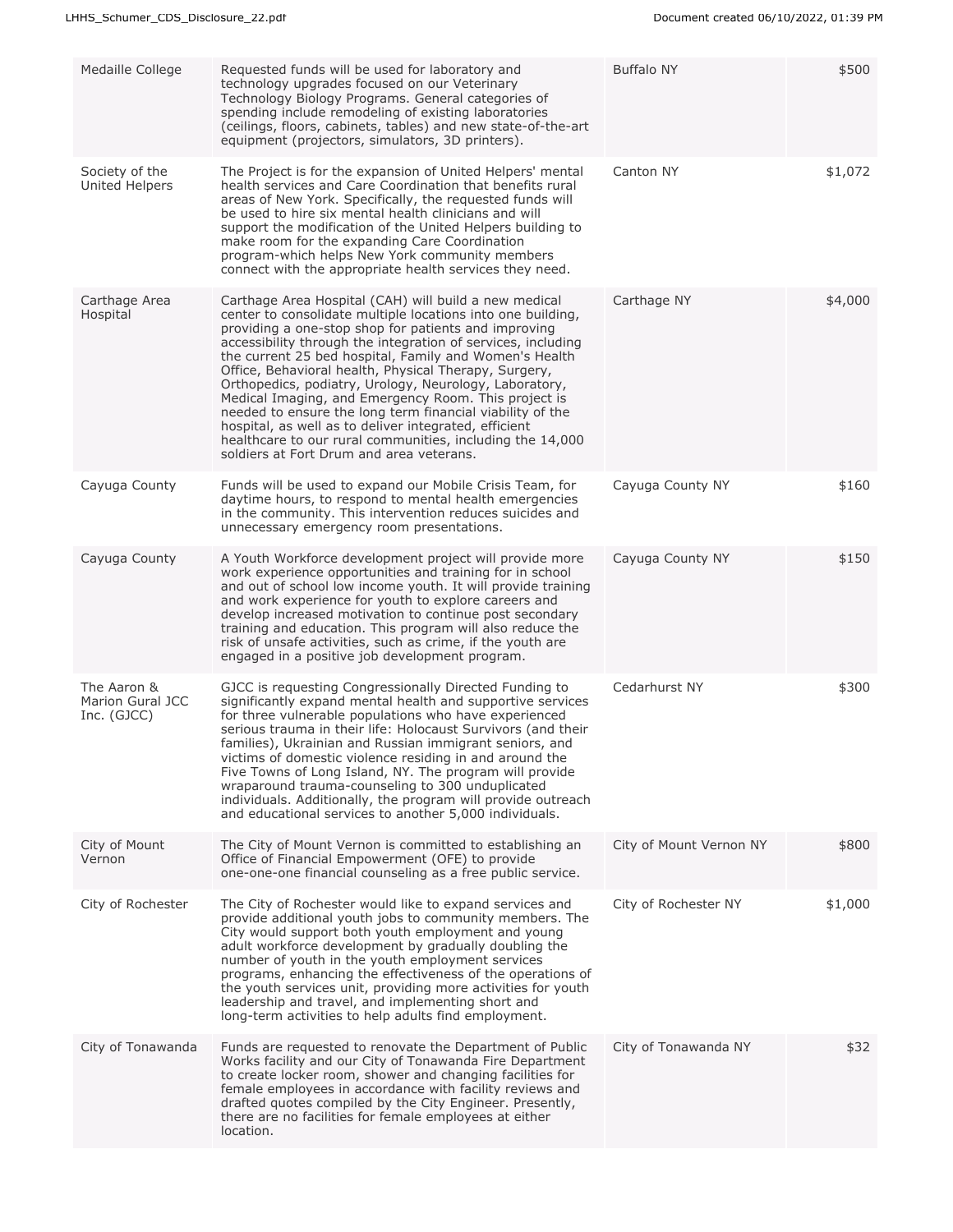| | | | |
|---|---|---|---|
| Medaille College | Requested funds will be used for laboratory and technology upgrades focused on our Veterinary Technology Biology Programs. General categories of spending include remodeling of existing laboratories (ceilings, floors, cabinets, tables) and new state-of-the-art equipment (projectors, simulators, 3D printers). | Buffalo NY | $500 |
| Society of the United Helpers | The Project is for the expansion of United Helpers' mental health services and Care Coordination that benefits rural areas of New York. Specifically, the requested funds will be used to hire six mental health clinicians and will support the modification of the United Helpers building to make room for the expanding Care Coordination program-which helps New York community members connect with the appropriate health services they need. | Canton NY | $1,072 |
| Carthage Area Hospital | Carthage Area Hospital (CAH) will build a new medical center to consolidate multiple locations into one building, providing a one-stop shop for patients and improving accessibility through the integration of services, including the current 25 bed hospital, Family and Women's Health Office, Behavioral health, Physical Therapy, Surgery, Orthopedics, podiatry, Urology, Neurology, Laboratory, Medical Imaging, and Emergency Room. This project is needed to ensure the long term financial viability of the hospital, as well as to deliver integrated, efficient healthcare to our rural communities, including the 14,000 soldiers at Fort Drum and area veterans. | Carthage NY | $4,000 |
| Cayuga County | Funds will be used to expand our Mobile Crisis Team, for daytime hours, to respond to mental health emergencies in the community. This intervention reduces suicides and unnecessary emergency room presentations. | Cayuga County NY | $160 |
| Cayuga County | A Youth Workforce development project will provide more work experience opportunities and training for in school and out of school low income youth. It will provide training and work experience for youth to explore careers and develop increased motivation to continue post secondary training and education. This program will also reduce the risk of unsafe activities, such as crime, if the youth are engaged in a positive job development program. | Cayuga County NY | $150 |
| The Aaron & Marion Gural JCC Inc. (GJCC) | GJCC is requesting Congressionally Directed Funding to significantly expand mental health and supportive services for three vulnerable populations who have experienced serious trauma in their life: Holocaust Survivors (and their families), Ukrainian and Russian immigrant seniors, and victims of domestic violence residing in and around the Five Towns of Long Island, NY. The program will provide wraparound trauma-counseling to 300 unduplicated individuals. Additionally, the program will provide outreach and educational services to another 5,000 individuals. | Cedarhurst NY | $300 |
| City of Mount Vernon | The City of Mount Vernon is committed to establishing an Office of Financial Empowerment (OFE) to provide one-one-one financial counseling as a free public service. | City of Mount Vernon NY | $800 |
| City of Rochester | The City of Rochester would like to expand services and provide additional youth jobs to community members. The City would support both youth employment and young adult workforce development by gradually doubling the number of youth in the youth employment services programs, enhancing the effectiveness of the operations of the youth services unit, providing more activities for youth leadership and travel, and implementing short and long-term activities to help adults find employment. | City of Rochester NY | $1,000 |
| City of Tonawanda | Funds are requested to renovate the Department of Public Works facility and our City of Tonawanda Fire Department to create locker room, shower and changing facilities for female employees in accordance with facility reviews and drafted quotes compiled by the City Engineer. Presently, there are no facilities for female employees at either location. | City of Tonawanda NY | $32 |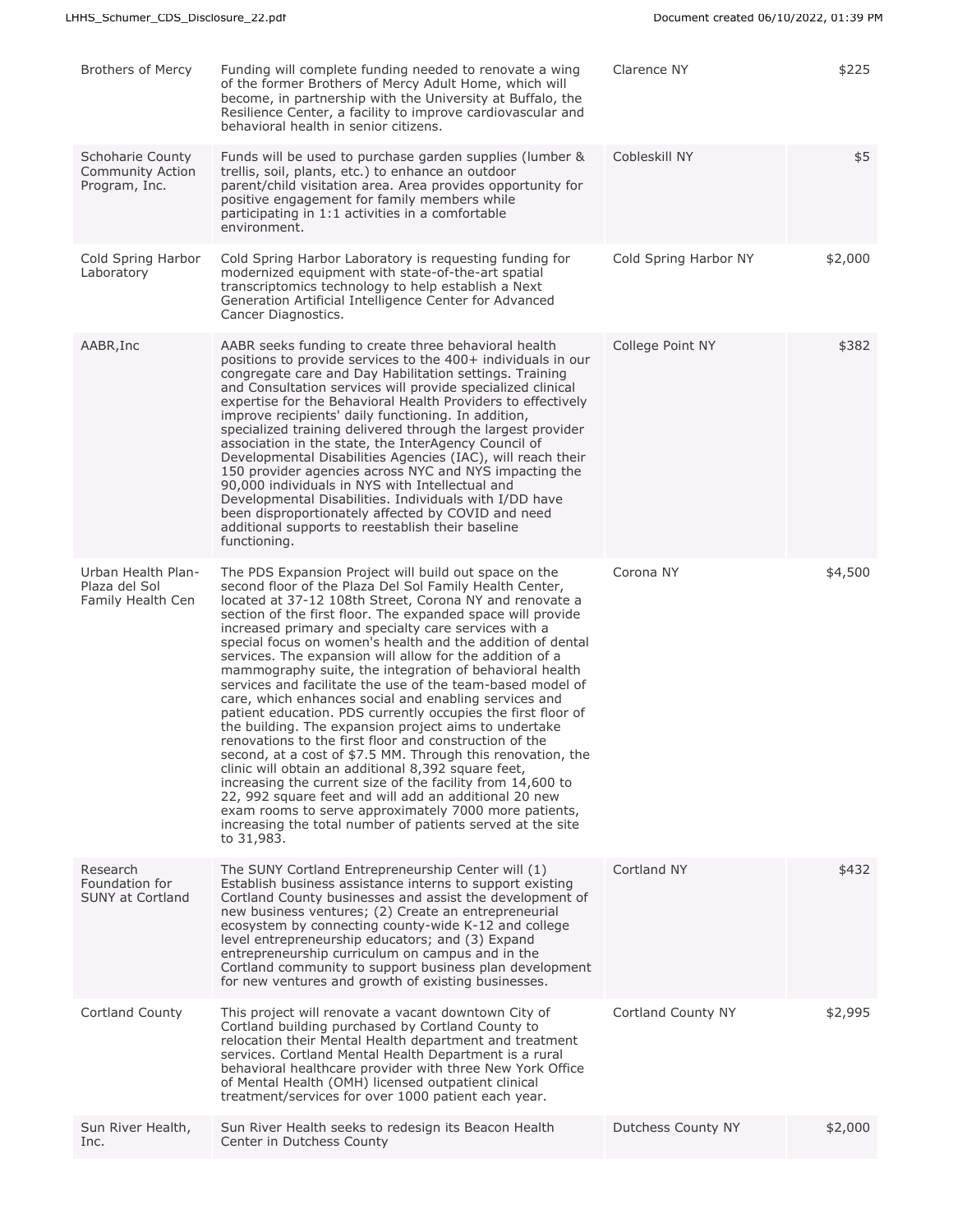| | | | |
|---|---|---|---|
| Brothers of Mercy | Funding will complete funding needed to renovate a wing of the former Brothers of Mercy Adult Home, which will become, in partnership with the University at Buffalo, the Resilience Center, a facility to improve cardiovascular and behavioral health in senior citizens. | Clarence NY | $225 |
| Schoharie County Community Action Program, Inc. | Funds will be used to purchase garden supplies (lumber & trellis, soil, plants, etc.) to enhance an outdoor parent/child visitation area. Area provides opportunity for positive engagement for family members while participating in 1:1 activities in a comfortable environment. | Cobleskill NY | $5 |
| Cold Spring Harbor Laboratory | Cold Spring Harbor Laboratory is requesting funding for modernized equipment with state-of-the-art spatial transcriptomics technology to help establish a Next Generation Artificial Intelligence Center for Advanced Cancer Diagnostics. | Cold Spring Harbor NY | $2,000 |
| AABR,Inc | AABR seeks funding to create three behavioral health positions to provide services to the 400+ individuals in our congregate care and Day Habilitation settings. Training and Consultation services will provide specialized clinical expertise for the Behavioral Health Providers to effectively improve recipients' daily functioning. In addition, specialized training delivered through the largest provider association in the state, the InterAgency Council of Developmental Disabilities Agencies (IAC), will reach their 150 provider agencies across NYC and NYS impacting the 90,000 individuals in NYS with Intellectual and Developmental Disabilities. Individuals with I/DD have been disproportionately affected by COVID and need additional supports to reestablish their baseline functioning. | College Point NY | $382 |
| Urban Health Plan-Plaza del Sol Family Health Cen | The PDS Expansion Project will build out space on the second floor of the Plaza Del Sol Family Health Center, located at 37-12 108th Street, Corona NY and renovate a section of the first floor. The expanded space will provide increased primary and specialty care services with a special focus on women's health and the addition of dental services. The expansion will allow for the addition of a mammography suite, the integration of behavioral health services and facilitate the use of the team-based model of care, which enhances social and enabling services and patient education. PDS currently occupies the first floor of the building. The expansion project aims to undertake renovations to the first floor and construction of the second, at a cost of $7.5 MM. Through this renovation, the clinic will obtain an additional 8,392 square feet, increasing the current size of the facility from 14,600 to 22, 992 square feet and will add an additional 20 new exam rooms to serve approximately 7000 more patients, increasing the total number of patients served at the site to 31,983. | Corona NY | $4,500 |
| Research Foundation for SUNY at Cortland | The SUNY Cortland Entrepreneurship Center will (1) Establish business assistance interns to support existing Cortland County businesses and assist the development of new business ventures; (2) Create an entrepreneurial ecosystem by connecting county-wide K-12 and college level entrepreneurship educators; and (3) Expand entrepreneurship curriculum on campus and in the Cortland community to support business plan development for new ventures and growth of existing businesses. | Cortland NY | $432 |
| Cortland County | This project will renovate a vacant downtown City of Cortland building purchased by Cortland County to relocation their Mental Health department and treatment services. Cortland Mental Health Department is a rural behavioral healthcare provider with three New York Office of Mental Health (OMH) licensed outpatient clinical treatment/services for over 1000 patient each year. | Cortland County NY | $2,995 |
| Sun River Health, Inc. | Sun River Health seeks to redesign its Beacon Health Center in Dutchess County | Dutchess County NY | $2,000 |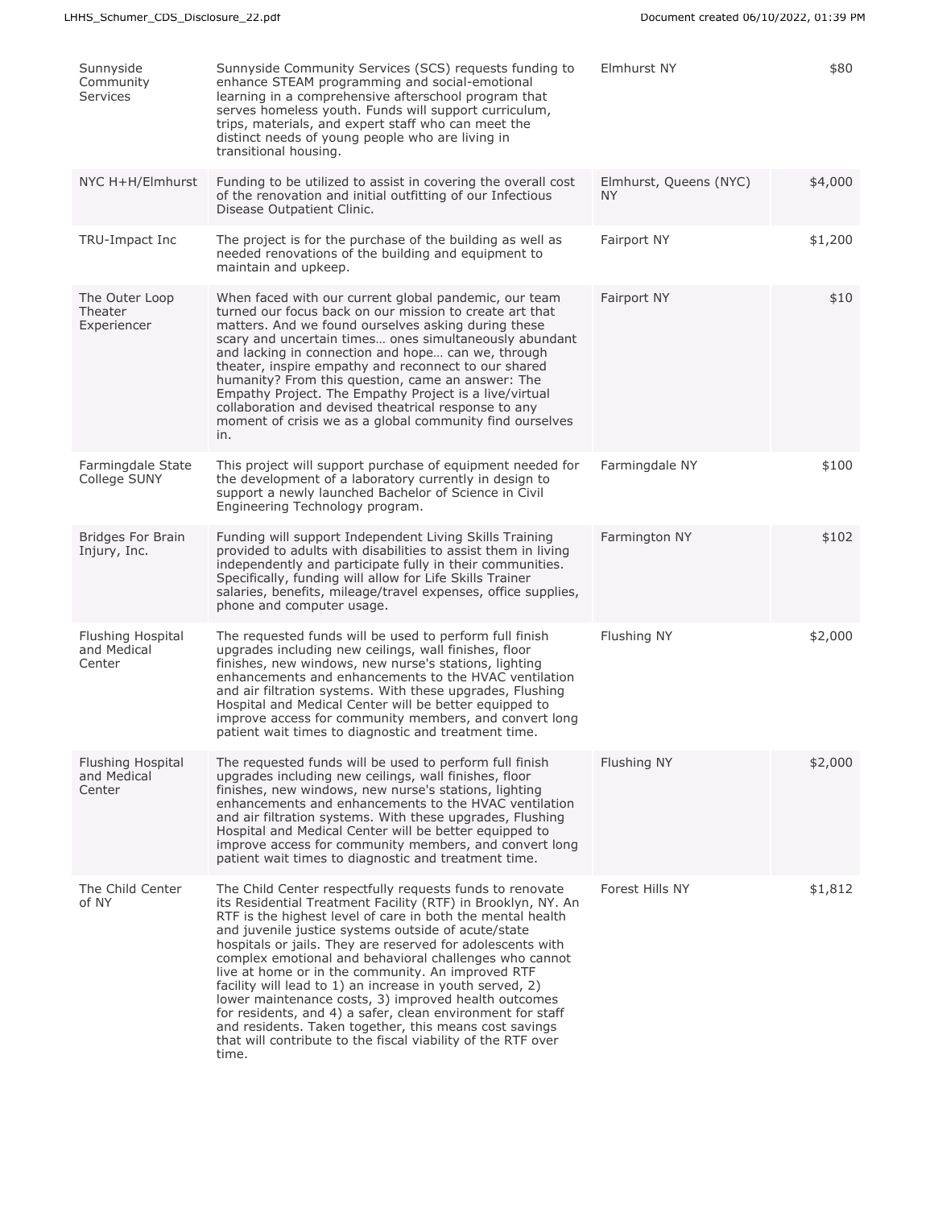| | | | |
|---|---|---|---|
| Sunnyside Community Services | Sunnyside Community Services (SCS) requests funding to enhance STEAM programming and social-emotional learning in a comprehensive afterschool program that serves homeless youth. Funds will support curriculum, trips, materials, and expert staff who can meet the distinct needs of young people who are living in transitional housing. | Elmhurst NY | $80 |
| NYC H+H/Elmhurst | Funding to be utilized to assist in covering the overall cost of the renovation and initial outfitting of our Infectious Disease Outpatient Clinic. | Elmhurst, Queens (NYC) NY | $4,000 |
| TRU-Impact Inc | The project is for the purchase of the building as well as needed renovations of the building and equipment to maintain and upkeep. | Fairport NY | $1,200 |
| The Outer Loop Theater Experiencer | When faced with our current global pandemic, our team turned our focus back on our mission to create art that matters. And we found ourselves asking during these scary and uncertain times… ones simultaneously abundant and lacking in connection and hope… can we, through theater, inspire empathy and reconnect to our shared humanity? From this question, came an answer: The Empathy Project. The Empathy Project is a live/virtual collaboration and devised theatrical response to any moment of crisis we as a global community find ourselves in. | Fairport NY | $10 |
| Farmingdale State College SUNY | This project will support purchase of equipment needed for the development of a laboratory currently in design to support a newly launched Bachelor of Science in Civil Engineering Technology program. | Farmingdale NY | $100 |
| Bridges For Brain Injury, Inc. | Funding will support Independent Living Skills Training provided to adults with disabilities to assist them in living independently and participate fully in their communities. Specifically, funding will allow for Life Skills Trainer salaries, benefits, mileage/travel expenses, office supplies, phone and computer usage. | Farmington NY | $102 |
| Flushing Hospital and Medical Center | The requested funds will be used to perform full finish upgrades including new ceilings, wall finishes, floor finishes, new windows, new nurse's stations, lighting enhancements and enhancements to the HVAC ventilation and air filtration systems. With these upgrades, Flushing Hospital and Medical Center will be better equipped to improve access for community members, and convert long patient wait times to diagnostic and treatment time. | Flushing NY | $2,000 |
| Flushing Hospital and Medical Center | The requested funds will be used to perform full finish upgrades including new ceilings, wall finishes, floor finishes, new windows, new nurse's stations, lighting enhancements and enhancements to the HVAC ventilation and air filtration systems. With these upgrades, Flushing Hospital and Medical Center will be better equipped to improve access for community members, and convert long patient wait times to diagnostic and treatment time. | Flushing NY | $2,000 |
| The Child Center of NY | The Child Center respectfully requests funds to renovate its Residential Treatment Facility (RTF) in Brooklyn, NY. An RTF is the highest level of care in both the mental health and juvenile justice systems outside of acute/state hospitals or jails. They are reserved for adolescents with complex emotional and behavioral challenges who cannot live at home or in the community. An improved RTF facility will lead to 1) an increase in youth served, 2) lower maintenance costs, 3) improved health outcomes for residents, and 4) a safer, clean environment for staff and residents. Taken together, this means cost savings that will contribute to the fiscal viability of the RTF over time. | Forest Hills NY | $1,812 |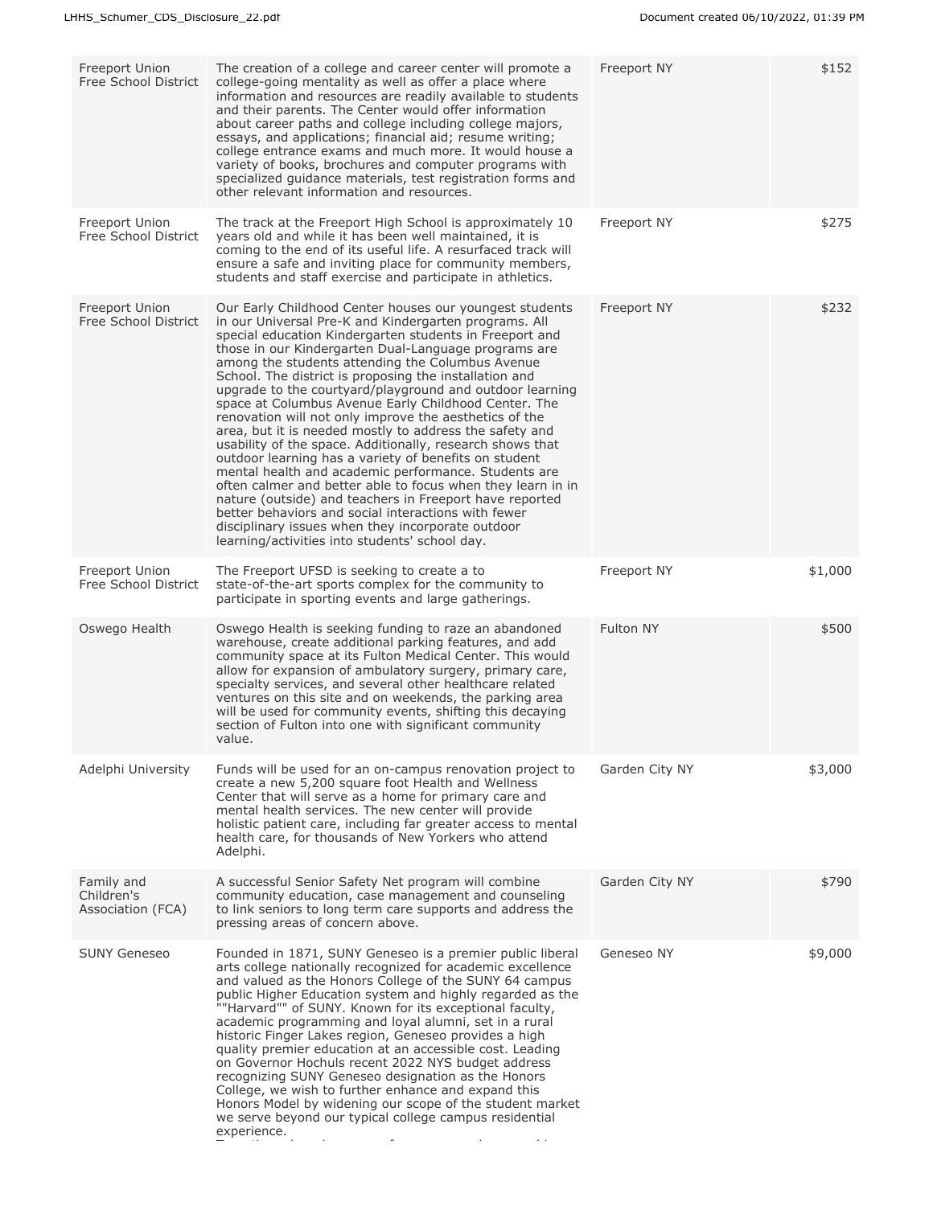| | | | |
|---|---|---|---|
| Freeport Union Free School District | The creation of a college and career center will promote a college-going mentality as well as offer a place where information and resources are readily available to students and their parents. The Center would offer information about career paths and college including college majors, essays, and applications; financial aid; resume writing; college entrance exams and much more. It would house a variety of books, brochures and computer programs with specialized guidance materials, test registration forms and other relevant information and resources. | Freeport NY | $152 |
| Freeport Union Free School District | The track at the Freeport High School is approximately 10 years old and while it has been well maintained, it is coming to the end of its useful life. A resurfaced track will ensure a safe and inviting place for community members, students and staff exercise and participate in athletics. | Freeport NY | $275 |
| Freeport Union Free School District | Our Early Childhood Center houses our youngest students in our Universal Pre-K and Kindergarten programs. All special education Kindergarten students in Freeport and those in our Kindergarten Dual-Language programs are among the students attending the Columbus Avenue School. The district is proposing the installation and upgrade to the courtyard/playground and outdoor learning space at Columbus Avenue Early Childhood Center. The renovation will not only improve the aesthetics of the area, but it is needed mostly to address the safety and usability of the space. Additionally, research shows that outdoor learning has a variety of benefits on student mental health and academic performance. Students are often calmer and better able to focus when they learn in in nature (outside) and teachers in Freeport have reported better behaviors and social interactions with fewer disciplinary issues when they incorporate outdoor learning/activities into students' school day. | Freeport NY | $232 |
| Freeport Union Free School District | The Freeport UFSD is seeking to create a to state-of-the-art sports complex for the community to participate in sporting events and large gatherings. | Freeport NY | $1,000 |
| Oswego Health | Oswego Health is seeking funding to raze an abandoned warehouse, create additional parking features, and add community space at its Fulton Medical Center. This would allow for expansion of ambulatory surgery, primary care, specialty services, and several other healthcare related ventures on this site and on weekends, the parking area will be used for community events, shifting this decaying section of Fulton into one with significant community value. | Fulton NY | $500 |
| Adelphi University | Funds will be used for an on-campus renovation project to create a new 5,200 square foot Health and Wellness Center that will serve as a home for primary care and mental health services. The new center will provide holistic patient care, including far greater access to mental health care, for thousands of New Yorkers who attend Adelphi. | Garden City NY | $3,000 |
| Family and Children's Association (FCA) | A successful Senior Safety Net program will combine community education, case management and counseling to link seniors to long term care supports and address the pressing areas of concern above. | Garden City NY | $790 |
| SUNY Geneseo | Founded in 1871, SUNY Geneseo is a premier public liberal arts college nationally recognized for academic excellence and valued as the Honors College of the SUNY 64 campus public Higher Education system and highly regarded as the ""Harvard"" of SUNY. Known for its exceptional faculty, academic programming and loyal alumni, set in a rural historic Finger Lakes region, Geneseo provides a high quality premier education at an accessible cost. Leading on Governor Hochuls recent 2022 NYS budget address recognizing SUNY Geneseo designation as the Honors College, we wish to further enhance and expand this Honors Model by widening our scope of the student market we serve beyond our typical college campus residential experience. | Geneseo NY | $9,000 |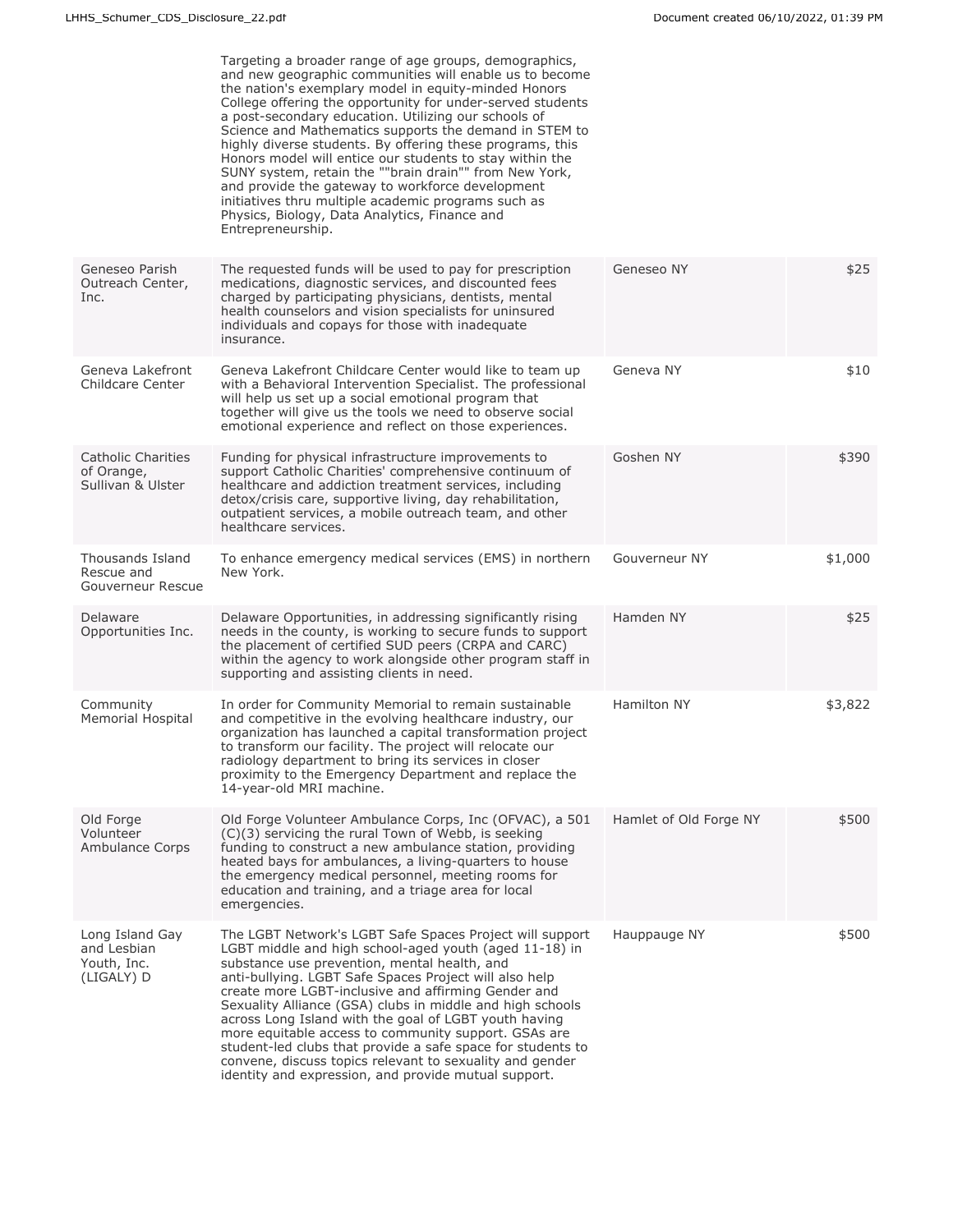| | | | |
|---|---|---|---|
| | Targeting a broader range of age groups, demographics, and new geographic communities will enable us to become the nation's exemplary model in equity-minded Honors College offering the opportunity for under-served students a post-secondary education. Utilizing our schools of Science and Mathematics supports the demand in STEM to highly diverse students. By offering these programs, this Honors model will entice our students to stay within the SUNY system, retain the ""brain drain"" from New York, and provide the gateway to workforce development initiatives thru multiple academic programs such as Physics, Biology, Data Analytics, Finance and Entrepreneurship. | | |
| Geneseo Parish Outreach Center, Inc. | The requested funds will be used to pay for prescription medications, diagnostic services, and discounted fees charged by participating physicians, dentists, mental health counselors and vision specialists for uninsured individuals and copays for those with inadequate insurance. | Geneseo NY | $25 |
| Geneva Lakefront Childcare Center | Geneva Lakefront Childcare Center would like to team up with a Behavioral Intervention Specialist. The professional will help us set up a social emotional program that together will give us the tools we need to observe social emotional experience and reflect on those experiences. | Geneva NY | $10 |
| Catholic Charities of Orange, Sullivan & Ulster | Funding for physical infrastructure improvements to support Catholic Charities' comprehensive continuum of healthcare and addiction treatment services, including detox/crisis care, supportive living, day rehabilitation, outpatient services, a mobile outreach team, and other healthcare services. | Goshen NY | $390 |
| Thousands Island Rescue and Gouverneur Rescue | To enhance emergency medical services (EMS) in northern New York. | Gouverneur NY | $1,000 |
| Delaware Opportunities Inc. | Delaware Opportunities, in addressing significantly rising needs in the county, is working to secure funds to support the placement of certified SUD peers (CRPA and CARC) within the agency to work alongside other program staff in supporting and assisting clients in need. | Hamden NY | $25 |
| Community Memorial Hospital | In order for Community Memorial to remain sustainable and competitive in the evolving healthcare industry, our organization has launched a capital transformation project to transform our facility. The project will relocate our radiology department to bring its services in closer proximity to the Emergency Department and replace the 14-year-old MRI machine. | Hamilton NY | $3,822 |
| Old Forge Volunteer Ambulance Corps | Old Forge Volunteer Ambulance Corps, Inc (OFVAC), a 501 (C)(3) servicing the rural Town of Webb, is seeking funding to construct a new ambulance station, providing heated bays for ambulances, a living-quarters to house the emergency medical personnel, meeting rooms for education and training, and a triage area for local emergencies. | Hamlet of Old Forge NY | $500 |
| Long Island Gay and Lesbian Youth, Inc. (LIGALY) D | The LGBT Network's LGBT Safe Spaces Project will support LGBT middle and high school-aged youth (aged 11-18) in substance use prevention, mental health, and anti-bullying. LGBT Safe Spaces Project will also help create more LGBT-inclusive and affirming Gender and Sexuality Alliance (GSA) clubs in middle and high schools across Long Island with the goal of LGBT youth having more equitable access to community support. GSAs are student-led clubs that provide a safe space for students to convene, discuss topics relevant to sexuality and gender identity and expression, and provide mutual support. | Hauppauge NY | $500 |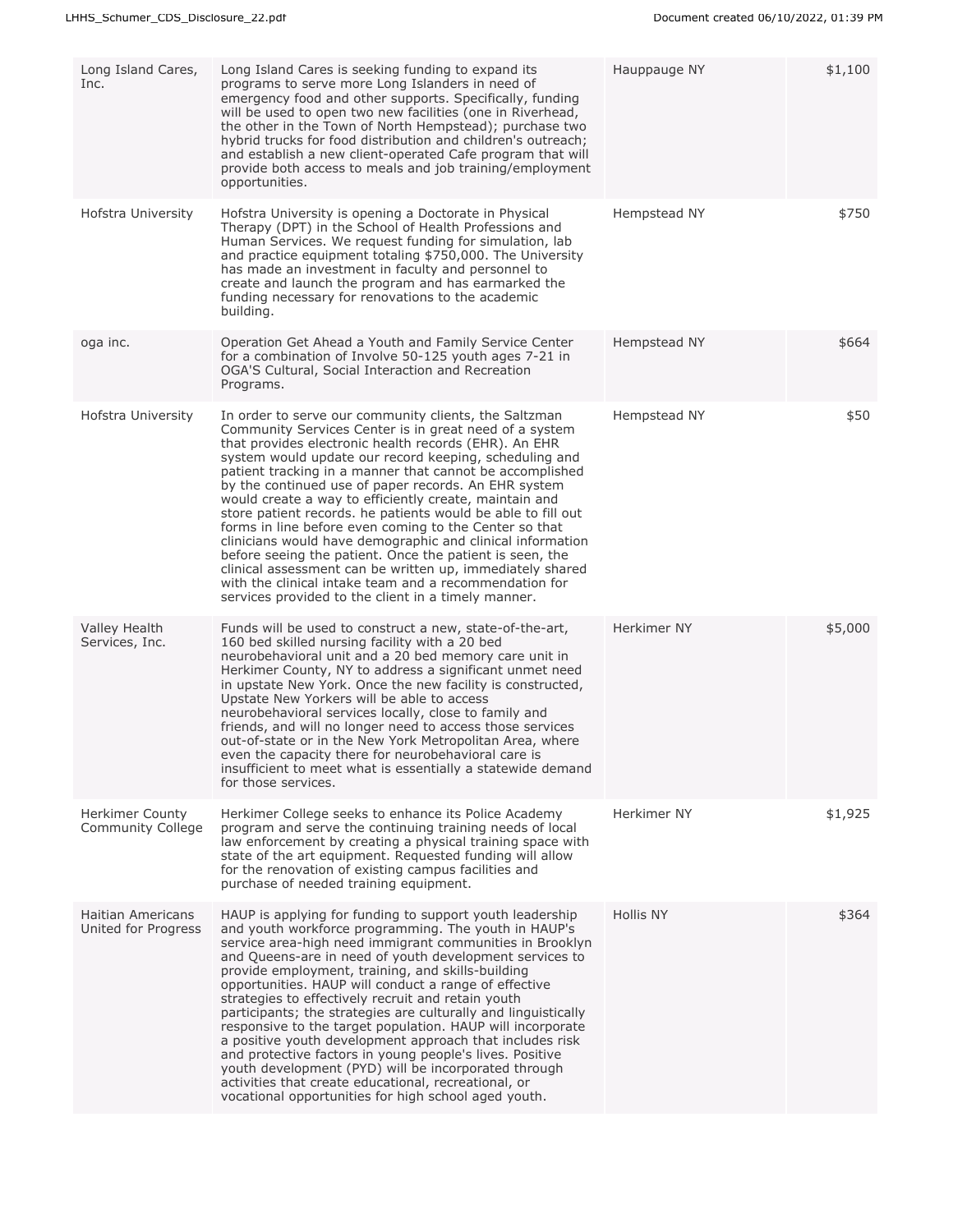| | | | |
|---|---|---|---|
| Long Island Cares, Inc. | Long Island Cares is seeking funding to expand its programs to serve more Long Islanders in need of emergency food and other supports. Specifically, funding will be used to open two new facilities (one in Riverhead, the other in the Town of North Hempstead); purchase two hybrid trucks for food distribution and children's outreach; and establish a new client-operated Cafe program that will provide both access to meals and job training/employment opportunities. | Hauppauge NY | $1,100 |
| Hofstra University | Hofstra University is opening a Doctorate in Physical Therapy (DPT) in the School of Health Professions and Human Services. We request funding for simulation, lab and practice equipment totaling $750,000. The University has made an investment in faculty and personnel to create and launch the program and has earmarked the funding necessary for renovations to the academic building. | Hempstead NY | $750 |
| oga inc. | Operation Get Ahead a Youth and Family Service Center for a combination of Involve 50-125 youth ages 7-21 in OGA'S Cultural, Social Interaction and Recreation Programs. | Hempstead NY | $664 |
| Hofstra University | In order to serve our community clients, the Saltzman Community Services Center is in great need of a system that provides electronic health records (EHR). An EHR system would update our record keeping, scheduling and patient tracking in a manner that cannot be accomplished by the continued use of paper records. An EHR system would create a way to efficiently create, maintain and store patient records. he patients would be able to fill out forms in line before even coming to the Center so that clinicians would have demographic and clinical information before seeing the patient. Once the patient is seen, the clinical assessment can be written up, immediately shared with the clinical intake team and a recommendation for services provided to the client in a timely manner. | Hempstead NY | $50 |
| Valley Health Services, Inc. | Funds will be used to construct a new, state-of-the-art, 160 bed skilled nursing facility with a 20 bed neurobehavioral unit and a 20 bed memory care unit in Herkimer County, NY to address a significant unmet need in upstate New York. Once the new facility is constructed, Upstate New Yorkers will be able to access neurobehavioral services locally, close to family and friends, and will no longer need to access those services out-of-state or in the New York Metropolitan Area, where even the capacity there for neurobehavioral care is insufficient to meet what is essentially a statewide demand for those services. | Herkimer NY | $5,000 |
| Herkimer County Community College | Herkimer College seeks to enhance its Police Academy program and serve the continuing training needs of local law enforcement by creating a physical training space with state of the art equipment. Requested funding will allow for the renovation of existing campus facilities and purchase of needed training equipment. | Herkimer NY | $1,925 |
| Haitian Americans United for Progress | HAUP is applying for funding to support youth leadership and youth workforce programming. The youth in HAUP's service area-high need immigrant communities in Brooklyn and Queens-are in need of youth development services to provide employment, training, and skills-building opportunities. HAUP will conduct a range of effective strategies to effectively recruit and retain youth participants; the strategies are culturally and linguistically responsive to the target population. HAUP will incorporate a positive youth development approach that includes risk and protective factors in young people's lives. Positive youth development (PYD) will be incorporated through activities that create educational, recreational, or vocational opportunities for high school aged youth. | Hollis NY | $364 |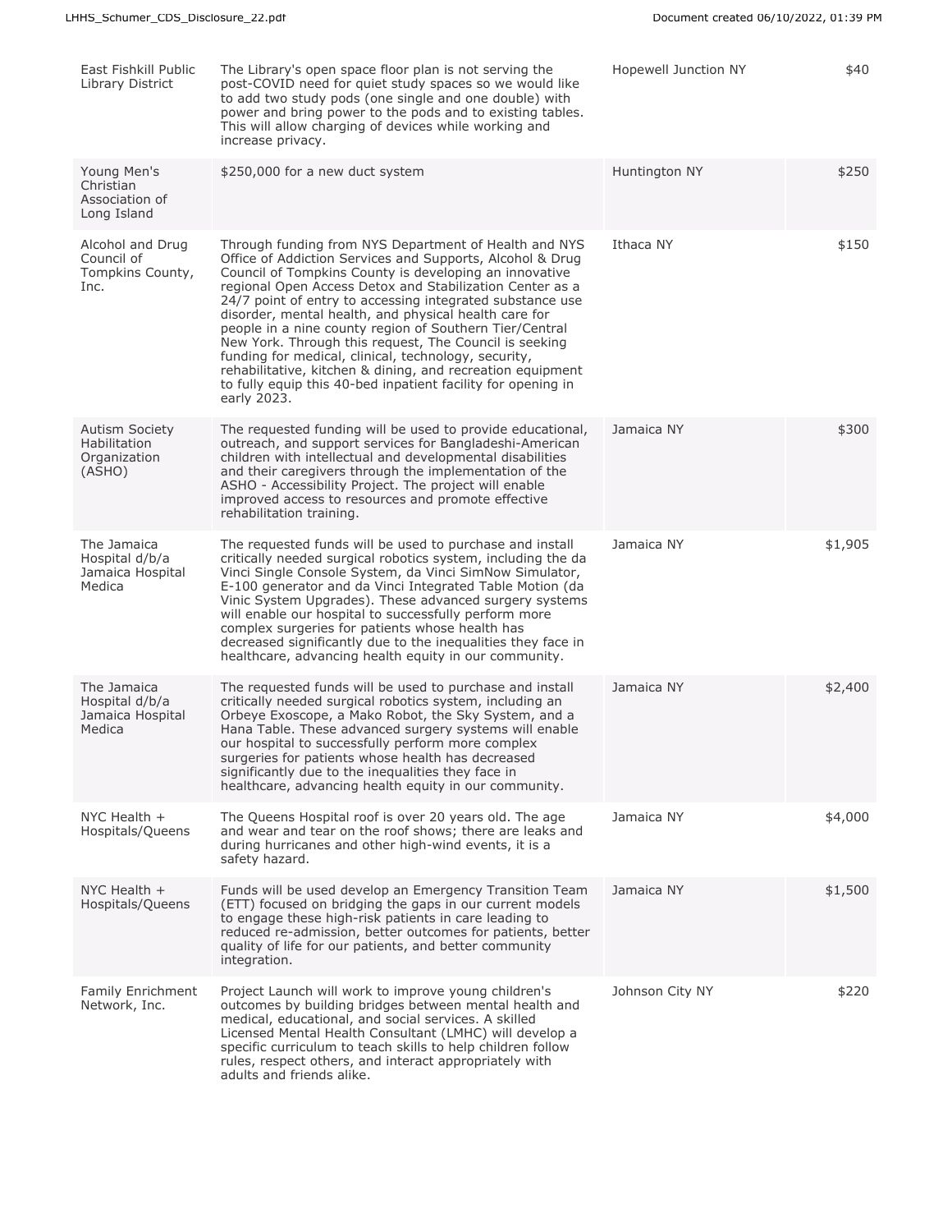| | | | |
|---|---|---|---|
| East Fishkill Public Library District | The Library's open space floor plan is not serving the post-COVID need for quiet study spaces so we would like to add two study pods (one single and one double) with power and bring power to the pods and to existing tables. This will allow charging of devices while working and increase privacy. | Hopewell Junction NY | $40 |
| Young Men's Christian Association of Long Island | $250,000 for a new duct system | Huntington NY | $250 |
| Alcohol and Drug Council of Tompkins County, Inc. | Through funding from NYS Department of Health and NYS Office of Addiction Services and Supports, Alcohol & Drug Council of Tompkins County is developing an innovative regional Open Access Detox and Stabilization Center as a 24/7 point of entry to accessing integrated substance use disorder, mental health, and physical health care for people in a nine county region of Southern Tier/Central New York. Through this request, The Council is seeking funding for medical, clinical, technology, security, rehabilitative, kitchen & dining, and recreation equipment to fully equip this 40-bed inpatient facility for opening in early 2023. | Ithaca NY | $150 |
| Autism Society Habilitation Organization (ASHO) | The requested funding will be used to provide educational, outreach, and support services for Bangladeshi-American children with intellectual and developmental disabilities and their caregivers through the implementation of the ASHO - Accessibility Project. The project will enable improved access to resources and promote effective rehabilitation training. | Jamaica NY | $300 |
| The Jamaica Hospital d/b/a Jamaica Hospital Medica | The requested funds will be used to purchase and install critically needed surgical robotics system, including the da Vinci Single Console System, da Vinci SimNow Simulator, E-100 generator and da Vinci Integrated Table Motion (da Vinic System Upgrades). These advanced surgery systems will enable our hospital to successfully perform more complex surgeries for patients whose health has decreased significantly due to the inequalities they face in healthcare, advancing health equity in our community. | Jamaica NY | $1,905 |
| The Jamaica Hospital d/b/a Jamaica Hospital Medica | The requested funds will be used to purchase and install critically needed surgical robotics system, including an Orbeye Exoscope, a Mako Robot, the Sky System, and a Hana Table. These advanced surgery systems will enable our hospital to successfully perform more complex surgeries for patients whose health has decreased significantly due to the inequalities they face in healthcare, advancing health equity in our community. | Jamaica NY | $2,400 |
| NYC Health + Hospitals/Queens | The Queens Hospital roof is over 20 years old. The age and wear and tear on the roof shows; there are leaks and during hurricanes and other high-wind events, it is a safety hazard. | Jamaica NY | $4,000 |
| NYC Health + Hospitals/Queens | Funds will be used develop an Emergency Transition Team (ETT) focused on bridging the gaps in our current models to engage these high-risk patients in care leading to reduced re-admission, better outcomes for patients, better quality of life for our patients, and better community integration. | Jamaica NY | $1,500 |
| Family Enrichment Network, Inc. | Project Launch will work to improve young children's outcomes by building bridges between mental health and medical, educational, and social services. A skilled Licensed Mental Health Consultant (LMHC) will develop a specific curriculum to teach skills to help children follow rules, respect others, and interact appropriately with adults and friends alike. | Johnson City NY | $220 |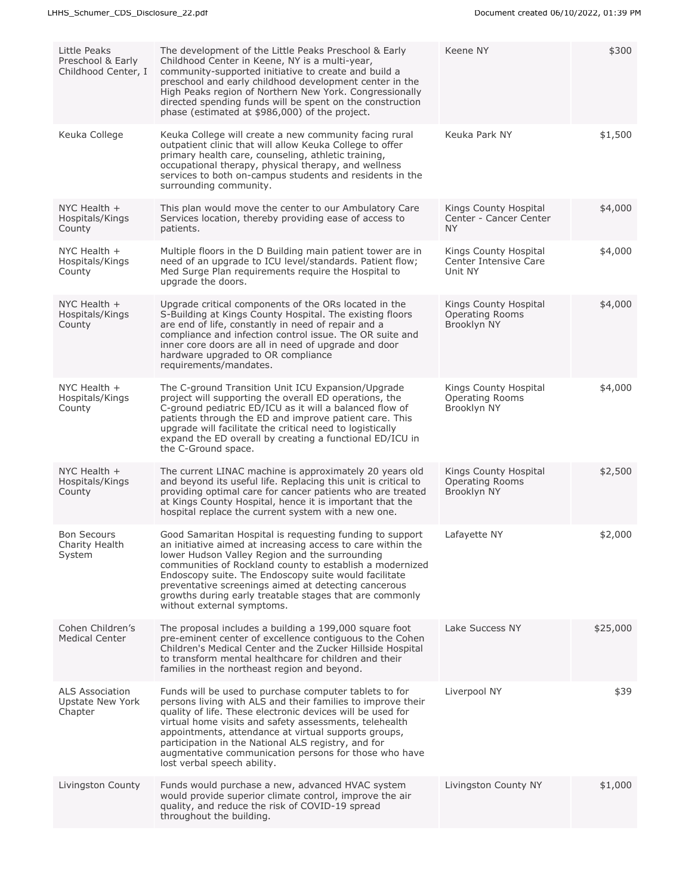| Little Peaks Preschool & Early Childhood Center, I | The development of the Little Peaks Preschool & Early Childhood Center in Keene, NY is a multi-year, community-supported initiative to create and build a preschool and early childhood development center in the High Peaks region of Northern New York. Congressionally directed spending funds will be spent on the construction phase (estimated at $986,000) of the project. | Keene NY | $300 |
|---|---|---|---|
| Keuka College | Keuka College will create a new community facing rural outpatient clinic that will allow Keuka College to offer primary health care, counseling, athletic training, occupational therapy, physical therapy, and wellness services to both on-campus students and residents in the surrounding community. | Keuka Park NY | $1,500 |
| NYC Health + Hospitals/Kings County | This plan would move the center to our Ambulatory Care Services location, thereby providing ease of access to patients. | Kings County Hospital Center - Cancer Center NY | $4,000 |
| NYC Health + Hospitals/Kings County | Multiple floors in the D Building main patient tower are in need of an upgrade to ICU level/standards. Patient flow; Med Surge Plan requirements require the Hospital to upgrade the doors. | Kings County Hospital Center Intensive Care Unit NY | $4,000 |
| NYC Health + Hospitals/Kings County | Upgrade critical components of the ORs located in the S-Building at Kings County Hospital. The existing floors are end of life, constantly in need of repair and a compliance and infection control issue. The OR suite and inner core doors are all in need of upgrade and door hardware upgraded to OR compliance requirements/mandates. | Kings County Hospital Operating Rooms Brooklyn NY | $4,000 |
| NYC Health + Hospitals/Kings County | The C-ground Transition Unit ICU Expansion/Upgrade project will supporting the overall ED operations, the C-ground pediatric ED/ICU as it will a balanced flow of patients through the ED and improve patient care. This upgrade will facilitate the critical need to logistically expand the ED overall by creating a functional ED/ICU in the C-Ground space. | Kings County Hospital Operating Rooms Brooklyn NY | $4,000 |
| NYC Health + Hospitals/Kings County | The current LINAC machine is approximately 20 years old and beyond its useful life. Replacing this unit is critical to providing optimal care for cancer patients who are treated at Kings County Hospital, hence it is important that the hospital replace the current system with a new one. | Kings County Hospital Operating Rooms Brooklyn NY | $2,500 |
| Bon Secours Charity Health System | Good Samaritan Hospital is requesting funding to support an initiative aimed at increasing access to care within the lower Hudson Valley Region and the surrounding communities of Rockland county to establish a modernized Endoscopy suite. The Endoscopy suite would facilitate preventative screenings aimed at detecting cancerous growths during early treatable stages that are commonly without external symptoms. | Lafayette NY | $2,000 |
| Cohen Children's Medical Center | The proposal includes a building a 199,000 square foot pre-eminent center of excellence contiguous to the Cohen Children's Medical Center and the Zucker Hillside Hospital to transform mental healthcare for children and their families in the northeast region and beyond. | Lake Success NY | $25,000 |
| ALS Association Upstate New York Chapter | Funds will be used to purchase computer tablets to for persons living with ALS and their families to improve their quality of life. These electronic devices will be used for virtual home visits and safety assessments, telehealth appointments, attendance at virtual supports groups, participation in the National ALS registry, and for augmentative communication persons for those who have lost verbal speech ability. | Liverpool NY | $39 |
| Livingston County | Funds would purchase a new, advanced HVAC system would provide superior climate control, improve the air quality, and reduce the risk of COVID-19 spread throughout the building. | Livingston County NY | $1,000 |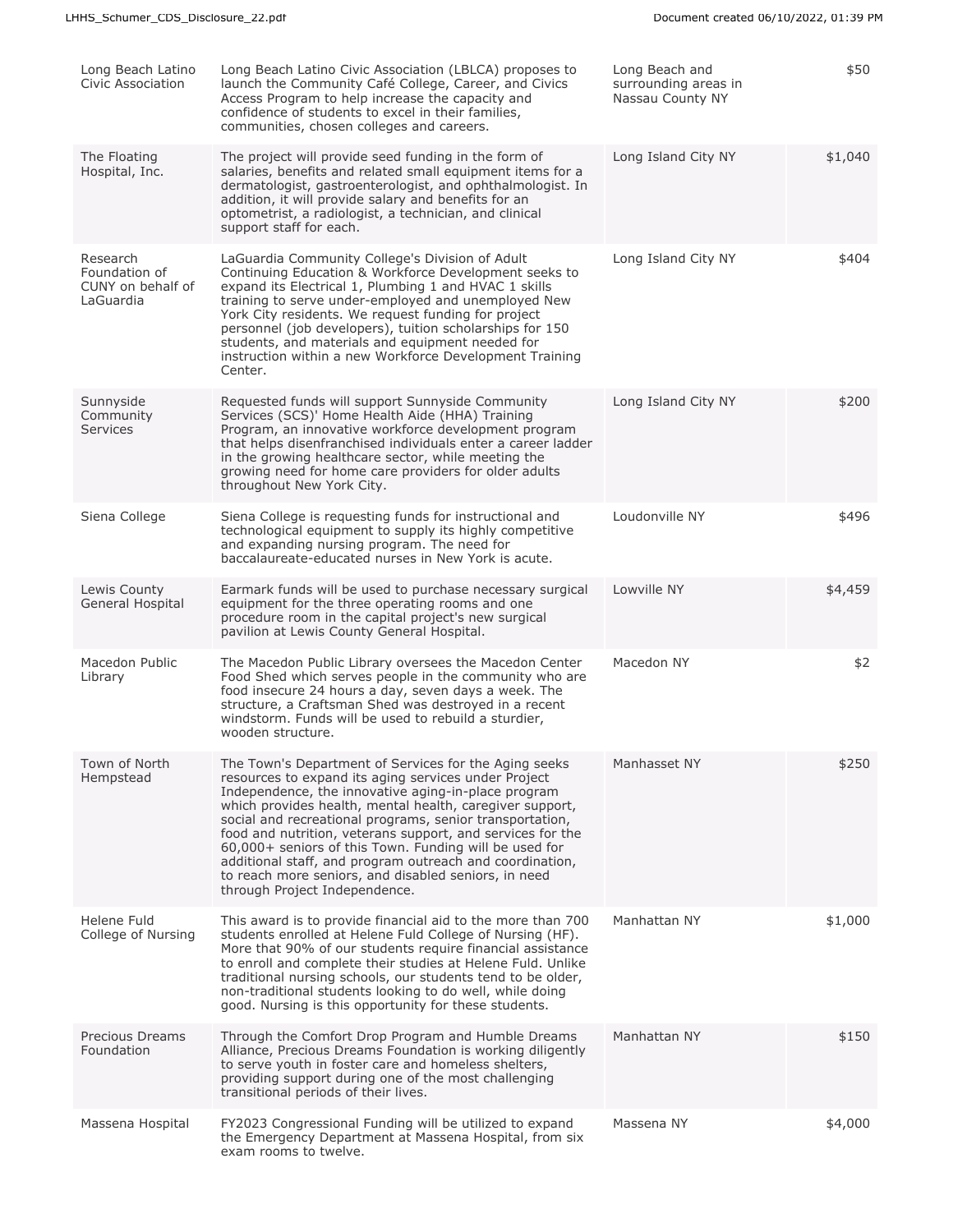| | | | |
|---|---|---|---|
| Long Beach Latino Civic Association | Long Beach Latino Civic Association (LBLCA) proposes to launch the Community Café College, Career, and Civics Access Program to help increase the capacity and confidence of students to excel in their families, communities, chosen colleges and careers. | Long Beach and surrounding areas in Nassau County NY | $50 |
| The Floating Hospital, Inc. | The project will provide seed funding in the form of salaries, benefits and related small equipment items for a dermatologist, gastroenterologist, and ophthalmologist. In addition, it will provide salary and benefits for an optometrist, a radiologist, a technician, and clinical support staff for each. | Long Island City NY | $1,040 |
| Research Foundation of CUNY on behalf of LaGuardia | LaGuardia Community College's Division of Adult Continuing Education & Workforce Development seeks to expand its Electrical 1, Plumbing 1 and HVAC 1 skills training to serve under-employed and unemployed New York City residents. We request funding for project personnel (job developers), tuition scholarships for 150 students, and materials and equipment needed for instruction within a new Workforce Development Training Center. | Long Island City NY | $404 |
| Sunnyside Community Services | Requested funds will support Sunnyside Community Services (SCS)' Home Health Aide (HHA) Training Program, an innovative workforce development program that helps disenfranchised individuals enter a career ladder in the growing healthcare sector, while meeting the growing need for home care providers for older adults throughout New York City. | Long Island City NY | $200 |
| Siena College | Siena College is requesting funds for instructional and technological equipment to supply its highly competitive and expanding nursing program. The need for baccalaureate-educated nurses in New York is acute. | Loudonville NY | $496 |
| Lewis County General Hospital | Earmark funds will be used to purchase necessary surgical equipment for the three operating rooms and one procedure room in the capital project's new surgical pavilion at Lewis County General Hospital. | Lowville NY | $4,459 |
| Macedon Public Library | The Macedon Public Library oversees the Macedon Center Food Shed which serves people in the community who are food insecure 24 hours a day, seven days a week. The structure, a Craftsman Shed was destroyed in a recent windstorm. Funds will be used to rebuild a sturdier, wooden structure. | Macedon NY | $2 |
| Town of North Hempstead | The Town's Department of Services for the Aging seeks resources to expand its aging services under Project Independence, the innovative aging-in-place program which provides health, mental health, caregiver support, social and recreational programs, senior transportation, food and nutrition, veterans support, and services for the 60,000+ seniors of this Town. Funding will be used for additional staff, and program outreach and coordination, to reach more seniors, and disabled seniors, in need through Project Independence. | Manhasset NY | $250 |
| Helene Fuld College of Nursing | This award is to provide financial aid to the more than 700 students enrolled at Helene Fuld College of Nursing (HF). More that 90% of our students require financial assistance to enroll and complete their studies at Helene Fuld. Unlike traditional nursing schools, our students tend to be older, non-traditional students looking to do well, while doing good. Nursing is this opportunity for these students. | Manhattan NY | $1,000 |
| Precious Dreams Foundation | Through the Comfort Drop Program and Humble Dreams Alliance, Precious Dreams Foundation is working diligently to serve youth in foster care and homeless shelters, providing support during one of the most challenging transitional periods of their lives. | Manhattan NY | $150 |
| Massena Hospital | FY2023 Congressional Funding will be utilized to expand the Emergency Department at Massena Hospital, from six exam rooms to twelve. | Massena NY | $4,000 |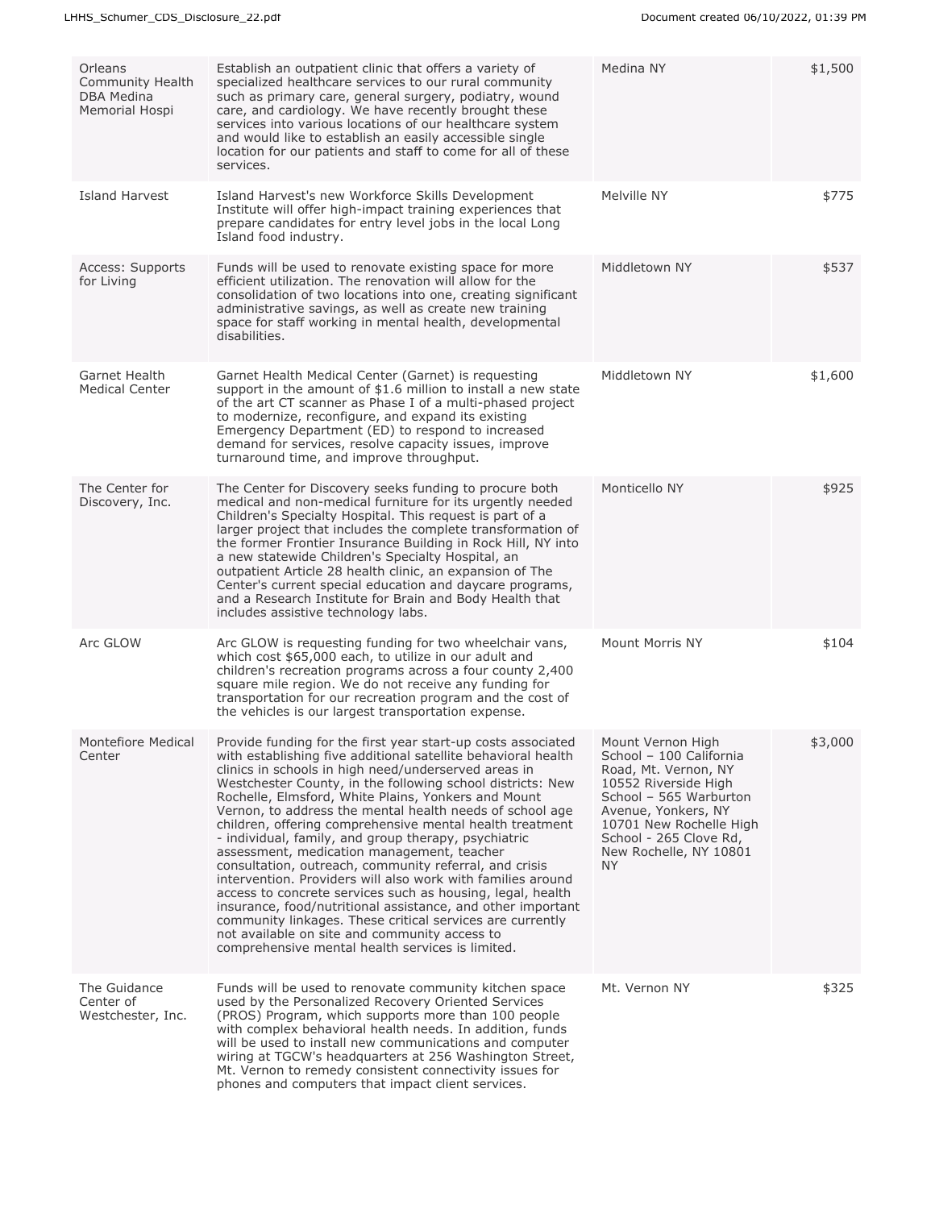| | | | |
|---|---|---|---|
| Orleans Community Health DBA Medina Memorial Hospi | Establish an outpatient clinic that offers a variety of specialized healthcare services to our rural community such as primary care, general surgery, podiatry, wound care, and cardiology. We have recently brought these services into various locations of our healthcare system and would like to establish an easily accessible single location for our patients and staff to come for all of these services. | Medina NY | $1,500 |
| Island Harvest | Island Harvest's new Workforce Skills Development Institute will offer high-impact training experiences that prepare candidates for entry level jobs in the local Long Island food industry. | Melville NY | $775 |
| Access: Supports for Living | Funds will be used to renovate existing space for more efficient utilization. The renovation will allow for the consolidation of two locations into one, creating significant administrative savings, as well as create new training space for staff working in mental health, developmental disabilities. | Middletown NY | $537 |
| Garnet Health Medical Center | Garnet Health Medical Center (Garnet) is requesting support in the amount of $1.6 million to install a new state of the art CT scanner as Phase I of a multi-phased project to modernize, reconfigure, and expand its existing Emergency Department (ED) to respond to increased demand for services, resolve capacity issues, improve turnaround time, and improve throughput. | Middletown NY | $1,600 |
| The Center for Discovery, Inc. | The Center for Discovery seeks funding to procure both medical and non-medical furniture for its urgently needed Children's Specialty Hospital. This request is part of a larger project that includes the complete transformation of the former Frontier Insurance Building in Rock Hill, NY into a new statewide Children's Specialty Hospital, an outpatient Article 28 health clinic, an expansion of The Center's current special education and daycare programs, and a Research Institute for Brain and Body Health that includes assistive technology labs. | Monticello NY | $925 |
| Arc GLOW | Arc GLOW is requesting funding for two wheelchair vans, which cost $65,000 each, to utilize in our adult and children's recreation programs across a four county 2,400 square mile region. We do not receive any funding for transportation for our recreation program and the cost of the vehicles is our largest transportation expense. | Mount Morris NY | $104 |
| Montefiore Medical Center | Provide funding for the first year start-up costs associated with establishing five additional satellite behavioral health clinics in schools in high need/underserved areas in Westchester County, in the following school districts: New Rochelle, Elmsford, White Plains, Yonkers and Mount Vernon, to address the mental health needs of school age children, offering comprehensive mental health treatment - individual, family, and group therapy, psychiatric assessment, medication management, teacher consultation, outreach, community referral, and crisis intervention. Providers will also work with families around access to concrete services such as housing, legal, health insurance, food/nutritional assistance, and other important community linkages. These critical services are currently not available on site and community access to comprehensive mental health services is limited. | Mount Vernon High School – 100 California Road, Mt. Vernon, NY 10552 Riverside High School – 565 Warburton Avenue, Yonkers, NY 10701 New Rochelle High School - 265 Clove Rd, New Rochelle, NY 10801 NY | $3,000 |
| The Guidance Center of Westchester, Inc. | Funds will be used to renovate community kitchen space used by the Personalized Recovery Oriented Services (PROS) Program, which supports more than 100 people with complex behavioral health needs. In addition, funds will be used to install new communications and computer wiring at TGCW's headquarters at 256 Washington Street, Mt. Vernon to remedy consistent connectivity issues for phones and computers that impact client services. | Mt. Vernon NY | $325 |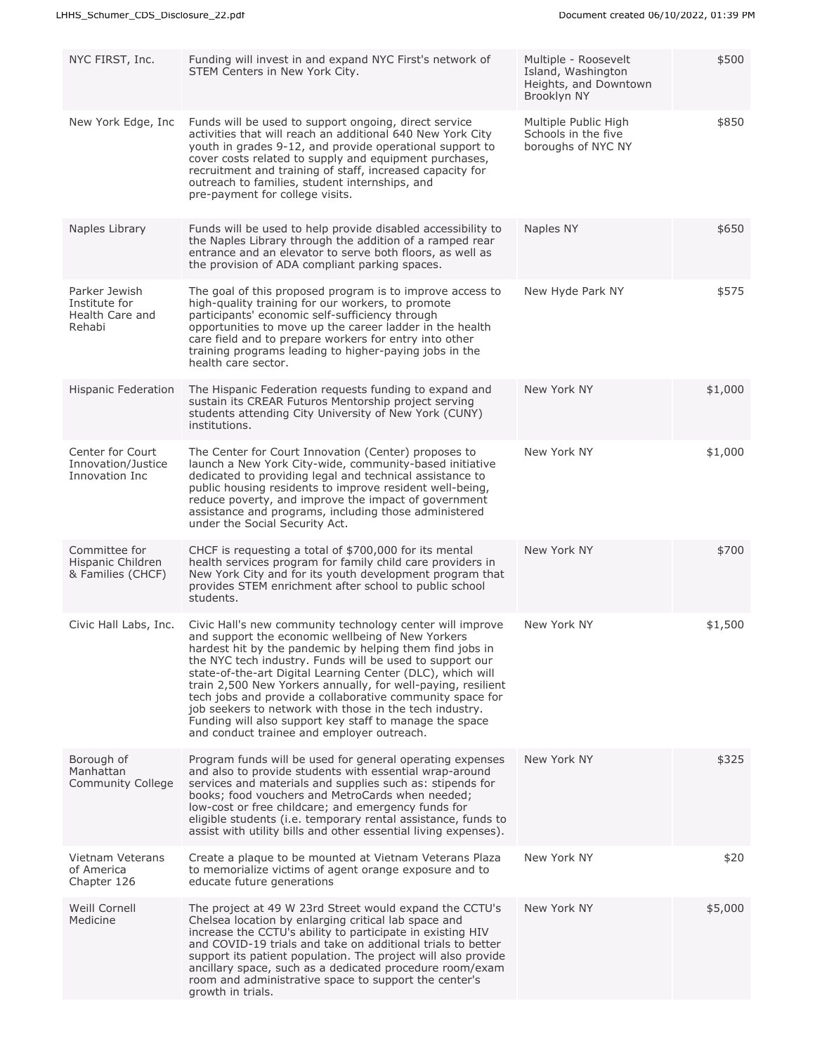| | | | |
|---|---|---|---|
| NYC FIRST, Inc. | Funding will invest in and expand NYC First's network of STEM Centers in New York City. | Multiple - Roosevelt Island, Washington Heights, and Downtown Brooklyn NY | $500 |
| New York Edge, Inc | Funds will be used to support ongoing, direct service activities that will reach an additional 640 New York City youth in grades 9-12, and provide operational support to cover costs related to supply and equipment purchases, recruitment and training of staff, increased capacity for outreach to families, student internships, and pre-payment for college visits. | Multiple Public High Schools in the five boroughs of NYC NY | $850 |
| Naples Library | Funds will be used to help provide disabled accessibility to the Naples Library through the addition of a ramped rear entrance and an elevator to serve both floors, as well as the provision of ADA compliant parking spaces. | Naples NY | $650 |
| Parker Jewish Institute for Health Care and Rehabi | The goal of this proposed program is to improve access to high-quality training for our workers, to promote participants' economic self-sufficiency through opportunities to move up the career ladder in the health care field and to prepare workers for entry into other training programs leading to higher-paying jobs in the health care sector. | New Hyde Park NY | $575 |
| Hispanic Federation | The Hispanic Federation requests funding to expand and sustain its CREAR Futuros Mentorship project serving students attending City University of New York (CUNY) institutions. | New York NY | $1,000 |
| Center for Court Innovation/Justice Innovation Inc | The Center for Court Innovation (Center) proposes to launch a New York City-wide, community-based initiative dedicated to providing legal and technical assistance to public housing residents to improve resident well-being, reduce poverty, and improve the impact of government assistance and programs, including those administered under the Social Security Act. | New York NY | $1,000 |
| Committee for Hispanic Children & Families (CHCF) | CHCF is requesting a total of $700,000 for its mental health services program for family child care providers in New York City and for its youth development program that provides STEM enrichment after school to public school students. | New York NY | $700 |
| Civic Hall Labs, Inc. | Civic Hall's new community technology center will improve and support the economic wellbeing of New Yorkers hardest hit by the pandemic by helping them find jobs in the NYC tech industry. Funds will be used to support our state-of-the-art Digital Learning Center (DLC), which will train 2,500 New Yorkers annually, for well-paying, resilient tech jobs and provide a collaborative community space for job seekers to network with those in the tech industry. Funding will also support key staff to manage the space and conduct trainee and employer outreach. | New York NY | $1,500 |
| Borough of Manhattan Community College | Program funds will be used for general operating expenses and also to provide students with essential wrap-around services and materials and supplies such as: stipends for books; food vouchers and MetroCards when needed; low-cost or free childcare; and emergency funds for eligible students (i.e. temporary rental assistance, funds to assist with utility bills and other essential living expenses). | New York NY | $325 |
| Vietnam Veterans of America Chapter 126 | Create a plaque to be mounted at Vietnam Veterans Plaza to memorialize victims of agent orange exposure and to educate future generations | New York NY | $20 |
| Weill Cornell Medicine | The project at 49 W 23rd Street would expand the CCTU's Chelsea location by enlarging critical lab space and increase the CCTU's ability to participate in existing HIV and COVID-19 trials and take on additional trials to better support its patient population. The project will also provide ancillary space, such as a dedicated procedure room/exam room and administrative space to support the center's growth in trials. | New York NY | $5,000 |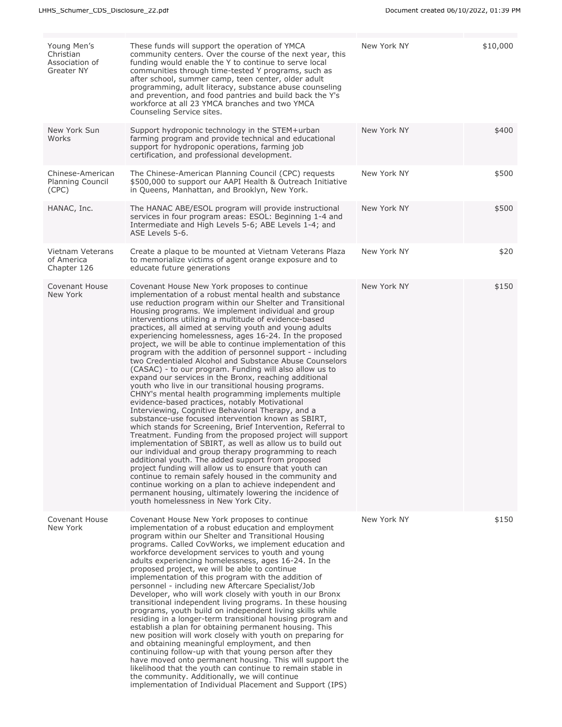| | | | |
|---|---|---|---|
| Young Men's Christian Association of Greater NY | These funds will support the operation of YMCA community centers. Over the course of the next year, this funding would enable the Y to continue to serve local communities through time-tested Y programs, such as after school, summer camp, teen center, older adult programming, adult literacy, substance abuse counseling and prevention, and food pantries and build back the Y's workforce at all 23 YMCA branches and two YMCA Counseling Service sites. | New York NY | $10,000 |
| New York Sun Works | Support hydroponic technology in the STEM+urban farming program and provide technical and educational support for hydroponic operations, farming job certification, and professional development. | New York NY | $400 |
| Chinese-American Planning Council (CPC) | The Chinese-American Planning Council (CPC) requests $500,000 to support our AAPI Health & Outreach Initiative in Queens, Manhattan, and Brooklyn, New York. | New York NY | $500 |
| HANAC, Inc. | The HANAC ABE/ESOL program will provide instructional services in four program areas: ESOL: Beginning 1-4 and Intermediate and High Levels 5-6; ABE Levels 1-4; and ASE Levels 5-6. | New York NY | $500 |
| Vietnam Veterans of America Chapter 126 | Create a plaque to be mounted at Vietnam Veterans Plaza to memorialize victims of agent orange exposure and to educate future generations | New York NY | $20 |
| Covenant House New York | Covenant House New York proposes to continue implementation of a robust mental health and substance use reduction program within our Shelter and Transitional Housing programs. We implement individual and group interventions utilizing a multitude of evidence-based practices, all aimed at serving youth and young adults experiencing homelessness, ages 16-24. In the proposed project, we will be able to continue implementation of this program with the addition of personnel support - including two Credentialed Alcohol and Substance Abuse Counselors (CASAC) - to our program. Funding will also allow us to expand our services in the Bronx, reaching additional youth who live in our transitional housing programs. CHNY's mental health programming implements multiple evidence-based practices, notably Motivational Interviewing, Cognitive Behavioral Therapy, and a substance-use focused intervention known as SBIRT, which stands for Screening, Brief Intervention, Referral to Treatment. Funding from the proposed project will support implementation of SBIRT, as well as allow us to build out our individual and group therapy programming to reach additional youth. The added support from proposed project funding will allow us to ensure that youth can continue to remain safely housed in the community and continue working on a plan to achieve independent and permanent housing, ultimately lowering the incidence of youth homelessness in New York City. | New York NY | $150 |
| Covenant House New York | Covenant House New York proposes to continue implementation of a robust education and employment program within our Shelter and Transitional Housing programs. Called CovWorks, we implement education and workforce development services to youth and young adults experiencing homelessness, ages 16-24. In the proposed project, we will be able to continue implementation of this program with the addition of personnel - including new Aftercare Specialist/Job Developer, who will work closely with youth in our Bronx transitional independent living programs. In these housing programs, youth build on independent living skills while residing in a longer-term transitional housing program and establish a plan for obtaining permanent housing. This new position will work closely with youth on preparing for and obtaining meaningful employment, and then continuing follow-up with that young person after they have moved onto permanent housing. This will support the likelihood that the youth can continue to remain stable in the community. Additionally, we will continue implementation of Individual Placement and Support (IPS) | New York NY | $150 |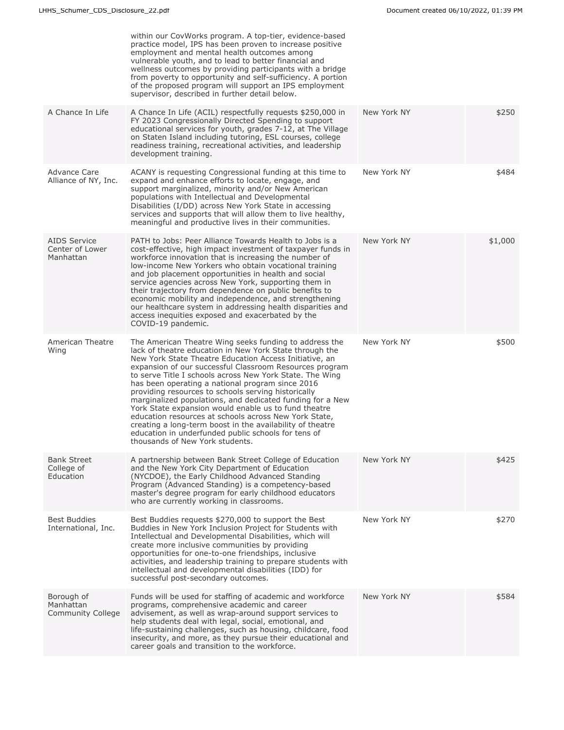| | | | |
|---|---|---|---|
| | within our CovWorks program. A top-tier, evidence-based practice model, IPS has been proven to increase positive employment and mental health outcomes among vulnerable youth, and to lead to better financial and wellness outcomes by providing participants with a bridge from poverty to opportunity and self-sufficiency. A portion of the proposed program will support an IPS employment supervisor, described in further detail below. | | |
| A Chance In Life | A Chance In Life (ACIL) respectfully requests $250,000 in FY 2023 Congressionally Directed Spending to support educational services for youth, grades 7-12, at The Village on Staten Island including tutoring, ESL courses, college readiness training, recreational activities, and leadership development training. | New York NY | $250 |
| Advance Care Alliance of NY, Inc. | ACANY is requesting Congressional funding at this time to expand and enhance efforts to locate, engage, and support marginalized, minority and/or New American populations with Intellectual and Developmental Disabilities (I/DD) across New York State in accessing services and supports that will allow them to live healthy, meaningful and productive lives in their communities. | New York NY | $484 |
| AIDS Service Center of Lower Manhattan | PATH to Jobs: Peer Alliance Towards Health to Jobs is a cost-effective, high impact investment of taxpayer funds in workforce innovation that is increasing the number of low-income New Yorkers who obtain vocational training and job placement opportunities in health and social service agencies across New York, supporting them in their trajectory from dependence on public benefits to economic mobility and independence, and strengthening our healthcare system in addressing health disparities and access inequities exposed and exacerbated by the COVID-19 pandemic. | New York NY | $1,000 |
| American Theatre Wing | The American Theatre Wing seeks funding to address the lack of theatre education in New York State through the New York State Theatre Education Access Initiative, an expansion of our successful Classroom Resources program to serve Title I schools across New York State. The Wing has been operating a national program since 2016 providing resources to schools serving historically marginalized populations, and dedicated funding for a New York State expansion would enable us to fund theatre education resources at schools across New York State, creating a long-term boost in the availability of theatre education in underfunded public schools for tens of thousands of New York students. | New York NY | $500 |
| Bank Street College of Education | A partnership between Bank Street College of Education and the New York City Department of Education (NYCDOE), the Early Childhood Advanced Standing Program (Advanced Standing) is a competency-based master's degree program for early childhood educators who are currently working in classrooms. | New York NY | $425 |
| Best Buddies International, Inc. | Best Buddies requests $270,000 to support the Best Buddies in New York Inclusion Project for Students with Intellectual and Developmental Disabilities, which will create more inclusive communities by providing opportunities for one-to-one friendships, inclusive activities, and leadership training to prepare students with intellectual and developmental disabilities (IDD) for successful post-secondary outcomes. | New York NY | $270 |
| Borough of Manhattan Community College | Funds will be used for staffing of academic and workforce programs, comprehensive academic and career advisement, as well as wrap-around support services to help students deal with legal, social, emotional, and life-sustaining challenges, such as housing, childcare, food insecurity, and more, as they pursue their educational and career goals and transition to the workforce. | New York NY | $584 |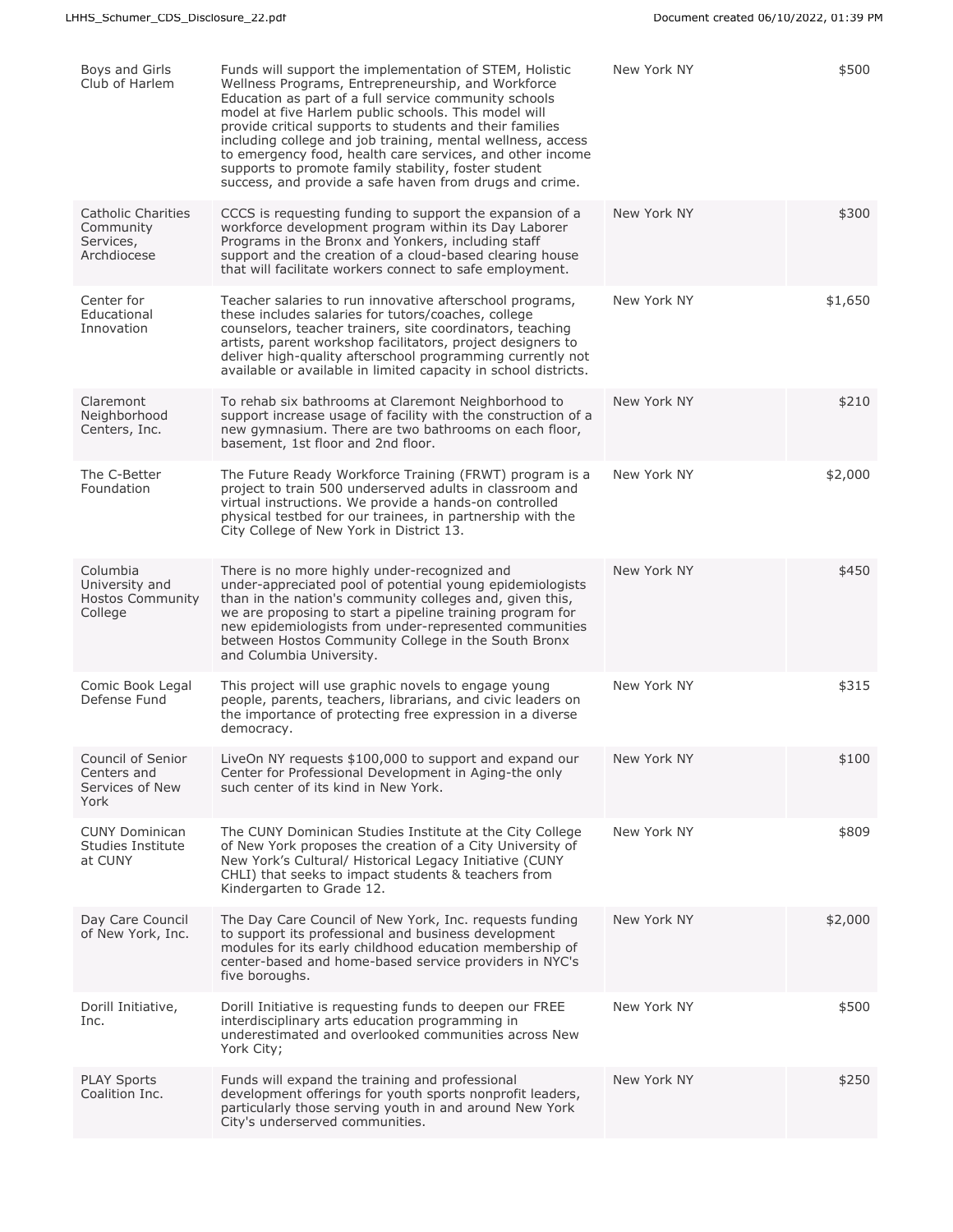| Boys and Girls Club of Harlem | Funds will support the implementation of STEM, Holistic Wellness Programs, Entrepreneurship, and Workforce Education as part of a full service community schools model at five Harlem public schools. This model will provide critical supports to students and their families including college and job training, mental wellness, access to emergency food, health care services, and other income supports to promote family stability, foster student success, and provide a safe haven from drugs and crime. | New York NY | $500 |
|---|---|---|---|
| Catholic Charities Community Services, Archdiocese | CCCS is requesting funding to support the expansion of a workforce development program within its Day Laborer Programs in the Bronx and Yonkers, including staff support and the creation of a cloud-based clearing house that will facilitate workers connect to safe employment. | New York NY | $300 |
| Center for Educational Innovation | Teacher salaries to run innovative afterschool programs, these includes salaries for tutors/coaches, college counselors, teacher trainers, site coordinators, teaching artists, parent workshop facilitators, project designers to deliver high-quality afterschool programming currently not available or available in limited capacity in school districts. | New York NY | $1,650 |
| Claremont Neighborhood Centers, Inc. | To rehab six bathrooms at Claremont Neighborhood to support increase usage of facility with the construction of a new gymnasium. There are two bathrooms on each floor, basement, 1st floor and 2nd floor. | New York NY | $210 |
| The C-Better Foundation | The Future Ready Workforce Training (FRWT) program is a project to train 500 underserved adults in classroom and virtual instructions. We provide a hands-on controlled physical testbed for our trainees, in partnership with the City College of New York in District 13. | New York NY | $2,000 |
| Columbia University and Hostos Community College | There is no more highly under-recognized and under-appreciated pool of potential young epidemiologists than in the nation's community colleges and, given this, we are proposing to start a pipeline training program for new epidemiologists from under-represented communities between Hostos Community College in the South Bronx and Columbia University. | New York NY | $450 |
| Comic Book Legal Defense Fund | This project will use graphic novels to engage young people, parents, teachers, librarians, and civic leaders on the importance of protecting free expression in a diverse democracy. | New York NY | $315 |
| Council of Senior Centers and Services of New York | LiveOn NY requests $100,000 to support and expand our Center for Professional Development in Aging-the only such center of its kind in New York. | New York NY | $100 |
| CUNY Dominican Studies Institute at CUNY | The CUNY Dominican Studies Institute at the City College of New York proposes the creation of a City University of New York's Cultural/ Historical Legacy Initiative (CUNY CHLI) that seeks to impact students & teachers from Kindergarten to Grade 12. | New York NY | $809 |
| Day Care Council of New York, Inc. | The Day Care Council of New York, Inc. requests funding to support its professional and business development modules for its early childhood education membership of center-based and home-based service providers in NYC's five boroughs. | New York NY | $2,000 |
| Dorill Initiative, Inc. | Dorill Initiative is requesting funds to deepen our FREE interdisciplinary arts education programming in underestimated and overlooked communities across New York City; | New York NY | $500 |
| PLAY Sports Coalition Inc. | Funds will expand the training and professional development offerings for youth sports nonprofit leaders, particularly those serving youth in and around New York City's underserved communities. | New York NY | $250 |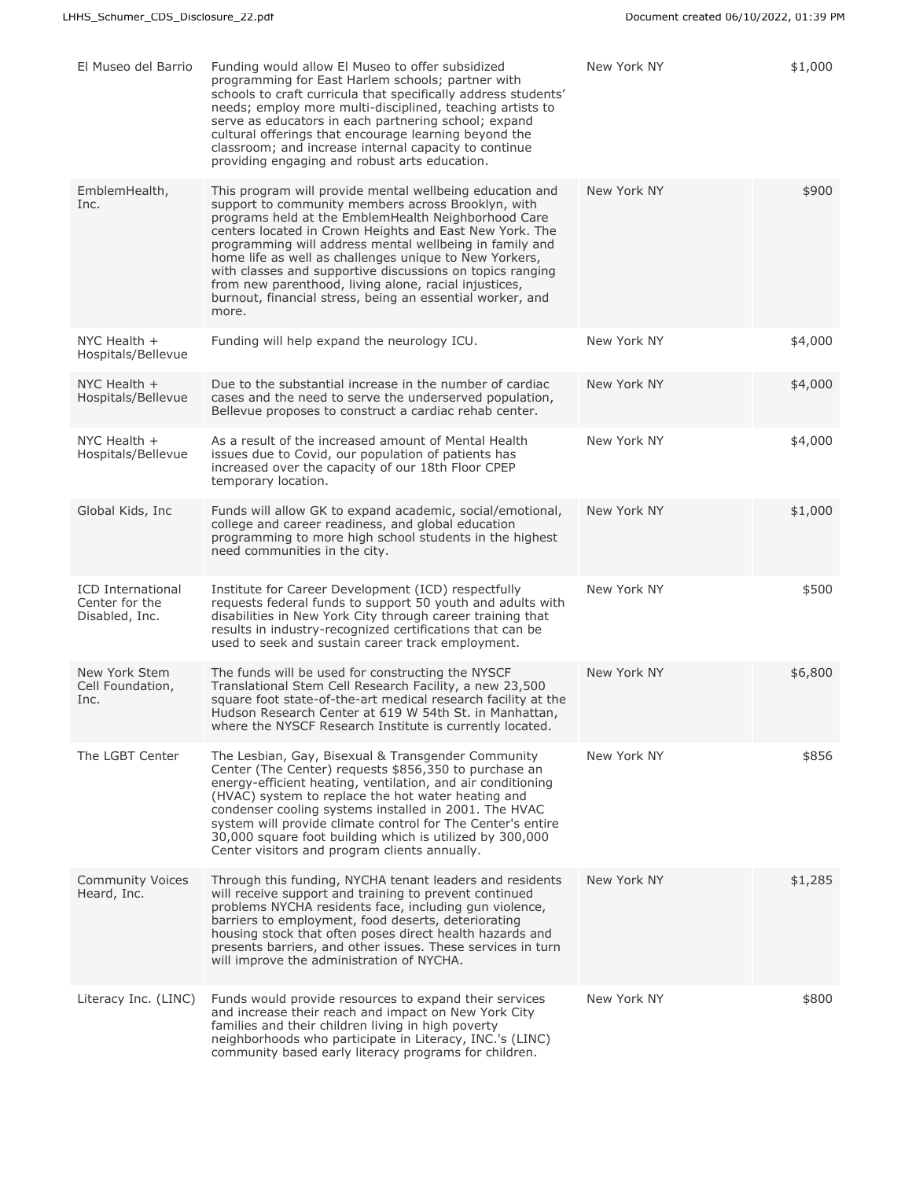| El Museo del Barrio | Funding would allow El Museo to offer subsidized programming for East Harlem schools; partner with schools to craft curricula that specifically address students' needs; employ more multi-disciplined, teaching artists to serve as educators in each partnering school; expand cultural offerings that encourage learning beyond the classroom; and increase internal capacity to continue providing engaging and robust arts education. | New York NY | $1,000 |
|---|---|---|---|
| EmblemHealth, Inc. | This program will provide mental wellbeing education and support to community members across Brooklyn, with programs held at the EmblemHealth Neighborhood Care centers located in Crown Heights and East New York. The programming will address mental wellbeing in family and home life as well as challenges unique to New Yorkers, with classes and supportive discussions on topics ranging from new parenthood, living alone, racial injustices, burnout, financial stress, being an essential worker, and more. | New York NY | $900 |
| NYC Health + Hospitals/Bellevue | Funding will help expand the neurology ICU. | New York NY | $4,000 |
| NYC Health + Hospitals/Bellevue | Due to the substantial increase in the number of cardiac cases and the need to serve the underserved population, Bellevue proposes to construct a cardiac rehab center. | New York NY | $4,000 |
| NYC Health + Hospitals/Bellevue | As a result of the increased amount of Mental Health issues due to Covid, our population of patients has increased over the capacity of our 18th Floor CPEP temporary location. | New York NY | $4,000 |
| Global Kids, Inc | Funds will allow GK to expand academic, social/emotional, college and career readiness, and global education programming to more high school students in the highest need communities in the city. | New York NY | $1,000 |
| ICD International Center for the Disabled, Inc. | Institute for Career Development (ICD) respectfully requests federal funds to support 50 youth and adults with disabilities in New York City through career training that results in industry-recognized certifications that can be used to seek and sustain career track employment. | New York NY | $500 |
| New York Stem Cell Foundation, Inc. | The funds will be used for constructing the NYSCF Translational Stem Cell Research Facility, a new 23,500 square foot state-of-the-art medical research facility at the Hudson Research Center at 619 W 54th St. in Manhattan, where the NYSCF Research Institute is currently located. | New York NY | $6,800 |
| The LGBT Center | The Lesbian, Gay, Bisexual & Transgender Community Center (The Center) requests $856,350 to purchase an energy-efficient heating, ventilation, and air conditioning (HVAC) system to replace the hot water heating and condenser cooling systems installed in 2001. The HVAC system will provide climate control for The Center's entire 30,000 square foot building which is utilized by 300,000 Center visitors and program clients annually. | New York NY | $856 |
| Community Voices Heard, Inc. | Through this funding, NYCHA tenant leaders and residents will receive support and training to prevent continued problems NYCHA residents face, including gun violence, barriers to employment, food deserts, deteriorating housing stock that often poses direct health hazards and presents barriers, and other issues. These services in turn will improve the administration of NYCHA. | New York NY | $1,285 |
| Literacy Inc. (LINC) | Funds would provide resources to expand their services and increase their reach and impact on New York City families and their children living in high poverty neighborhoods who participate in Literacy, INC.'s (LINC) community based early literacy programs for children. | New York NY | $800 |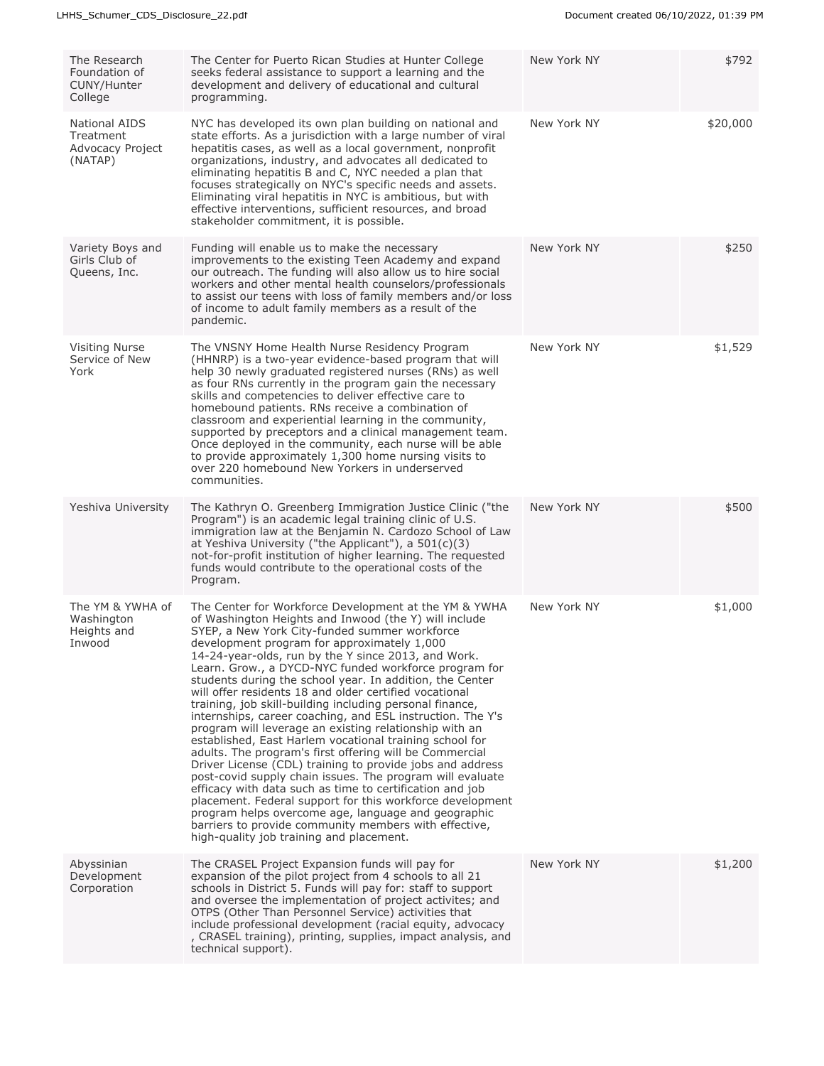| | | | |
|---|---|---|---|
| The Research Foundation of CUNY/Hunter College | The Center for Puerto Rican Studies at Hunter College seeks federal assistance to support a learning and the development and delivery of educational and cultural programming. | New York NY | $792 |
| National AIDS Treatment Advocacy Project (NATAP) | NYC has developed its own plan building on national and state efforts. As a jurisdiction with a large number of viral hepatitis cases, as well as a local government, nonprofit organizations, industry, and advocates all dedicated to eliminating hepatitis B and C, NYC needed a plan that focuses strategically on NYC's specific needs and assets. Eliminating viral hepatitis in NYC is ambitious, but with effective interventions, sufficient resources, and broad stakeholder commitment, it is possible. | New York NY | $20,000 |
| Variety Boys and Girls Club of Queens, Inc. | Funding will enable us to make the necessary improvements to the existing Teen Academy and expand our outreach. The funding will also allow us to hire social workers and other mental health counselors/professionals to assist our teens with loss of family members and/or loss of income to adult family members as a result of the pandemic. | New York NY | $250 |
| Visiting Nurse Service of New York | The VNSNY Home Health Nurse Residency Program (HHNRP) is a two-year evidence-based program that will help 30 newly graduated registered nurses (RNs) as well as four RNs currently in the program gain the necessary skills and competencies to deliver effective care to homebound patients. RNs receive a combination of classroom and experiential learning in the community, supported by preceptors and a clinical management team. Once deployed in the community, each nurse will be able to provide approximately 1,300 home nursing visits to over 220 homebound New Yorkers in underserved communities. | New York NY | $1,529 |
| Yeshiva University | The Kathryn O. Greenberg Immigration Justice Clinic ("the Program") is an academic legal training clinic of U.S. immigration law at the Benjamin N. Cardozo School of Law at Yeshiva University ("the Applicant"), a 501(c)(3) not-for-profit institution of higher learning. The requested funds would contribute to the operational costs of the Program. | New York NY | $500 |
| The YM & YWHA of Washington Heights and Inwood | The Center for Workforce Development at the YM & YWHA of Washington Heights and Inwood (the Y) will include SYEP, a New York City-funded summer workforce development program for approximately 1,000 14-24-year-olds, run by the Y since 2013, and Work. Learn. Grow., a DYCD-NYC funded workforce program for students during the school year. In addition, the Center will offer residents 18 and older certified vocational training, job skill-building including personal finance, internships, career coaching, and ESL instruction. The Y's program will leverage an existing relationship with an established, East Harlem vocational training school for adults. The program's first offering will be Commercial Driver License (CDL) training to provide jobs and address post-covid supply chain issues. The program will evaluate efficacy with data such as time to certification and job placement. Federal support for this workforce development program helps overcome age, language and geographic barriers to provide community members with effective, high-quality job training and placement. | New York NY | $1,000 |
| Abyssinian Development Corporation | The CRASEL Project Expansion funds will pay for expansion of the pilot project from 4 schools to all 21 schools in District 5. Funds will pay for: staff to support and oversee the implementation of project activites; and OTPS (Other Than Personnel Service) activities that include professional development (racial equity, advocacy , CRASEL training), printing, supplies, impact analysis, and technical support). | New York NY | $1,200 |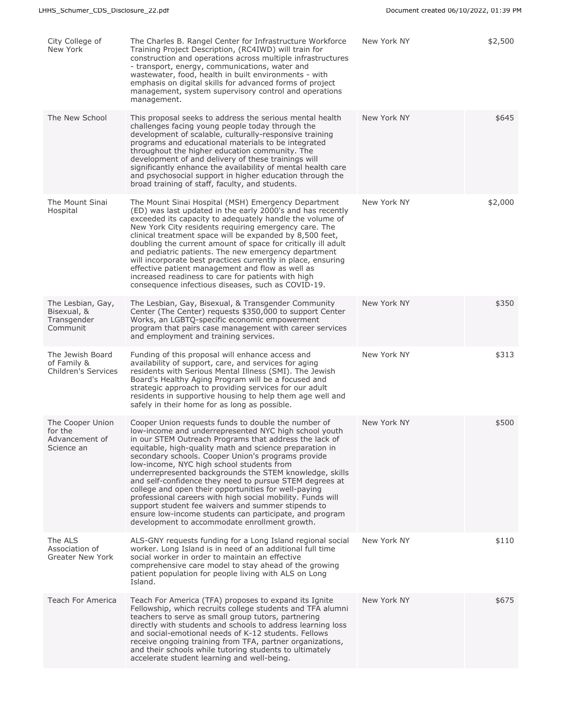| | | | |
|---|---|---|---|
| City College of New York | The Charles B. Rangel Center for Infrastructure Workforce Training Project Description, (RC4IWD) will train for construction and operations across multiple infrastructures - transport, energy, communications, water and wastewater, food, health in built environments - with emphasis on digital skills for advanced forms of project management, system supervisory control and operations management. | New York NY | $2,500 |
| The New School | This proposal seeks to address the serious mental health challenges facing young people today through the development of scalable, culturally-responsive training programs and educational materials to be integrated throughout the higher education community. The development of and delivery of these trainings will significantly enhance the availability of mental health care and psychosocial support in higher education through the broad training of staff, faculty, and students. | New York NY | $645 |
| The Mount Sinai Hospital | The Mount Sinai Hospital (MSH) Emergency Department (ED) was last updated in the early 2000's and has recently exceeded its capacity to adequately handle the volume of New York City residents requiring emergency care. The clinical treatment space will be expanded by 8,500 feet, doubling the current amount of space for critically ill adult and pediatric patients. The new emergency department will incorporate best practices currently in place, ensuring effective patient management and flow as well as increased readiness to care for patients with high consequence infectious diseases, such as COVID-19. | New York NY | $2,000 |
| The Lesbian, Gay, Bisexual, & Transgender Communit | The Lesbian, Gay, Bisexual, & Transgender Community Center (The Center) requests $350,000 to support Center Works, an LGBTQ-specific economic empowerment program that pairs case management with career services and employment and training services. | New York NY | $350 |
| The Jewish Board of Family & Children's Services | Funding of this proposal will enhance access and availability of support, care, and services for aging residents with Serious Mental Illness (SMI). The Jewish Board's Healthy Aging Program will be a focused and strategic approach to providing services for our adult residents in supportive housing to help them age well and safely in their home for as long as possible. | New York NY | $313 |
| The Cooper Union for the Advancement of Science an | Cooper Union requests funds to double the number of low-income and underrepresented NYC high school youth in our STEM Outreach Programs that address the lack of equitable, high-quality math and science preparation in secondary schools. Cooper Union's programs provide low-income, NYC high school students from underrepresented backgrounds the STEM knowledge, skills and self-confidence they need to pursue STEM degrees at college and open their opportunities for well-paying professional careers with high social mobility. Funds will support student fee waivers and summer stipends to ensure low-income students can participate, and program development to accommodate enrollment growth. | New York NY | $500 |
| The ALS Association of Greater New York | ALS-GNY requests funding for a Long Island regional social worker. Long Island is in need of an additional full time social worker in order to maintain an effective comprehensive care model to stay ahead of the growing patient population for people living with ALS on Long Island. | New York NY | $110 |
| Teach For America | Teach For America (TFA) proposes to expand its Ignite Fellowship, which recruits college students and TFA alumni teachers to serve as small group tutors, partnering directly with students and schools to address learning loss and social-emotional needs of K-12 students. Fellows receive ongoing training from TFA, partner organizations, and their schools while tutoring students to ultimately accelerate student learning and well-being. | New York NY | $675 |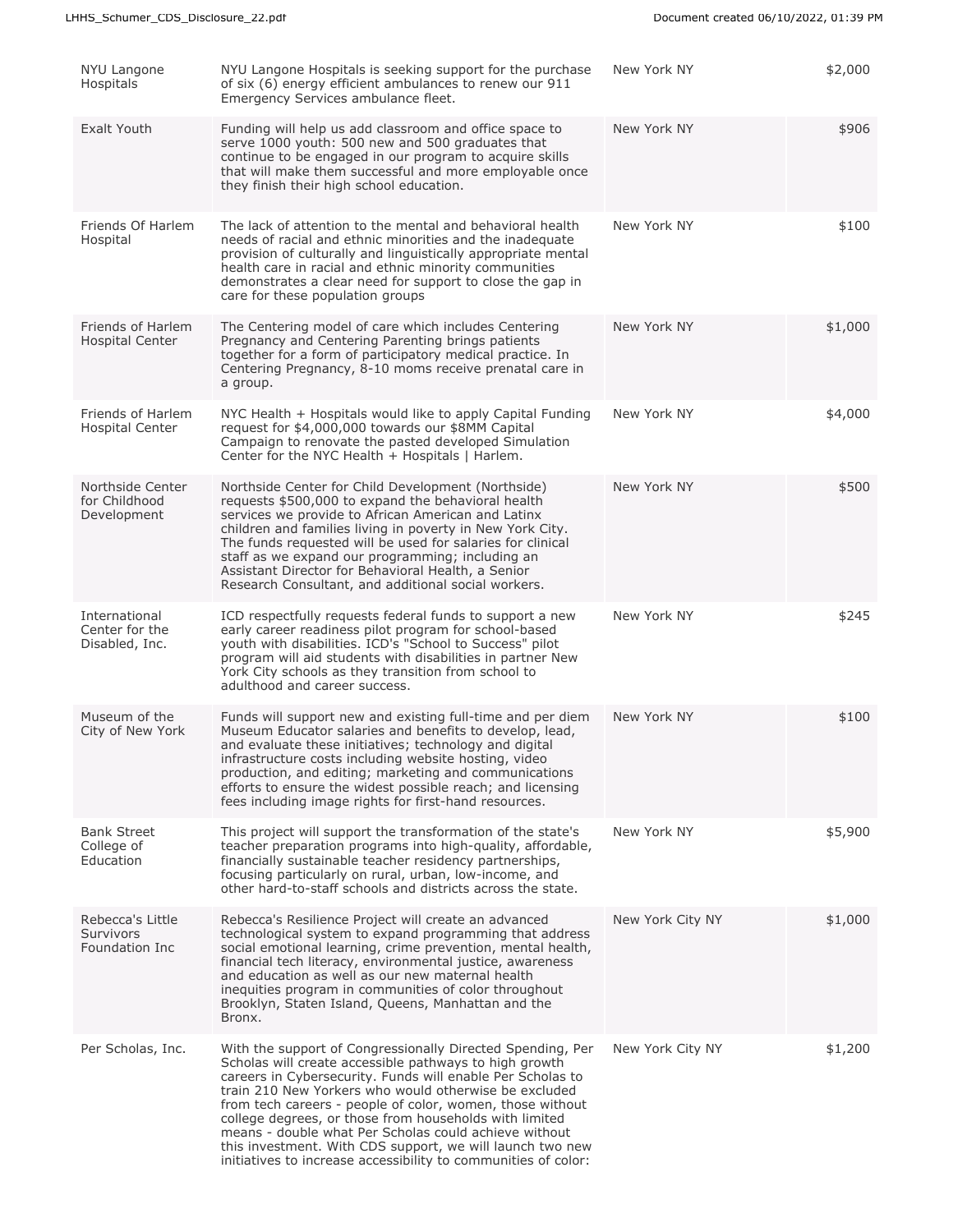| | | | |
|---|---|---|---|
| NYU Langone Hospitals | NYU Langone Hospitals is seeking support for the purchase of six (6) energy efficient ambulances to renew our 911 Emergency Services ambulance fleet. | New York NY | $2,000 |
| Exalt Youth | Funding will help us add classroom and office space to serve 1000 youth: 500 new and 500 graduates that continue to be engaged in our program to acquire skills that will make them successful and more employable once they finish their high school education. | New York NY | $906 |
| Friends Of Harlem Hospital | The lack of attention to the mental and behavioral health needs of racial and ethnic minorities and the inadequate provision of culturally and linguistically appropriate mental health care in racial and ethnic minority communities demonstrates a clear need for support to close the gap in care for these population groups | New York NY | $100 |
| Friends of Harlem Hospital Center | The Centering model of care which includes Centering Pregnancy and Centering Parenting brings patients together for a form of participatory medical practice. In Centering Pregnancy, 8-10 moms receive prenatal care in a group. | New York NY | $1,000 |
| Friends of Harlem Hospital Center | NYC Health + Hospitals would like to apply Capital Funding request for $4,000,000 towards our $8MM Capital Campaign to renovate the pasted developed Simulation Center for the NYC Health + Hospitals \| Harlem. | New York NY | $4,000 |
| Northside Center for Childhood Development | Northside Center for Child Development (Northside) requests $500,000 to expand the behavioral health services we provide to African American and Latinx children and families living in poverty in New York City. The funds requested will be used for salaries for clinical staff as we expand our programming; including an Assistant Director for Behavioral Health, a Senior Research Consultant, and additional social workers. | New York NY | $500 |
| International Center for the Disabled, Inc. | ICD respectfully requests federal funds to support a new early career readiness pilot program for school-based youth with disabilities. ICD's "School to Success" pilot program will aid students with disabilities in partner New York City schools as they transition from school to adulthood and career success. | New York NY | $245 |
| Museum of the City of New York | Funds will support new and existing full-time and per diem Museum Educator salaries and benefits to develop, lead, and evaluate these initiatives; technology and digital infrastructure costs including website hosting, video production, and editing; marketing and communications efforts to ensure the widest possible reach; and licensing fees including image rights for first-hand resources. | New York NY | $100 |
| Bank Street College of Education | This project will support the transformation of the state's teacher preparation programs into high-quality, affordable, financially sustainable teacher residency partnerships, focusing particularly on rural, urban, low-income, and other hard-to-staff schools and districts across the state. | New York NY | $5,900 |
| Rebecca's Little Survivors Foundation Inc | Rebecca's Resilience Project will create an advanced technological system to expand programming that address social emotional learning, crime prevention, mental health, financial tech literacy, environmental justice, awareness and education as well as our new maternal health inequities program in communities of color throughout Brooklyn, Staten Island, Queens, Manhattan and the Bronx. | New York City NY | $1,000 |
| Per Scholas, Inc. | With the support of Congressionally Directed Spending, Per Scholas will create accessible pathways to high growth careers in Cybersecurity. Funds will enable Per Scholas to train 210 New Yorkers who would otherwise be excluded from tech careers - people of color, women, those without college degrees, or those from households with limited means - double what Per Scholas could achieve without this investment. With CDS support, we will launch two new initiatives to increase accessibility to communities of color: | New York City NY | $1,200 |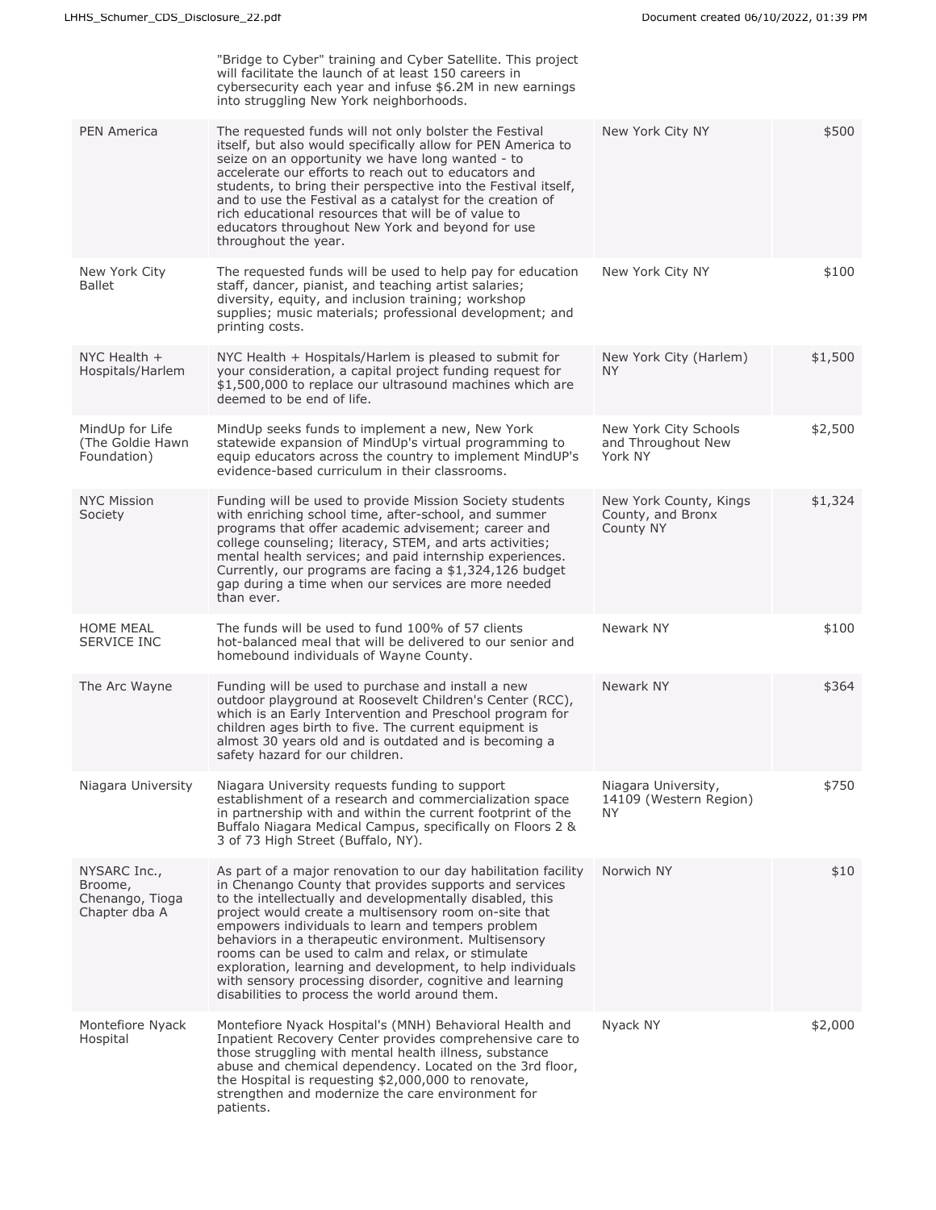| | | | |
|---|---|---|---|
| | "Bridge to Cyber" training and Cyber Satellite. This project will facilitate the launch of at least 150 careers in cybersecurity each year and infuse $6.2M in new earnings into struggling New York neighborhoods. | | |
| PEN America | The requested funds will not only bolster the Festival itself, but also would specifically allow for PEN America to seize on an opportunity we have long wanted - to accelerate our efforts to reach out to educators and students, to bring their perspective into the Festival itself, and to use the Festival as a catalyst for the creation of rich educational resources that will be of value to educators throughout New York and beyond for use throughout the year. | New York City NY | $500 |
| New York City Ballet | The requested funds will be used to help pay for education staff, dancer, pianist, and teaching artist salaries; diversity, equity, and inclusion training; workshop supplies; music materials; professional development; and printing costs. | New York City NY | $100 |
| NYC Health + Hospitals/Harlem | NYC Health + Hospitals/Harlem is pleased to submit for your consideration, a capital project funding request for $1,500,000 to replace our ultrasound machines which are deemed to be end of life. | New York City (Harlem) NY | $1,500 |
| MindUp for Life (The Goldie Hawn Foundation) | MindUp seeks funds to implement a new, New York statewide expansion of MindUp's virtual programming to equip educators across the country to implement MindUP's evidence-based curriculum in their classrooms. | New York City Schools and Throughout New York NY | $2,500 |
| NYC Mission Society | Funding will be used to provide Mission Society students with enriching school time, after-school, and summer programs that offer academic advisement; career and college counseling; literacy, STEM, and arts activities; mental health services; and paid internship experiences. Currently, our programs are facing a $1,324,126 budget gap during a time when our services are more needed than ever. | New York County, Kings County, and Bronx County NY | $1,324 |
| HOME MEAL SERVICE INC | The funds will be used to fund 100% of 57 clients hot-balanced meal that will be delivered to our senior and homebound individuals of Wayne County. | Newark NY | $100 |
| The Arc Wayne | Funding will be used to purchase and install a new outdoor playground at Roosevelt Children's Center (RCC), which is an Early Intervention and Preschool program for children ages birth to five. The current equipment is almost 30 years old and is outdated and is becoming a safety hazard for our children. | Newark NY | $364 |
| Niagara University | Niagara University requests funding to support establishment of a research and commercialization space in partnership with and within the current footprint of the Buffalo Niagara Medical Campus, specifically on Floors 2 & 3 of 73 High Street (Buffalo, NY). | Niagara University, 14109 (Western Region) NY | $750 |
| NYSARC Inc., Broome, Chenango, Tioga Chapter dba A | As part of a major renovation to our day habilitation facility in Chenango County that provides supports and services to the intellectually and developmentally disabled, this project would create a multisensory room on-site that empowers individuals to learn and tempers problem behaviors in a therapeutic environment. Multisensory rooms can be used to calm and relax, or stimulate exploration, learning and development, to help individuals with sensory processing disorder, cognitive and learning disabilities to process the world around them. | Norwich NY | $10 |
| Montefiore Nyack Hospital | Montefiore Nyack Hospital's (MNH) Behavioral Health and Inpatient Recovery Center provides comprehensive care to those struggling with mental health illness, substance abuse and chemical dependency. Located on the 3rd floor, the Hospital is requesting $2,000,000 to renovate, strengthen and modernize the care environment for patients. | Nyack NY | $2,000 |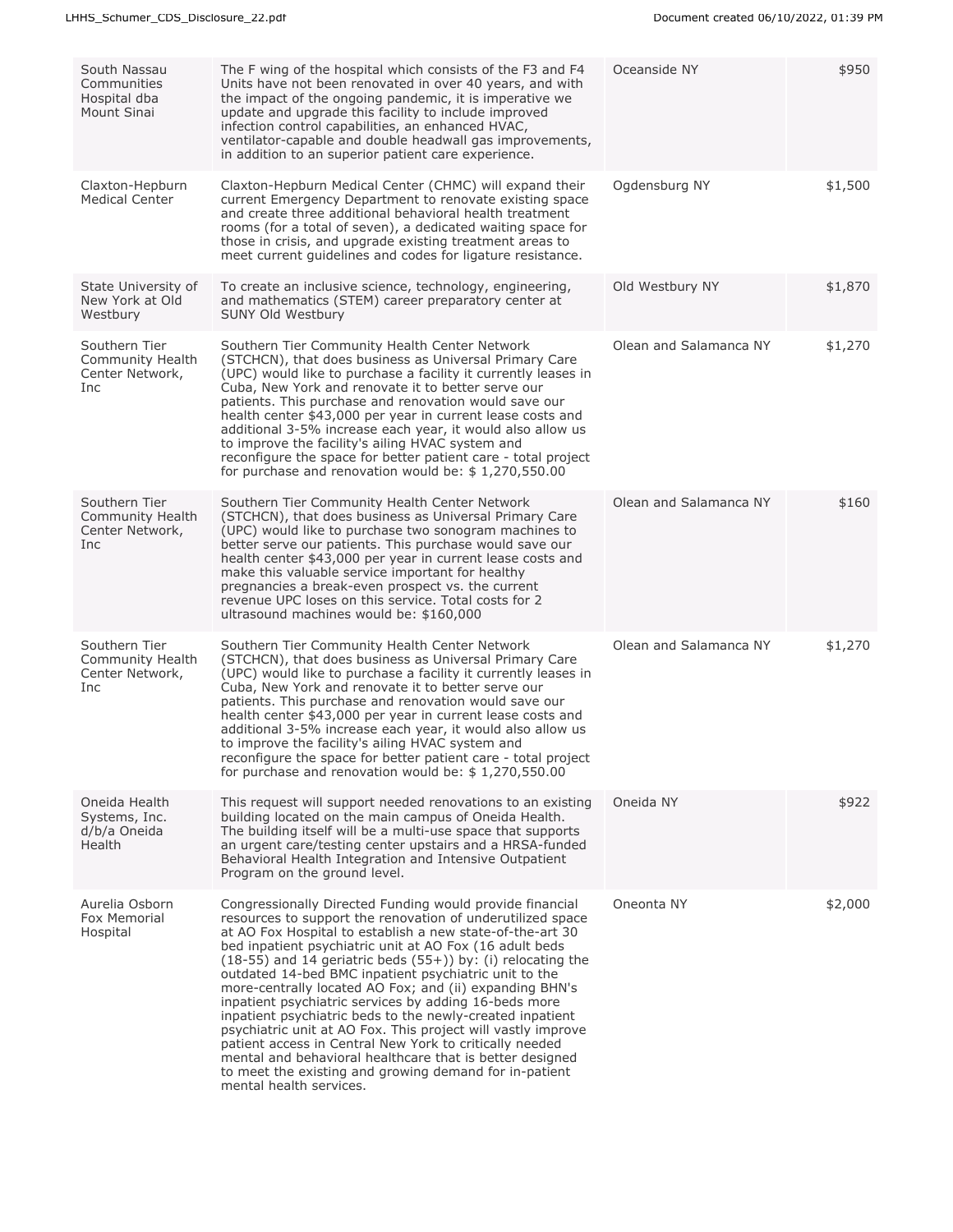| | | | |
|---|---|---|---|
| South Nassau Communities Hospital dba Mount Sinai | The F wing of the hospital which consists of the F3 and F4 Units have not been renovated in over 40 years, and with the impact of the ongoing pandemic, it is imperative we update and upgrade this facility to include improved infection control capabilities, an enhanced HVAC, ventilator-capable and double headwall gas improvements, in addition to an superior patient care experience. | Oceanside NY | $950 |
| Claxton-Hepburn Medical Center | Claxton-Hepburn Medical Center (CHMC) will expand their current Emergency Department to renovate existing space and create three additional behavioral health treatment rooms (for a total of seven), a dedicated waiting space for those in crisis, and upgrade existing treatment areas to meet current guidelines and codes for ligature resistance. | Ogdensburg NY | $1,500 |
| State University of New York at Old Westbury | To create an inclusive science, technology, engineering, and mathematics (STEM) career preparatory center at SUNY Old Westbury | Old Westbury NY | $1,870 |
| Southern Tier Community Health Center Network, Inc | Southern Tier Community Health Center Network (STCHCN), that does business as Universal Primary Care (UPC) would like to purchase a facility it currently leases in Cuba, New York and renovate it to better serve our patients. This purchase and renovation would save our health center $43,000 per year in current lease costs and additional 3-5% increase each year, it would also allow us to improve the facility's ailing HVAC system and reconfigure the space for better patient care - total project for purchase and renovation would be: $ 1,270,550.00 | Olean and Salamanca NY | $1,270 |
| Southern Tier Community Health Center Network, Inc | Southern Tier Community Health Center Network (STCHCN), that does business as Universal Primary Care (UPC) would like to purchase two sonogram machines to better serve our patients. This purchase would save our health center $43,000 per year in current lease costs and make this valuable service important for healthy pregnancies a break-even prospect vs. the current revenue UPC loses on this service. Total costs for 2 ultrasound machines would be: $160,000 | Olean and Salamanca NY | $160 |
| Southern Tier Community Health Center Network, Inc | Southern Tier Community Health Center Network (STCHCN), that does business as Universal Primary Care (UPC) would like to purchase a facility it currently leases in Cuba, New York and renovate it to better serve our patients. This purchase and renovation would save our health center $43,000 per year in current lease costs and additional 3-5% increase each year, it would also allow us to improve the facility's ailing HVAC system and reconfigure the space for better patient care - total project for purchase and renovation would be: $ 1,270,550.00 | Olean and Salamanca NY | $1,270 |
| Oneida Health Systems, Inc. d/b/a Oneida Health | This request will support needed renovations to an existing building located on the main campus of Oneida Health. The building itself will be a multi-use space that supports an urgent care/testing center upstairs and a HRSA-funded Behavioral Health Integration and Intensive Outpatient Program on the ground level. | Oneida NY | $922 |
| Aurelia Osborn Fox Memorial Hospital | Congressionally Directed Funding would provide financial resources to support the renovation of underutilized space at AO Fox Hospital to establish a new state-of-the-art 30 bed inpatient psychiatric unit at AO Fox (16 adult beds (18-55) and 14 geriatric beds (55+)) by: (i) relocating the outdated 14-bed BMC inpatient psychiatric unit to the more-centrally located AO Fox; and (ii) expanding BHN's inpatient psychiatric services by adding 16-beds more inpatient psychiatric beds to the newly-created inpatient psychiatric unit at AO Fox. This project will vastly improve patient access in Central New York to critically needed mental and behavioral healthcare that is better designed to meet the existing and growing demand for in-patient mental health services. | Oneonta NY | $2,000 |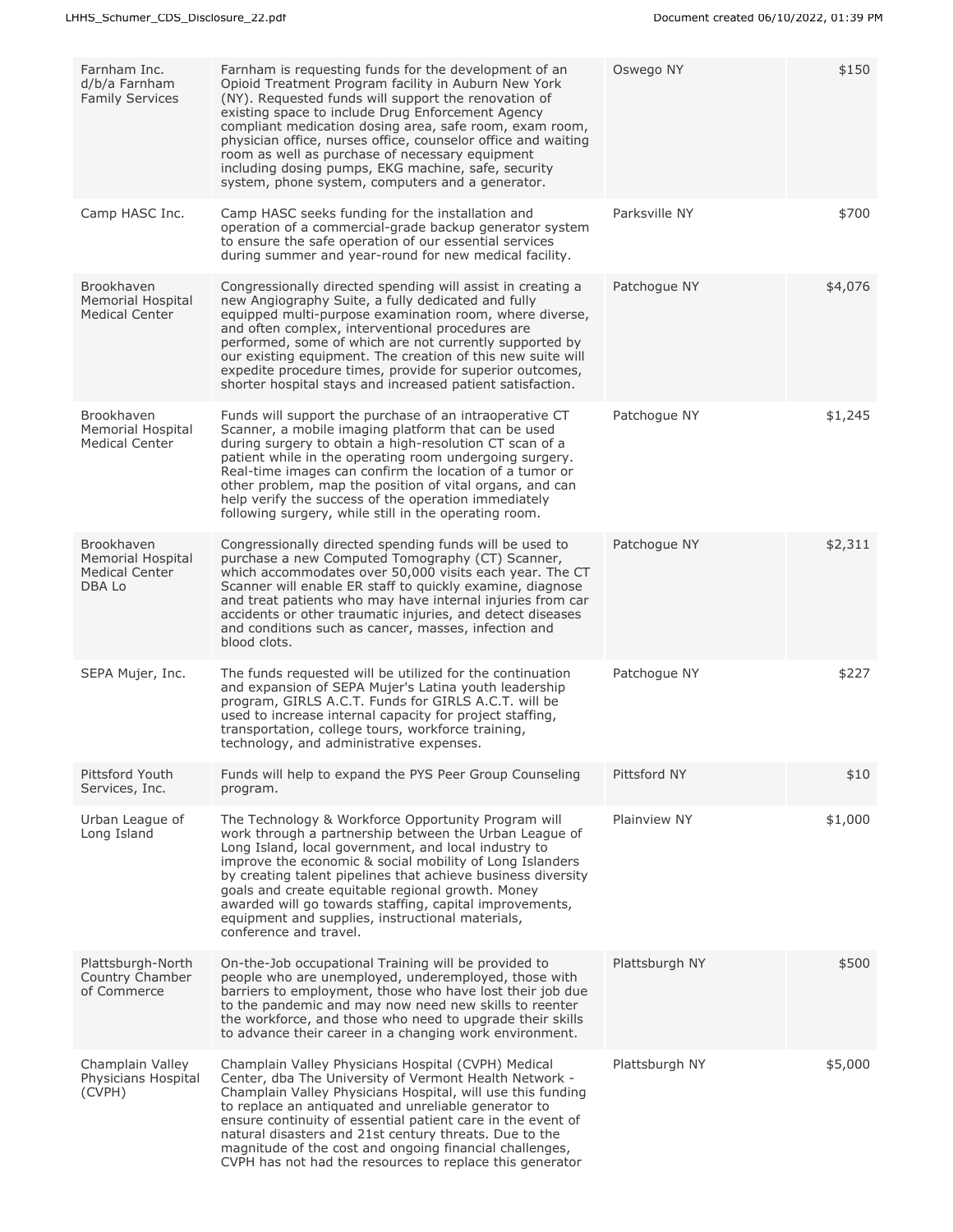| | | | |
|---|---|---|---|
| Farnham Inc. d/b/a Farnham Family Services | Farnham is requesting funds for the development of an Opioid Treatment Program facility in Auburn New York (NY). Requested funds will support the renovation of existing space to include Drug Enforcement Agency compliant medication dosing area, safe room, exam room, physician office, nurses office, counselor office and waiting room as well as purchase of necessary equipment including dosing pumps, EKG machine, safe, security system, phone system, computers and a generator. | Oswego NY | $150 |
| Camp HASC Inc. | Camp HASC seeks funding for the installation and operation of a commercial-grade backup generator system to ensure the safe operation of our essential services during summer and year-round for new medical facility. | Parksville NY | $700 |
| Brookhaven Memorial Hospital Medical Center | Congressionally directed spending will assist in creating a new Angiography Suite, a fully dedicated and fully equipped multi-purpose examination room, where diverse, and often complex, interventional procedures are performed, some of which are not currently supported by our existing equipment. The creation of this new suite will expedite procedure times, provide for superior outcomes, shorter hospital stays and increased patient satisfaction. | Patchogue NY | $4,076 |
| Brookhaven Memorial Hospital Medical Center | Funds will support the purchase of an intraoperative CT Scanner, a mobile imaging platform that can be used during surgery to obtain a high-resolution CT scan of a patient while in the operating room undergoing surgery. Real-time images can confirm the location of a tumor or other problem, map the position of vital organs, and can help verify the success of the operation immediately following surgery, while still in the operating room. | Patchogue NY | $1,245 |
| Brookhaven Memorial Hospital Medical Center DBA Lo | Congressionally directed spending funds will be used to purchase a new Computed Tomography (CT) Scanner, which accommodates over 50,000 visits each year. The CT Scanner will enable ER staff to quickly examine, diagnose and treat patients who may have internal injuries from car accidents or other traumatic injuries, and detect diseases and conditions such as cancer, masses, infection and blood clots. | Patchogue NY | $2,311 |
| SEPA Mujer, Inc. | The funds requested will be utilized for the continuation and expansion of SEPA Mujer's Latina youth leadership program, GIRLS A.C.T. Funds for GIRLS A.C.T. will be used to increase internal capacity for project staffing, transportation, college tours, workforce training, technology, and administrative expenses. | Patchogue NY | $227 |
| Pittsford Youth Services, Inc. | Funds will help to expand the PYS Peer Group Counseling program. | Pittsford NY | $10 |
| Urban League of Long Island | The Technology & Workforce Opportunity Program will work through a partnership between the Urban League of Long Island, local government, and local industry to improve the economic & social mobility of Long Islanders by creating talent pipelines that achieve business diversity goals and create equitable regional growth. Money awarded will go towards staffing, capital improvements, equipment and supplies, instructional materials, conference and travel. | Plainview NY | $1,000 |
| Plattsburgh-North Country Chamber of Commerce | On-the-Job occupational Training will be provided to people who are unemployed, underemployed, those with barriers to employment, those who have lost their job due to the pandemic and may now need new skills to reenter the workforce, and those who need to upgrade their skills to advance their career in a changing work environment. | Plattsburgh NY | $500 |
| Champlain Valley Physicians Hospital (CVPH) | Champlain Valley Physicians Hospital (CVPH) Medical Center, dba The University of Vermont Health Network - Champlain Valley Physicians Hospital, will use this funding to replace an antiquated and unreliable generator to ensure continuity of essential patient care in the event of natural disasters and 21st century threats. Due to the magnitude of the cost and ongoing financial challenges, CVPH has not had the resources to replace this generator | Plattsburgh NY | $5,000 |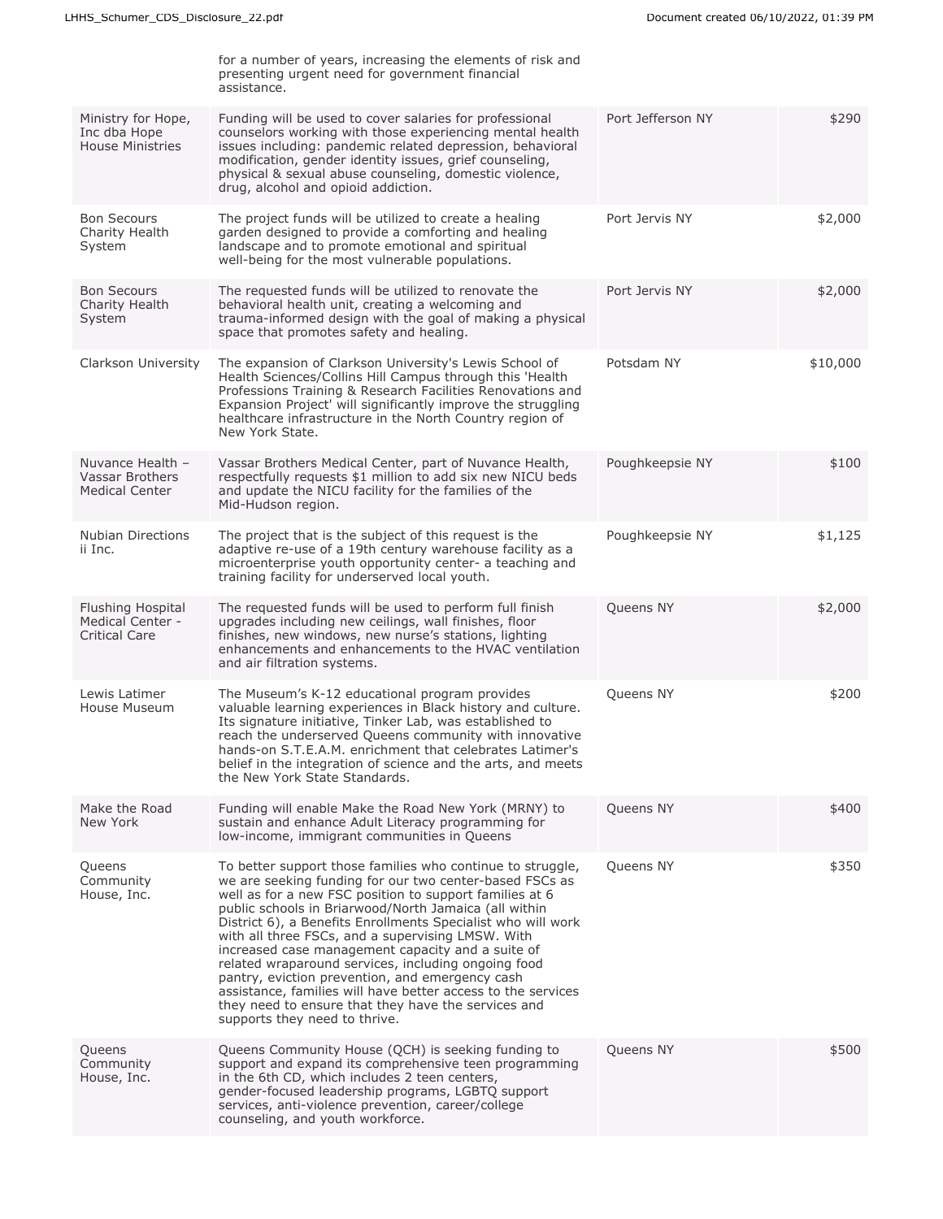| | | | |
|---|---|---|---|
| | for a number of years, increasing the elements of risk and presenting urgent need for government financial assistance. | | |
| Ministry for Hope, Inc dba Hope House Ministries | Funding will be used to cover salaries for professional counselors working with those experiencing mental health issues including: pandemic related depression, behavioral modification, gender identity issues, grief counseling, physical & sexual abuse counseling, domestic violence, drug, alcohol and opioid addiction. | Port Jefferson NY | $290 |
| Bon Secours Charity Health System | The project funds will be utilized to create a healing garden designed to provide a comforting and healing landscape and to promote emotional and spiritual well-being for the most vulnerable populations. | Port Jervis NY | $2,000 |
| Bon Secours Charity Health System | The requested funds will be utilized to renovate the behavioral health unit, creating a welcoming and trauma-informed design with the goal of making a physical space that promotes safety and healing. | Port Jervis NY | $2,000 |
| Clarkson University | The expansion of Clarkson University's Lewis School of Health Sciences/Collins Hill Campus through this 'Health Professions Training & Research Facilities Renovations and Expansion Project' will significantly improve the struggling healthcare infrastructure in the North Country region of New York State. | Potsdam NY | $10,000 |
| Nuvance Health – Vassar Brothers Medical Center | Vassar Brothers Medical Center, part of Nuvance Health, respectfully requests $1 million to add six new NICU beds and update the NICU facility for the families of the Mid-Hudson region. | Poughkeepsie NY | $100 |
| Nubian Directions ii Inc. | The project that is the subject of this request is the adaptive re-use of a 19th century warehouse facility as a microenterprise youth opportunity center- a teaching and training facility for underserved local youth. | Poughkeepsie NY | $1,125 |
| Flushing Hospital Medical Center - Critical Care | The requested funds will be used to perform full finish upgrades including new ceilings, wall finishes, floor finishes, new windows, new nurse's stations, lighting enhancements and enhancements to the HVAC ventilation and air filtration systems. | Queens NY | $2,000 |
| Lewis Latimer House Museum | The Museum's K-12 educational program provides valuable learning experiences in Black history and culture. Its signature initiative, Tinker Lab, was established to reach the underserved Queens community with innovative hands-on S.T.E.A.M. enrichment that celebrates Latimer's belief in the integration of science and the arts, and meets the New York State Standards. | Queens NY | $200 |
| Make the Road New York | Funding will enable Make the Road New York (MRNY) to sustain and enhance Adult Literacy programming for low-income, immigrant communities in Queens | Queens NY | $400 |
| Queens Community House, Inc. | To better support those families who continue to struggle, we are seeking funding for our two center-based FSCs as well as for a new FSC position to support families at 6 public schools in Briarwood/North Jamaica (all within District 6), a Benefits Enrollments Specialist who will work with all three FSCs, and a supervising LMSW. With increased case management capacity and a suite of related wraparound services, including ongoing food pantry, eviction prevention, and emergency cash assistance, families will have better access to the services they need to ensure that they have the services and supports they need to thrive. | Queens NY | $350 |
| Queens Community House, Inc. | Queens Community House (QCH) is seeking funding to support and expand its comprehensive teen programming in the 6th CD, which includes 2 teen centers, gender-focused leadership programs, LGBTQ support services, anti-violence prevention, career/college counseling, and youth workforce. | Queens NY | $500 |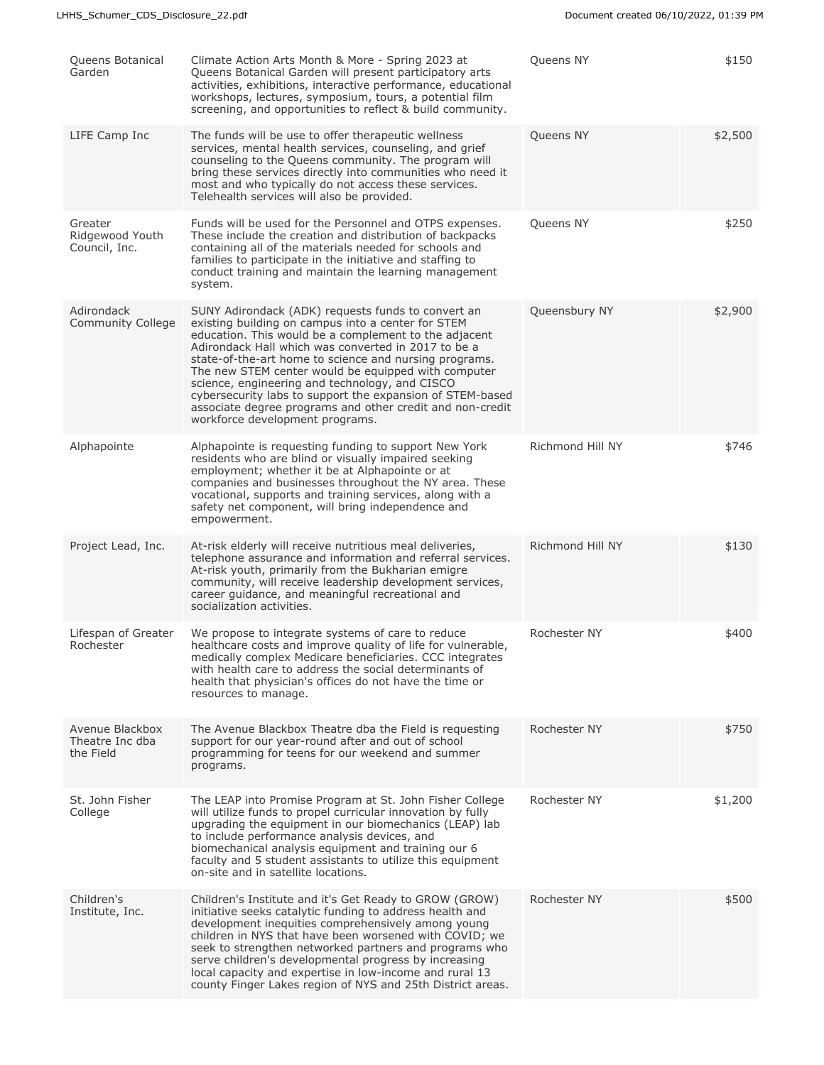| Queens Botanical Garden | Climate Action Arts Month & More - Spring 2023 at Queens Botanical Garden will present participatory arts activities, exhibitions, interactive performance, educational workshops, lectures, symposium, tours, a potential film screening, and opportunities to reflect & build community. | Queens NY | $150 |
|---|---|---|---|
| LIFE Camp Inc | The funds will be use to offer therapeutic wellness services, mental health services, counseling, and grief counseling to the Queens community. The program will bring these services directly into communities who need it most and who typically do not access these services. Telehealth services will also be provided. | Queens NY | $2,500 |
| Greater Ridgewood Youth Council, Inc. | Funds will be used for the Personnel and OTPS expenses. These include the creation and distribution of backpacks containing all of the materials needed for schools and families to participate in the initiative and staffing to conduct training and maintain the learning management system. | Queens NY | $250 |
| Adirondack Community College | SUNY Adirondack (ADK) requests funds to convert an existing building on campus into a center for STEM education. This would be a complement to the adjacent Adirondack Hall which was converted in 2017 to be a state-of-the-art home to science and nursing programs. The new STEM center would be equipped with computer science, engineering and technology, and CISCO cybersecurity labs to support the expansion of STEM-based associate degree programs and other credit and non-credit workforce development programs. | Queensbury NY | $2,900 |
| Alphapointe | Alphapointe is requesting funding to support New York residents who are blind or visually impaired seeking employment; whether it be at Alphapointe or at companies and businesses throughout the NY area. These vocational, supports and training services, along with a safety net component, will bring independence and empowerment. | Richmond Hill NY | $746 |
| Project Lead, Inc. | At-risk elderly will receive nutritious meal deliveries, telephone assurance and information and referral services. At-risk youth, primarily from the Bukharian emigre community, will receive leadership development services, career guidance, and meaningful recreational and socialization activities. | Richmond Hill NY | $130 |
| Lifespan of Greater Rochester | We propose to integrate systems of care to reduce healthcare costs and improve quality of life for vulnerable, medically complex Medicare beneficiaries. CCC integrates with health care to address the social determinants of health that physician's offices do not have the time or resources to manage. | Rochester NY | $400 |
| Avenue Blackbox Theatre Inc dba the Field | The Avenue Blackbox Theatre dba the Field is requesting support for our year-round after and out of school programming for teens for our weekend and summer programs. | Rochester NY | $750 |
| St. John Fisher College | The LEAP into Promise Program at St. John Fisher College will utilize funds to propel curricular innovation by fully upgrading the equipment in our biomechanics (LEAP) lab to include performance analysis devices, and biomechanical analysis equipment and training our 6 faculty and 5 student assistants to utilize this equipment on-site and in satellite locations. | Rochester NY | $1,200 |
| Children's Institute, Inc. | Children's Institute and it's Get Ready to GROW (GROW) initiative seeks catalytic funding to address health and development inequities comprehensively among young children in NYS that have been worsened with COVID; we seek to strengthen networked partners and programs who serve children's developmental progress by increasing local capacity and expertise in low-income and rural 13 county Finger Lakes region of NYS and 25th District areas. | Rochester NY | $500 |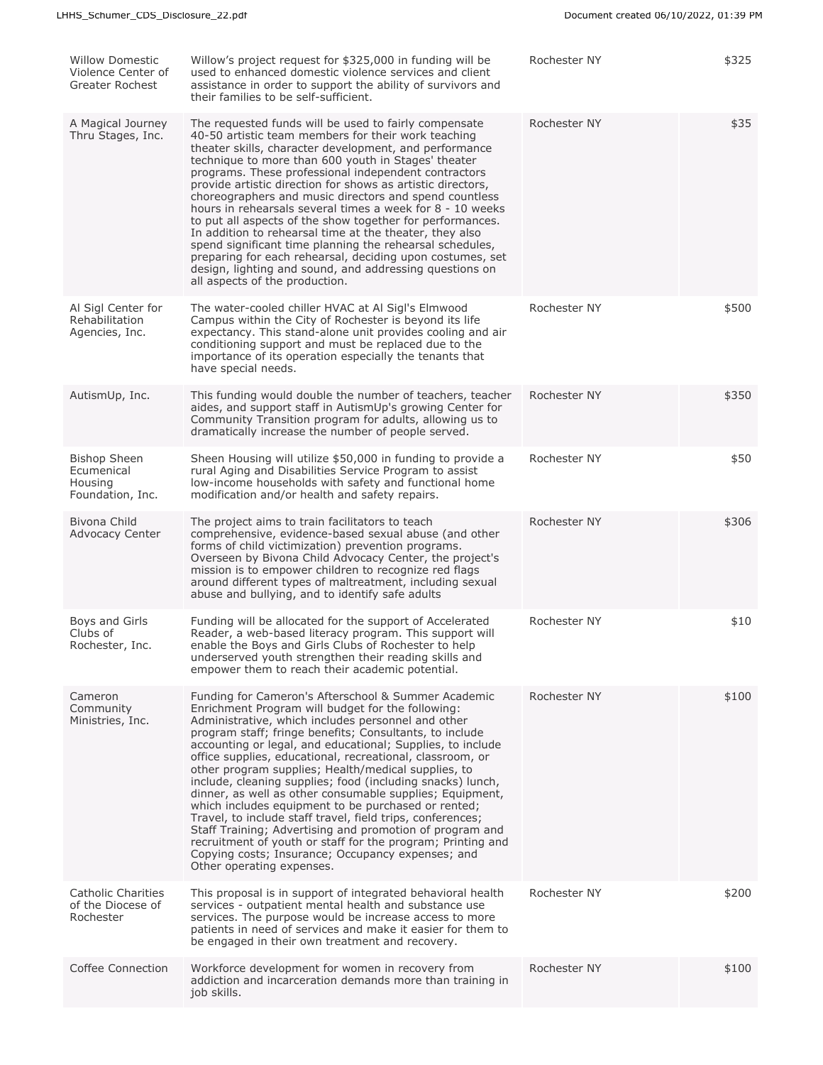| | | | |
|---|---|---|---|
| Willow Domestic Violence Center of Greater Rochest | Willow's project request for $325,000 in funding will be used to enhanced domestic violence services and client assistance in order to support the ability of survivors and their families to be self-sufficient. | Rochester NY | $325 |
| A Magical Journey Thru Stages, Inc. | The requested funds will be used to fairly compensate 40-50 artistic team members for their work teaching theater skills, character development, and performance technique to more than 600 youth in Stages' theater programs. These professional independent contractors provide artistic direction for shows as artistic directors, choreographers and music directors and spend countless hours in rehearsals several times a week for 8 - 10 weeks to put all aspects of the show together for performances. In addition to rehearsal time at the theater, they also spend significant time planning the rehearsal schedules, preparing for each rehearsal, deciding upon costumes, set design, lighting and sound, and addressing questions on all aspects of the production. | Rochester NY | $35 |
| Al Sigl Center for Rehabilitation Agencies, Inc. | The water-cooled chiller HVAC at Al Sigl's Elmwood Campus within the City of Rochester is beyond its life expectancy. This stand-alone unit provides cooling and air conditioning support and must be replaced due to the importance of its operation especially the tenants that have special needs. | Rochester NY | $500 |
| AutismUp, Inc. | This funding would double the number of teachers, teacher aides, and support staff in AutismUp's growing Center for Community Transition program for adults, allowing us to dramatically increase the number of people served. | Rochester NY | $350 |
| Bishop Sheen Ecumenical Housing Foundation, Inc. | Sheen Housing will utilize $50,000 in funding to provide a rural Aging and Disabilities Service Program to assist low-income households with safety and functional home modification and/or health and safety repairs. | Rochester NY | $50 |
| Bivona Child Advocacy Center | The project aims to train facilitators to teach comprehensive, evidence-based sexual abuse (and other forms of child victimization) prevention programs. Overseen by Bivona Child Advocacy Center, the project's mission is to empower children to recognize red flags around different types of maltreatment, including sexual abuse and bullying, and to identify safe adults | Rochester NY | $306 |
| Boys and Girls Clubs of Rochester, Inc. | Funding will be allocated for the support of Accelerated Reader, a web-based literacy program. This support will enable the Boys and Girls Clubs of Rochester to help underserved youth strengthen their reading skills and empower them to reach their academic potential. | Rochester NY | $10 |
| Cameron Community Ministries, Inc. | Funding for Cameron's Afterschool & Summer Academic Enrichment Program will budget for the following: Administrative, which includes personnel and other program staff; fringe benefits; Consultants, to include accounting or legal, and educational; Supplies, to include office supplies, educational, recreational, classroom, or other program supplies; Health/medical supplies, to include, cleaning supplies; food (including snacks) lunch, dinner, as well as other consumable supplies; Equipment, which includes equipment to be purchased or rented; Travel, to include staff travel, field trips, conferences; Staff Training; Advertising and promotion of program and recruitment of youth or staff for the program; Printing and Copying costs; Insurance; Occupancy expenses; and Other operating expenses. | Rochester NY | $100 |
| Catholic Charities of the Diocese of Rochester | This proposal is in support of integrated behavioral health services - outpatient mental health and substance use services. The purpose would be increase access to more patients in need of services and make it easier for them to be engaged in their own treatment and recovery. | Rochester NY | $200 |
| Coffee Connection | Workforce development for women in recovery from addiction and incarceration demands more than training in job skills. | Rochester NY | $100 |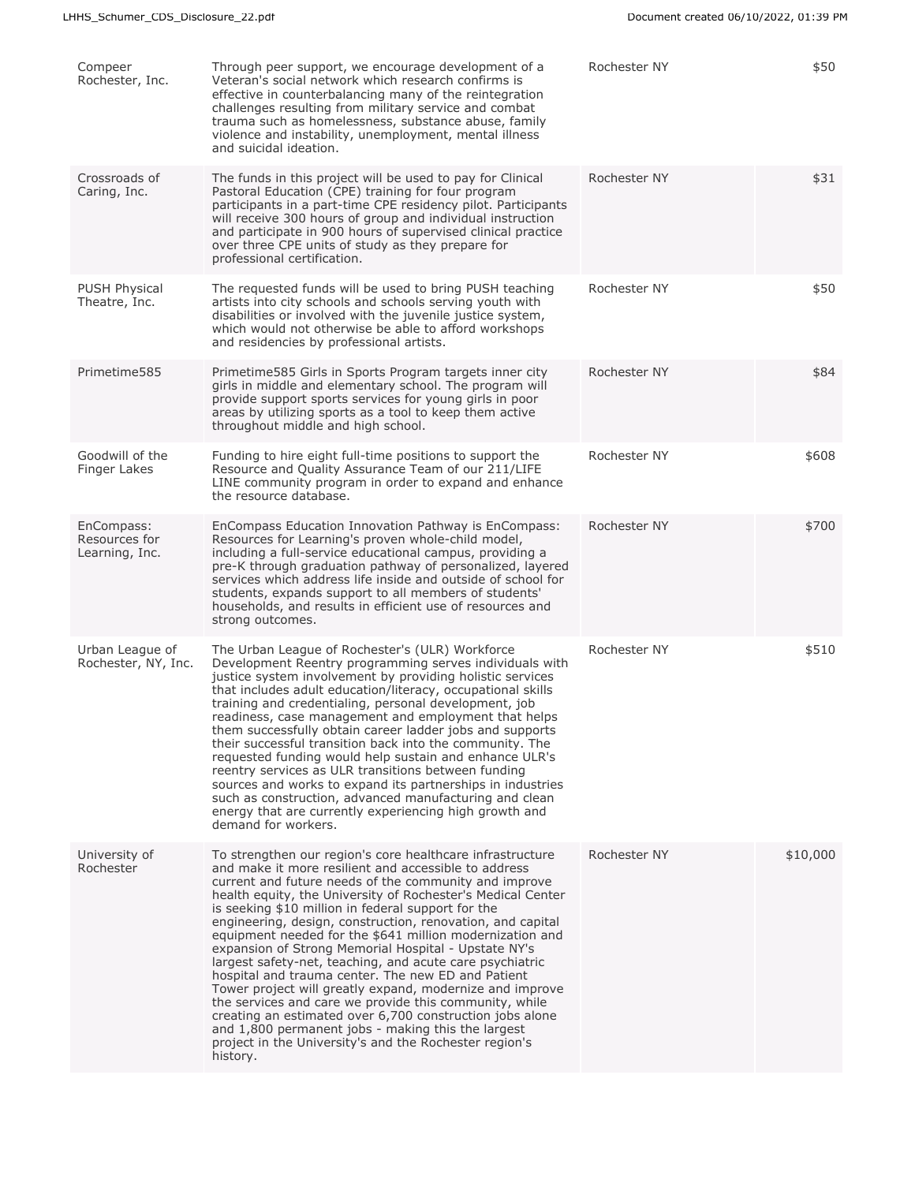| | | | |
|---|---|---|---|
| Compeer Rochester, Inc. | Through peer support, we encourage development of a Veteran's social network which research confirms is effective in counterbalancing many of the reintegration challenges resulting from military service and combat trauma such as homelessness, substance abuse, family violence and instability, unemployment, mental illness and suicidal ideation. | Rochester NY | $50 |
| Crossroads of Caring, Inc. | The funds in this project will be used to pay for Clinical Pastoral Education (CPE) training for four program participants in a part-time CPE residency pilot. Participants will receive 300 hours of group and individual instruction and participate in 900 hours of supervised clinical practice over three CPE units of study as they prepare for professional certification. | Rochester NY | $31 |
| PUSH Physical Theatre, Inc. | The requested funds will be used to bring PUSH teaching artists into city schools and schools serving youth with disabilities or involved with the juvenile justice system, which would not otherwise be able to afford workshops and residencies by professional artists. | Rochester NY | $50 |
| Primetime585 | Primetime585 Girls in Sports Program targets inner city girls in middle and elementary school. The program will provide support sports services for young girls in poor areas by utilizing sports as a tool to keep them active throughout middle and high school. | Rochester NY | $84 |
| Goodwill of the Finger Lakes | Funding to hire eight full-time positions to support the Resource and Quality Assurance Team of our 211/LIFE LINE community program in order to expand and enhance the resource database. | Rochester NY | $608 |
| EnCompass: Resources for Learning, Inc. | EnCompass Education Innovation Pathway is EnCompass: Resources for Learning's proven whole-child model, including a full-service educational campus, providing a pre-K through graduation pathway of personalized, layered services which address life inside and outside of school for students, expands support to all members of students' households, and results in efficient use of resources and strong outcomes. | Rochester NY | $700 |
| Urban League of Rochester, NY, Inc. | The Urban League of Rochester's (ULR) Workforce Development Reentry programming serves individuals with justice system involvement by providing holistic services that includes adult education/literacy, occupational skills training and credentialing, personal development, job readiness, case management and employment that helps them successfully obtain career ladder jobs and supports their successful transition back into the community. The requested funding would help sustain and enhance ULR's reentry services as ULR transitions between funding sources and works to expand its partnerships in industries such as construction, advanced manufacturing and clean energy that are currently experiencing high growth and demand for workers. | Rochester NY | $510 |
| University of Rochester | To strengthen our region's core healthcare infrastructure and make it more resilient and accessible to address current and future needs of the community and improve health equity, the University of Rochester's Medical Center is seeking $10 million in federal support for the engineering, design, construction, renovation, and capital equipment needed for the $641 million modernization and expansion of Strong Memorial Hospital - Upstate NY's largest safety-net, teaching, and acute care psychiatric hospital and trauma center. The new ED and Patient Tower project will greatly expand, modernize and improve the services and care we provide this community, while creating an estimated over 6,700 construction jobs alone and 1,800 permanent jobs - making this the largest project in the University's and the Rochester region's history. | Rochester NY | $10,000 |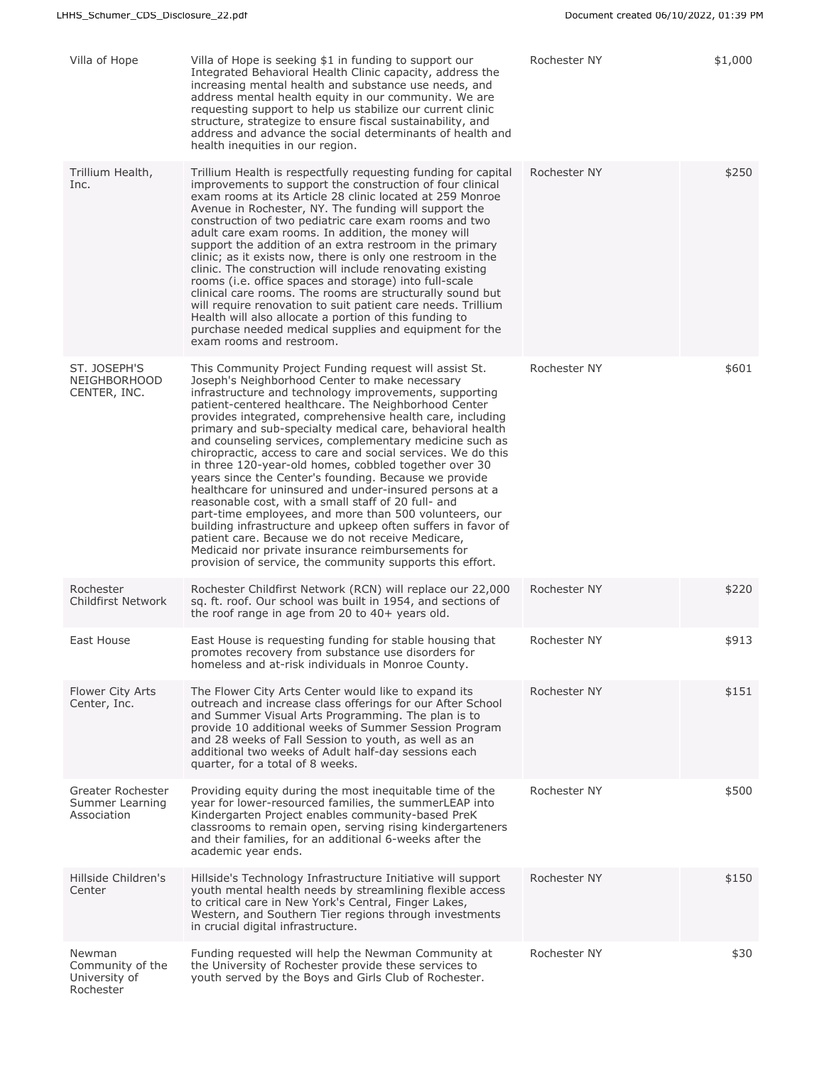| Villa of Hope | Villa of Hope is seeking $1 in funding to support our Integrated Behavioral Health Clinic capacity, address the increasing mental health and substance use needs, and address mental health equity in our community. We are requesting support to help us stabilize our current clinic structure, strategize to ensure fiscal sustainability, and address and advance the social determinants of health and health inequities in our region. | Rochester NY | $1,000 |
|---|---|---|---|
| Trillium Health, Inc. | Trillium Health is respectfully requesting funding for capital improvements to support the construction of four clinical exam rooms at its Article 28 clinic located at 259 Monroe Avenue in Rochester, NY. The funding will support the construction of two pediatric care exam rooms and two adult care exam rooms. In addition, the money will support the addition of an extra restroom in the primary clinic; as it exists now, there is only one restroom in the clinic. The construction will include renovating existing rooms (i.e. office spaces and storage) into full-scale clinical care rooms. The rooms are structurally sound but will require renovation to suit patient care needs. Trillium Health will also allocate a portion of this funding to purchase needed medical supplies and equipment for the exam rooms and restroom. | Rochester NY | $250 |
| ST. JOSEPH'S NEIGHBORHOOD CENTER, INC. | This Community Project Funding request will assist St. Joseph's Neighborhood Center to make necessary infrastructure and technology improvements, supporting patient-centered healthcare. The Neighborhood Center provides integrated, comprehensive health care, including primary and sub-specialty medical care, behavioral health and counseling services, complementary medicine such as chiropractic, access to care and social services. We do this in three 120-year-old homes, cobbled together over 30 years since the Center's founding. Because we provide healthcare for uninsured and under-insured persons at a reasonable cost, with a small staff of 20 full- and part-time employees, and more than 500 volunteers, our building infrastructure and upkeep often suffers in favor of patient care. Because we do not receive Medicare, Medicaid nor private insurance reimbursements for provision of service, the community supports this effort. | Rochester NY | $601 |
| Rochester Childfirst Network | Rochester Childfirst Network (RCN) will replace our 22,000 sq. ft. roof. Our school was built in 1954, and sections of the roof range in age from 20 to 40+ years old. | Rochester NY | $220 |
| East House | East House is requesting funding for stable housing that promotes recovery from substance use disorders for homeless and at-risk individuals in Monroe County. | Rochester NY | $913 |
| Flower City Arts Center, Inc. | The Flower City Arts Center would like to expand its outreach and increase class offerings for our After School and Summer Visual Arts Programming. The plan is to provide 10 additional weeks of Summer Session Program and 28 weeks of Fall Session to youth, as well as an additional two weeks of Adult half-day sessions each quarter, for a total of 8 weeks. | Rochester NY | $151 |
| Greater Rochester Summer Learning Association | Providing equity during the most inequitable time of the year for lower-resourced families, the summerLEAP into Kindergarten Project enables community-based PreK classrooms to remain open, serving rising kindergarteners and their families, for an additional 6-weeks after the academic year ends. | Rochester NY | $500 |
| Hillside Children's Center | Hillside's Technology Infrastructure Initiative will support youth mental health needs by streamlining flexible access to critical care in New York's Central, Finger Lakes, Western, and Southern Tier regions through investments in crucial digital infrastructure. | Rochester NY | $150 |
| Newman Community of the University of Rochester | Funding requested will help the Newman Community at the University of Rochester provide these services to youth served by the Boys and Girls Club of Rochester. | Rochester NY | $30 |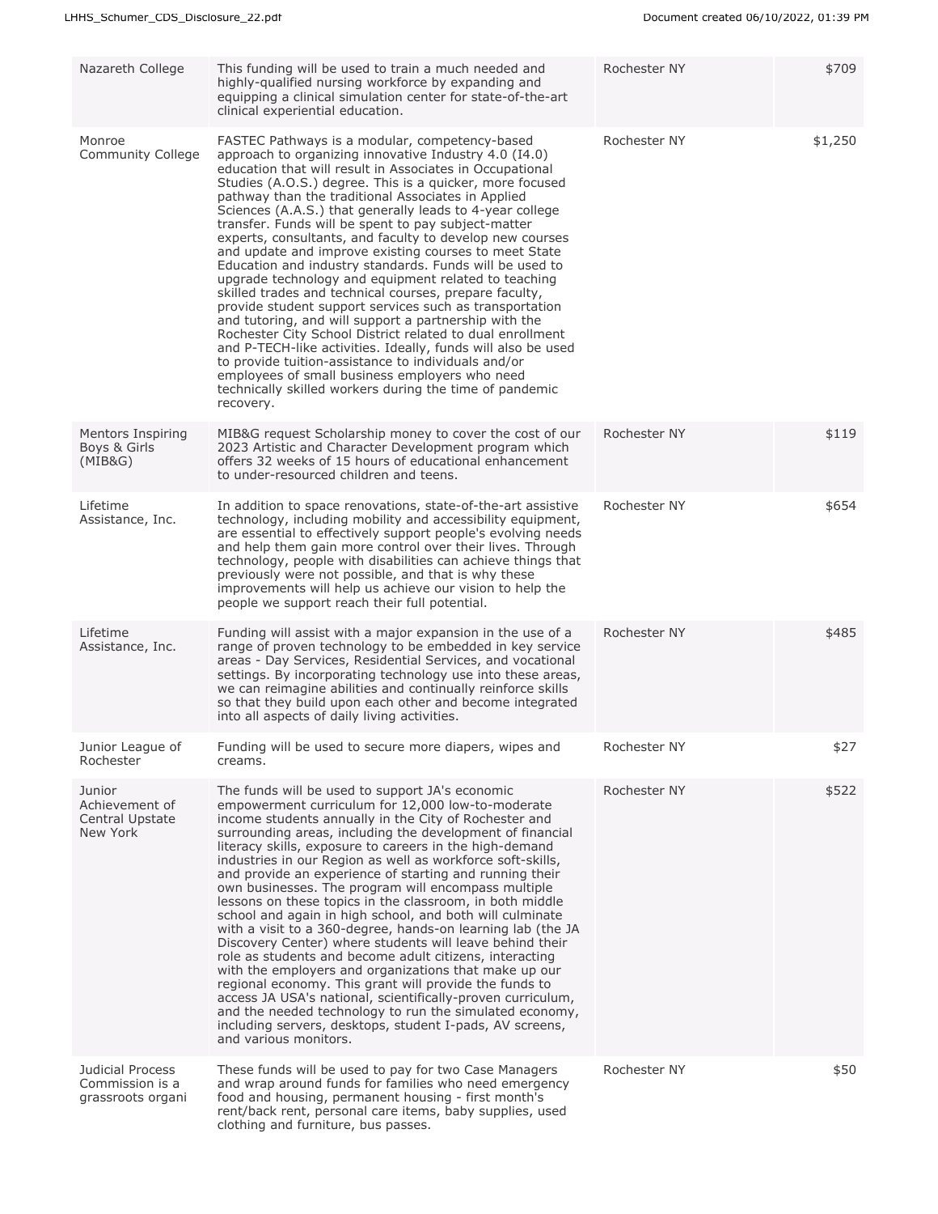| | | | |
|---|---|---|---|
| Nazareth College | This funding will be used to train a much needed and highly-qualified nursing workforce by expanding and equipping a clinical simulation center for state-of-the-art clinical experiential education. | Rochester NY | $709 |
| Monroe Community College | FASTEC Pathways is a modular, competency-based approach to organizing innovative Industry 4.0 (I4.0) education that will result in Associates in Occupational Studies (A.O.S.) degree. This is a quicker, more focused pathway than the traditional Associates in Applied Sciences (A.A.S.) that generally leads to 4-year college transfer. Funds will be spent to pay subject-matter experts, consultants, and faculty to develop new courses and update and improve existing courses to meet State Education and industry standards. Funds will be used to upgrade technology and equipment related to teaching skilled trades and technical courses, prepare faculty, provide student support services such as transportation and tutoring, and will support a partnership with the Rochester City School District related to dual enrollment and P-TECH-like activities. Ideally, funds will also be used to provide tuition-assistance to individuals and/or employees of small business employers who need technically skilled workers during the time of pandemic recovery. | Rochester NY | $1,250 |
| Mentors Inspiring Boys & Girls (MIB&G) | MIB&G request Scholarship money to cover the cost of our 2023 Artistic and Character Development program which offers 32 weeks of 15 hours of educational enhancement to under-resourced children and teens. | Rochester NY | $119 |
| Lifetime Assistance, Inc. | In addition to space renovations, state-of-the-art assistive technology, including mobility and accessibility equipment, are essential to effectively support people's evolving needs and help them gain more control over their lives. Through technology, people with disabilities can achieve things that previously were not possible, and that is why these improvements will help us achieve our vision to help the people we support reach their full potential. | Rochester NY | $654 |
| Lifetime Assistance, Inc. | Funding will assist with a major expansion in the use of a range of proven technology to be embedded in key service areas - Day Services, Residential Services, and vocational settings. By incorporating technology use into these areas, we can reimagine abilities and continually reinforce skills so that they build upon each other and become integrated into all aspects of daily living activities. | Rochester NY | $485 |
| Junior League of Rochester | Funding will be used to secure more diapers, wipes and creams. | Rochester NY | $27 |
| Junior Achievement of Central Upstate New York | The funds will be used to support JA's economic empowerment curriculum for 12,000 low-to-moderate income students annually in the City of Rochester and surrounding areas, including the development of financial literacy skills, exposure to careers in the high-demand industries in our Region as well as workforce soft-skills, and provide an experience of starting and running their own businesses. The program will encompass multiple lessons on these topics in the classroom, in both middle school and again in high school, and both will culminate with a visit to a 360-degree, hands-on learning lab (the JA Discovery Center) where students will leave behind their role as students and become adult citizens, interacting with the employers and organizations that make up our regional economy. This grant will provide the funds to access JA USA's national, scientifically-proven curriculum, and the needed technology to run the simulated economy, including servers, desktops, student I-pads, AV screens, and various monitors. | Rochester NY | $522 |
| Judicial Process Commission is a grassroots organi | These funds will be used to pay for two Case Managers and wrap around funds for families who need emergency food and housing, permanent housing - first month's rent/back rent, personal care items, baby supplies, used clothing and furniture, bus passes. | Rochester NY | $50 |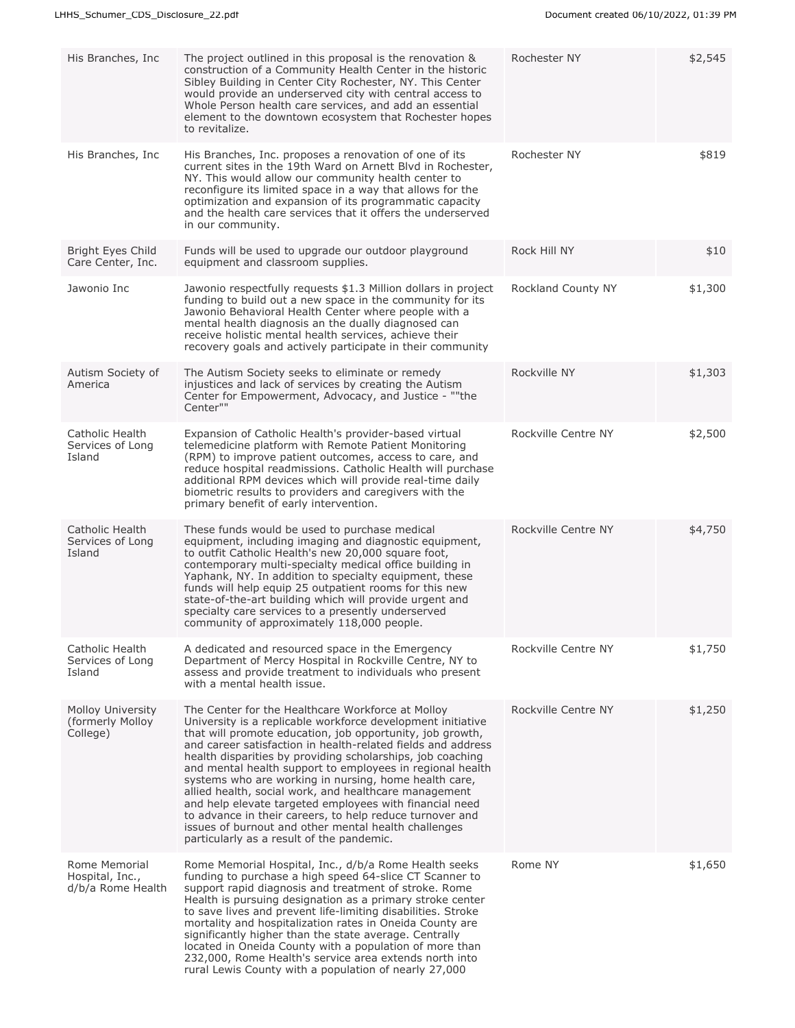| | | | |
|---|---|---|---|
| His Branches, Inc | The project outlined in this proposal is the renovation & construction of a Community Health Center in the historic Sibley Building in Center City Rochester, NY. This Center would provide an underserved city with central access to Whole Person health care services, and add an essential element to the downtown ecosystem that Rochester hopes to revitalize. | Rochester NY | $2,545 |
| His Branches, Inc | His Branches, Inc. proposes a renovation of one of its current sites in the 19th Ward on Arnett Blvd in Rochester, NY. This would allow our community health center to reconfigure its limited space in a way that allows for the optimization and expansion of its programmatic capacity and the health care services that it offers the underserved in our community. | Rochester NY | $819 |
| Bright Eyes Child Care Center, Inc. | Funds will be used to upgrade our outdoor playground equipment and classroom supplies. | Rock Hill NY | $10 |
| Jawonio Inc | Jawonio respectfully requests $1.3 Million dollars in project funding to build out a new space in the community for its Jawonio Behavioral Health Center where people with a mental health diagnosis an the dually diagnosed can receive holistic mental health services, achieve their recovery goals and actively participate in their community | Rockland County NY | $1,300 |
| Autism Society of America | The Autism Society seeks to eliminate or remedy injustices and lack of services by creating the Autism Center for Empowerment, Advocacy, and Justice - ""the Center"" | Rockville NY | $1,303 |
| Catholic Health Services of Long Island | Expansion of Catholic Health's provider-based virtual telemedicine platform with Remote Patient Monitoring (RPM) to improve patient outcomes, access to care, and reduce hospital readmissions. Catholic Health will purchase additional RPM devices which will provide real-time daily biometric results to providers and caregivers with the primary benefit of early intervention. | Rockville Centre NY | $2,500 |
| Catholic Health Services of Long Island | These funds would be used to purchase medical equipment, including imaging and diagnostic equipment, to outfit Catholic Health's new 20,000 square foot, contemporary multi-specialty medical office building in Yaphank, NY. In addition to specialty equipment, these funds will help equip 25 outpatient rooms for this new state-of-the-art building which will provide urgent and specialty care services to a presently underserved community of approximately 118,000 people. | Rockville Centre NY | $4,750 |
| Catholic Health Services of Long Island | A dedicated and resourced space in the Emergency Department of Mercy Hospital in Rockville Centre, NY to assess and provide treatment to individuals who present with a mental health issue. | Rockville Centre NY | $1,750 |
| Molloy University (formerly Molloy College) | The Center for the Healthcare Workforce at Molloy University is a replicable workforce development initiative that will promote education, job opportunity, job growth, and career satisfaction in health-related fields and address health disparities by providing scholarships, job coaching and mental health support to employees in regional health systems who are working in nursing, home health care, allied health, social work, and healthcare management and help elevate targeted employees with financial need to advance in their careers, to help reduce turnover and issues of burnout and other mental health challenges particularly as a result of the pandemic. | Rockville Centre NY | $1,250 |
| Rome Memorial Hospital, Inc., d/b/a Rome Health | Rome Memorial Hospital, Inc., d/b/a Rome Health seeks funding to purchase a high speed 64-slice CT Scanner to support rapid diagnosis and treatment of stroke. Rome Health is pursuing designation as a primary stroke center to save lives and prevent life-limiting disabilities. Stroke mortality and hospitalization rates in Oneida County are significantly higher than the state average. Centrally located in Oneida County with a population of more than 232,000, Rome Health's service area extends north into rural Lewis County with a population of nearly 27,000 | Rome NY | $1,650 |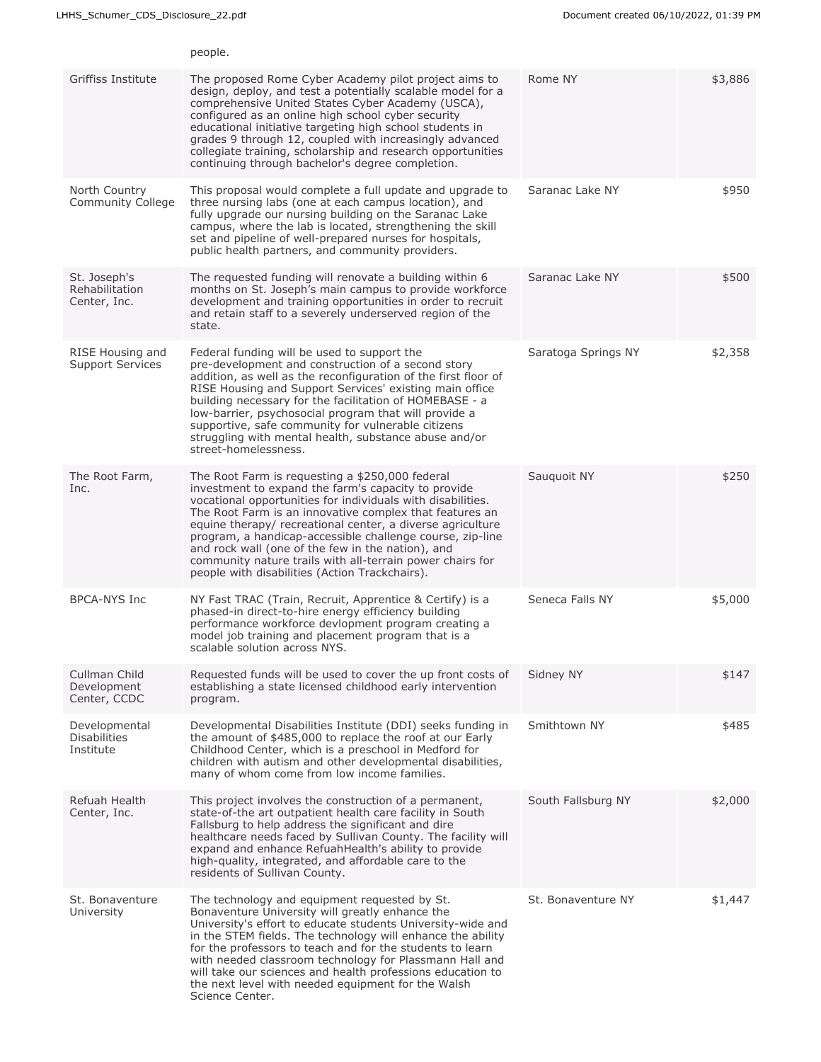| | people. | | |
|---|---|---|---|
| Griffiss Institute | The proposed Rome Cyber Academy pilot project aims to design, deploy, and test a potentially scalable model for a comprehensive United States Cyber Academy (USCA), configured as an online high school cyber security educational initiative targeting high school students in grades 9 through 12, coupled with increasingly advanced collegiate training, scholarship and research opportunities continuing through bachelor's degree completion. | Rome NY | $3,886 |
| North Country Community College | This proposal would complete a full update and upgrade to three nursing labs (one at each campus location), and fully upgrade our nursing building on the Saranac Lake campus, where the lab is located, strengthening the skill set and pipeline of well-prepared nurses for hospitals, public health partners, and community providers. | Saranac Lake NY | $950 |
| St. Joseph's Rehabilitation Center, Inc. | The requested funding will renovate a building within 6 months on St. Joseph's main campus to provide workforce development and training opportunities in order to recruit and retain staff to a severely underserved region of the state. | Saranac Lake NY | $500 |
| RISE Housing and Support Services | Federal funding will be used to support the pre-development and construction of a second story addition, as well as the reconfiguration of the first floor of RISE Housing and Support Services' existing main office building necessary for the facilitation of HOMEBASE - a low-barrier, psychosocial program that will provide a supportive, safe community for vulnerable citizens struggling with mental health, substance abuse and/or street-homelessness. | Saratoga Springs NY | $2,358 |
| The Root Farm, Inc. | The Root Farm is requesting a $250,000 federal investment to expand the farm's capacity to provide vocational opportunities for individuals with disabilities. The Root Farm is an innovative complex that features an equine therapy/ recreational center, a diverse agriculture program, a handicap-accessible challenge course, zip-line and rock wall (one of the few in the nation), and community nature trails with all-terrain power chairs for people with disabilities (Action Trackchairs). | Sauquoit NY | $250 |
| BPCA-NYS Inc | NY Fast TRAC (Train, Recruit, Apprentice & Certify) is a phased-in direct-to-hire energy efficiency building performance workforce devlopment program creating a model job training and placement program that is a scalable solution across NYS. | Seneca Falls NY | $5,000 |
| Cullman Child Development Center, CCDC | Requested funds will be used to cover the up front costs of establishing a state licensed childhood early intervention program. | Sidney NY | $147 |
| Developmental Disabilities Institute | Developmental Disabilities Institute (DDI) seeks funding in the amount of $485,000 to replace the roof at our Early Childhood Center, which is a preschool in Medford for children with autism and other developmental disabilities, many of whom come from low income families. | Smithtown NY | $485 |
| Refuah Health Center, Inc. | This project involves the construction of a permanent, state-of-the art outpatient health care facility in South Fallsburg to help address the significant and dire healthcare needs faced by Sullivan County. The facility will expand and enhance RefuahHealth's ability to provide high-quality, integrated, and affordable care to the residents of Sullivan County. | South Fallsburg NY | $2,000 |
| St. Bonaventure University | The technology and equipment requested by St. Bonaventure University will greatly enhance the University's effort to educate students University-wide and in the STEM fields. The technology will enhance the ability for the professors to teach and for the students to learn with needed classroom technology for Plassmann Hall and will take our sciences and health professions education to the next level with needed equipment for the Walsh Science Center. | St. Bonaventure NY | $1,447 |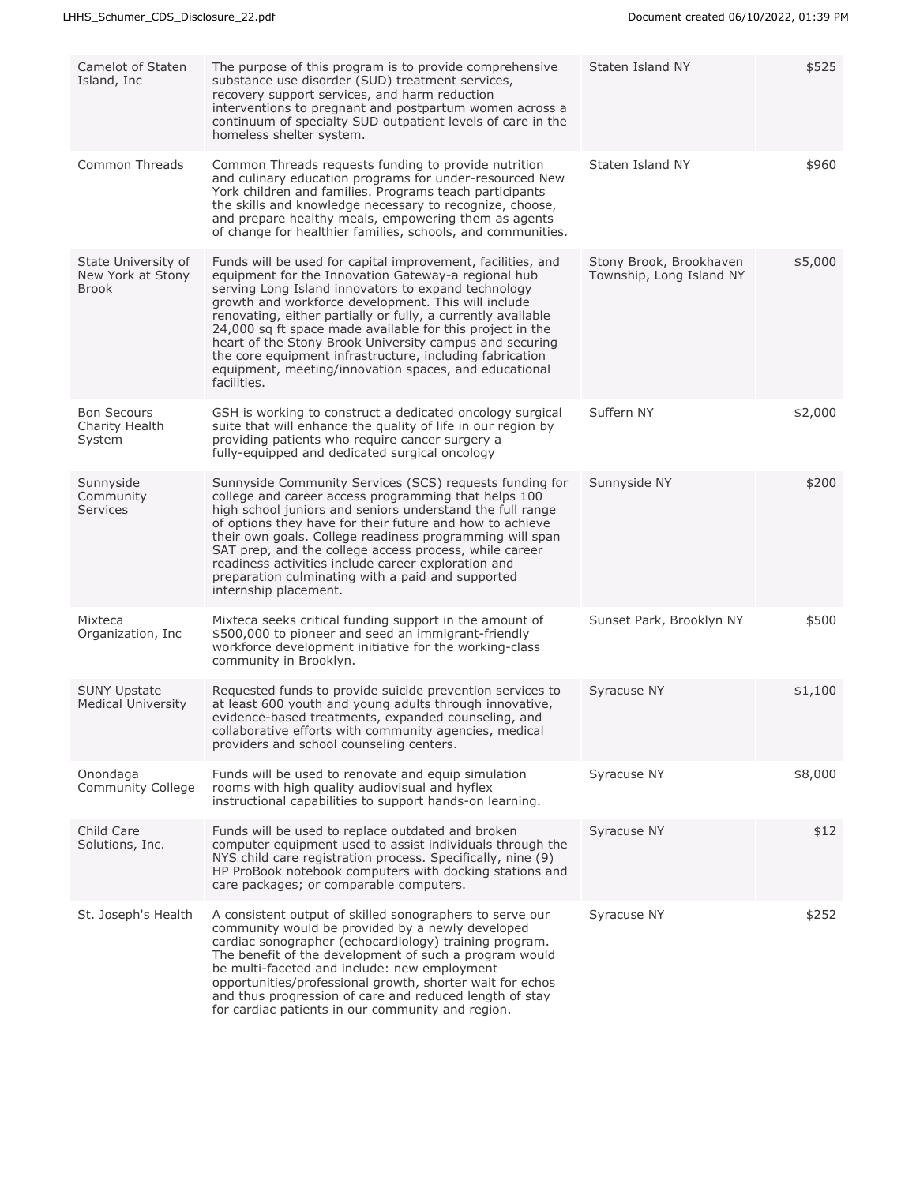| | | | |
|---|---|---|---|
| Camelot of Staten Island, Inc | The purpose of this program is to provide comprehensive substance use disorder (SUD) treatment services, recovery support services, and harm reduction interventions to pregnant and postpartum women across a continuum of specialty SUD outpatient levels of care in the homeless shelter system. | Staten Island NY | $525 |
| Common Threads | Common Threads requests funding to provide nutrition and culinary education programs for under-resourced New York children and families. Programs teach participants the skills and knowledge necessary to recognize, choose, and prepare healthy meals, empowering them as agents of change for healthier families, schools, and communities. | Staten Island NY | $960 |
| State University of New York at Stony Brook | Funds will be used for capital improvement, facilities, and equipment for the Innovation Gateway-a regional hub serving Long Island innovators to expand technology growth and workforce development. This will include renovating, either partially or fully, a currently available 24,000 sq ft space made available for this project in the heart of the Stony Brook University campus and securing the core equipment infrastructure, including fabrication equipment, meeting/innovation spaces, and educational facilities. | Stony Brook, Brookhaven Township, Long Island NY | $5,000 |
| Bon Secours Charity Health System | GSH is working to construct a dedicated oncology surgical suite that will enhance the quality of life in our region by providing patients who require cancer surgery a fully-equipped and dedicated surgical oncology | Suffern NY | $2,000 |
| Sunnyside Community Services | Sunnyside Community Services (SCS) requests funding for college and career access programming that helps 100 high school juniors and seniors understand the full range of options they have for their future and how to achieve their own goals. College readiness programming will span SAT prep, and the college access process, while career readiness activities include career exploration and preparation culminating with a paid and supported internship placement. | Sunnyside NY | $200 |
| Mixteca Organization, Inc | Mixteca seeks critical funding support in the amount of $500,000 to pioneer and seed an immigrant-friendly workforce development initiative for the working-class community in Brooklyn. | Sunset Park, Brooklyn NY | $500 |
| SUNY Upstate Medical University | Requested funds to provide suicide prevention services to at least 600 youth and young adults through innovative, evidence-based treatments, expanded counseling, and collaborative efforts with community agencies, medical providers and school counseling centers. | Syracuse NY | $1,100 |
| Onondaga Community College | Funds will be used to renovate and equip simulation rooms with high quality audiovisual and hyflex instructional capabilities to support hands-on learning. | Syracuse NY | $8,000 |
| Child Care Solutions, Inc. | Funds will be used to replace outdated and broken computer equipment used to assist individuals through the NYS child care registration process. Specifically, nine (9) HP ProBook notebook computers with docking stations and care packages; or comparable computers. | Syracuse NY | $12 |
| St. Joseph's Health | A consistent output of skilled sonographers to serve our community would be provided by a newly developed cardiac sonographer (echocardiology) training program. The benefit of the development of such a program would be multi-faceted and include: new employment opportunities/professional growth, shorter wait for echos and thus progression of care and reduced length of stay for cardiac patients in our community and region. | Syracuse NY | $252 |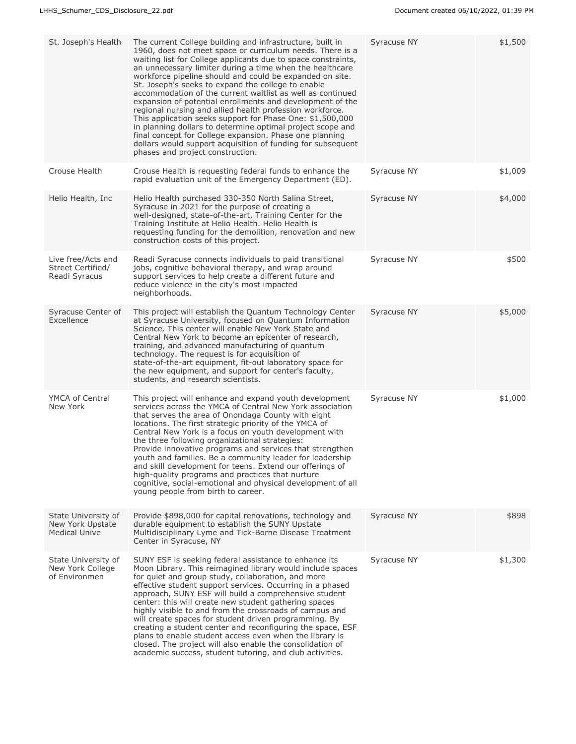| | | | |
|---|---|---|---|
| St. Joseph's Health | The current College building and infrastructure, built in 1960, does not meet space or curriculum needs. There is a waiting list for College applicants due to space constraints, an unnecessary limiter during a time when the healthcare workforce pipeline should and could be expanded on site. St. Joseph's seeks to expand the college to enable accommodation of the current waitlist as well as continued expansion of potential enrollments and development of the regional nursing and allied health profession workforce. This application seeks support for Phase One: $1,500,000 in planning dollars to determine optimal project scope and final concept for College expansion. Phase one planning dollars would support acquisition of funding for subsequent phases and project construction. | Syracuse NY | $1,500 |
| Crouse Health | Crouse Health is requesting federal funds to enhance the rapid evaluation unit of the Emergency Department (ED). | Syracuse NY | $1,009 |
| Helio Health, Inc | Helio Health purchased 330-350 North Salina Street, Syracuse in 2021 for the purpose of creating a well-designed, state-of-the-art, Training Center for the Training Institute at Helio Health. Helio Health is requesting funding for the demolition, renovation and new construction costs of this project. | Syracuse NY | $4,000 |
| Live free/Acts and Street Certified/ Readi Syracus | Readi Syracuse connects individuals to paid transitional jobs, cognitive behavioral therapy, and wrap around support services to help create a different future and reduce violence in the city's most impacted neighborhoods. | Syracuse NY | $500 |
| Syracuse Center of Excellence | This project will establish the Quantum Technology Center at Syracuse University, focused on Quantum Information Science. This center will enable New York State and Central New York to become an epicenter of research, training, and advanced manufacturing of quantum technology. The request is for acquisition of state-of-the-art equipment, fit-out laboratory space for the new equipment, and support for center's faculty, students, and research scientists. | Syracuse NY | $5,000 |
| YMCA of Central New York | This project will enhance and expand youth development services across the YMCA of Central New York association that serves the area of Onondaga County with eight locations. The first strategic priority of the YMCA of Central New York is a focus on youth development with the three following organizational strategies: Provide innovative programs and services that strengthen youth and families. Be a community leader for leadership and skill development for teens. Extend our offerings of high-quality programs and practices that nurture cognitive, social-emotional and physical development of all young people from birth to career. | Syracuse NY | $1,000 |
| State University of New York Upstate Medical Unive | Provide $898,000 for capital renovations, technology and durable equipment to establish the SUNY Upstate Multidisciplinary Lyme and Tick-Borne Disease Treatment Center in Syracuse, NY | Syracuse NY | $898 |
| State University of New York College of Environmen | SUNY ESF is seeking federal assistance to enhance its Moon Library. This reimagined library would include spaces for quiet and group study, collaboration, and more effective student support services. Occurring in a phased approach, SUNY ESF will build a comprehensive student center: this will create new student gathering spaces highly visible to and from the crossroads of campus and will create spaces for student driven programming. By creating a student center and reconfiguring the space, ESF plans to enable student access even when the library is closed. The project will also enable the consolidation of academic success, student tutoring, and club activities. | Syracuse NY | $1,300 |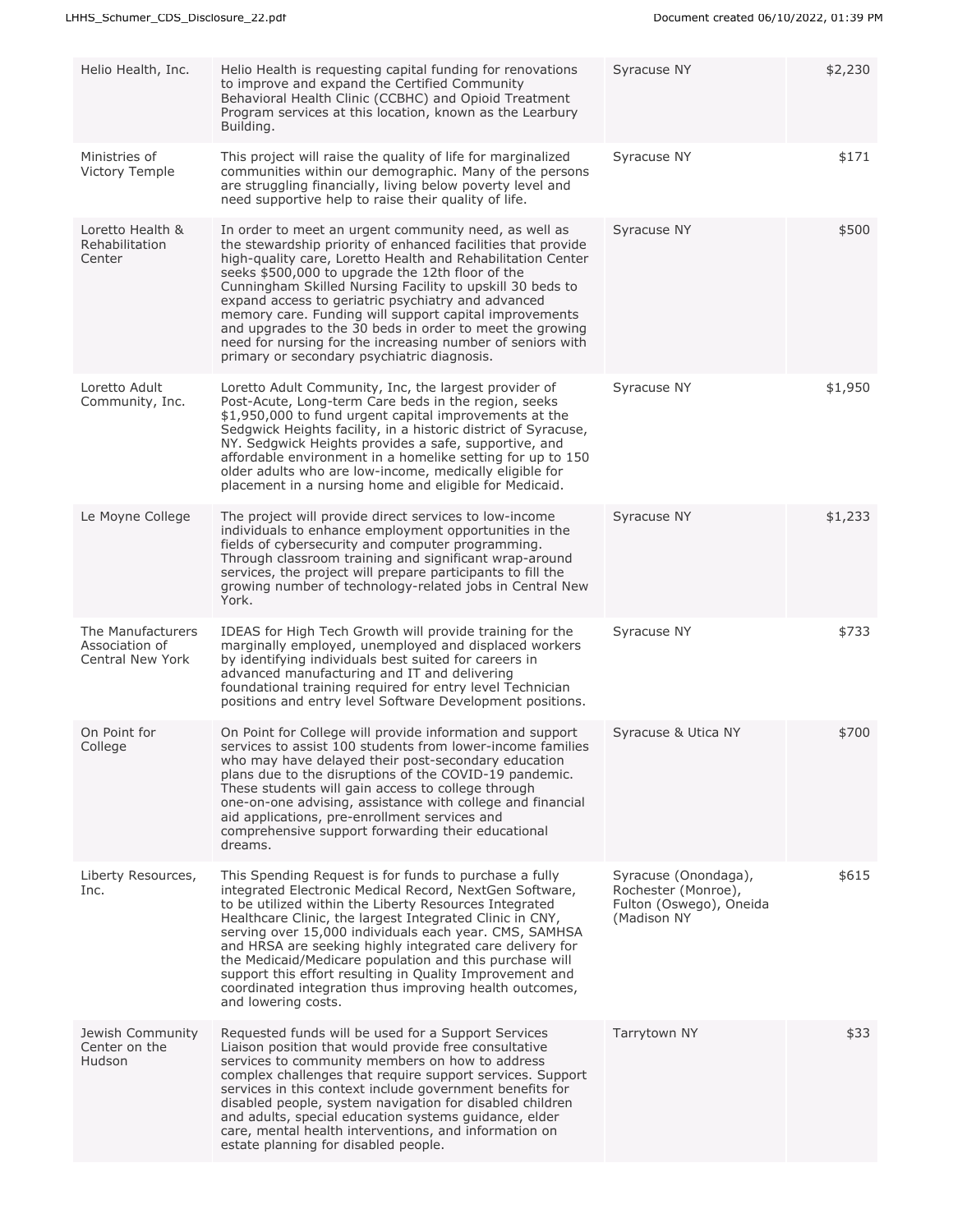| | | | |
|---|---|---|---|
| Helio Health, Inc. | Helio Health is requesting capital funding for renovations to improve and expand the Certified Community Behavioral Health Clinic (CCBHC) and Opioid Treatment Program services at this location, known as the Learbury Building. | Syracuse NY | $2,230 |
| Ministries of Victory Temple | This project will raise the quality of life for marginalized communities within our demographic. Many of the persons are struggling financially, living below poverty level and need supportive help to raise their quality of life. | Syracuse NY | $171 |
| Loretto Health & Rehabilitation Center | In order to meet an urgent community need, as well as the stewardship priority of enhanced facilities that provide high-quality care, Loretto Health and Rehabilitation Center seeks $500,000 to upgrade the 12th floor of the Cunningham Skilled Nursing Facility to upskill 30 beds to expand access to geriatric psychiatry and advanced memory care. Funding will support capital improvements and upgrades to the 30 beds in order to meet the growing need for nursing for the increasing number of seniors with primary or secondary psychiatric diagnosis. | Syracuse NY | $500 |
| Loretto Adult Community, Inc. | Loretto Adult Community, Inc, the largest provider of Post-Acute, Long-term Care beds in the region, seeks $1,950,000 to fund urgent capital improvements at the Sedgwick Heights facility, in a historic district of Syracuse, NY. Sedgwick Heights provides a safe, supportive, and affordable environment in a homelike setting for up to 150 older adults who are low-income, medically eligible for placement in a nursing home and eligible for Medicaid. | Syracuse NY | $1,950 |
| Le Moyne College | The project will provide direct services to low-income individuals to enhance employment opportunities in the fields of cybersecurity and computer programming. Through classroom training and significant wrap-around services, the project will prepare participants to fill the growing number of technology-related jobs in Central New York. | Syracuse NY | $1,233 |
| The Manufacturers Association of Central New York | IDEAS for High Tech Growth will provide training for the marginally employed, unemployed and displaced workers by identifying individuals best suited for careers in advanced manufacturing and IT and delivering foundational training required for entry level Technician positions and entry level Software Development positions. | Syracuse NY | $733 |
| On Point for College | On Point for College will provide information and support services to assist 100 students from lower-income families who may have delayed their post-secondary education plans due to the disruptions of the COVID-19 pandemic. These students will gain access to college through one-on-one advising, assistance with college and financial aid applications, pre-enrollment services and comprehensive support forwarding their educational dreams. | Syracuse & Utica NY | $700 |
| Liberty Resources, Inc. | This Spending Request is for funds to purchase a fully integrated Electronic Medical Record, NextGen Software, to be utilized within the Liberty Resources Integrated Healthcare Clinic, the largest Integrated Clinic in CNY, serving over 15,000 individuals each year. CMS, SAMHSA and HRSA are seeking highly integrated care delivery for the Medicaid/Medicare population and this purchase will support this effort resulting in Quality Improvement and coordinated integration thus improving health outcomes, and lowering costs. | Syracuse (Onondaga), Rochester (Monroe), Fulton (Oswego), Oneida (Madison NY | $615 |
| Jewish Community Center on the Hudson | Requested funds will be used for a Support Services Liaison position that would provide free consultative services to community members on how to address complex challenges that require support services. Support services in this context include government benefits for disabled people, system navigation for disabled children and adults, special education systems guidance, elder care, mental health interventions, and information on estate planning for disabled people. | Tarrytown NY | $33 |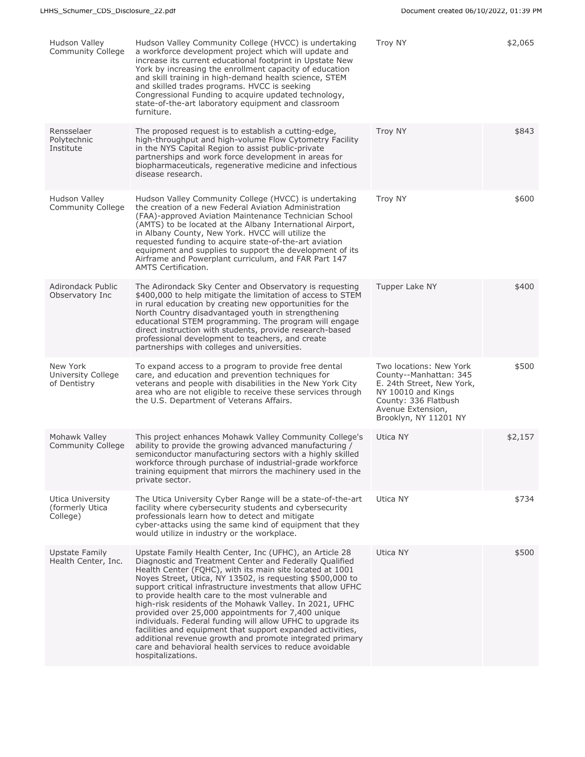| Hudson Valley Community College | Hudson Valley Community College (HVCC) is undertaking a workforce development project which will update and increase its current educational footprint in Upstate New York by increasing the enrollment capacity of education and skill training in high-demand health science, STEM and skilled trades programs. HVCC is seeking Congressional Funding to acquire updated technology, state-of-the-art laboratory equipment and classroom furniture. | Troy NY | $2,065 |
|---|---|---|---|
| Rensselaer Polytechnic Institute | The proposed request is to establish a cutting-edge, high-throughput and high-volume Flow Cytometry Facility in the NYS Capital Region to assist public-private partnerships and work force development in areas for biopharmaceuticals, regenerative medicine and infectious disease research. | Troy NY | $843 |
| Hudson Valley Community College | Hudson Valley Community College (HVCC) is undertaking the creation of a new Federal Aviation Administration (FAA)-approved Aviation Maintenance Technician School (AMTS) to be located at the Albany International Airport, in Albany County, New York. HVCC will utilize the requested funding to acquire state-of-the-art aviation equipment and supplies to support the development of its Airframe and Powerplant curriculum, and FAR Part 147 AMTS Certification. | Troy NY | $600 |
| Adirondack Public Observatory Inc | The Adirondack Sky Center and Observatory is requesting $400,000 to help mitigate the limitation of access to STEM in rural education by creating new opportunities for the North Country disadvantaged youth in strengthening educational STEM programming. The program will engage direct instruction with students, provide research-based professional development to teachers, and create partnerships with colleges and universities. | Tupper Lake NY | $400 |
| New York University College of Dentistry | To expand access to a program to provide free dental care, and education and prevention techniques for veterans and people with disabilities in the New York City area who are not eligible to receive these services through the U.S. Department of Veterans Affairs. | Two locations: New York County--Manhattan: 345 E. 24th Street, New York, NY 10010 and Kings County: 336 Flatbush Avenue Extension, Brooklyn, NY 11201 NY | $500 |
| Mohawk Valley Community College | This project enhances Mohawk Valley Community College's ability to provide the growing advanced manufacturing / semiconductor manufacturing sectors with a highly skilled workforce through purchase of industrial-grade workforce training equipment that mirrors the machinery used in the private sector. | Utica NY | $2,157 |
| Utica University (formerly Utica College) | The Utica University Cyber Range will be a state-of-the-art facility where cybersecurity students and cybersecurity professionals learn how to detect and mitigate cyber-attacks using the same kind of equipment that they would utilize in industry or the workplace. | Utica NY | $734 |
| Upstate Family Health Center, Inc. | Upstate Family Health Center, Inc (UFHC), an Article 28 Diagnostic and Treatment Center and Federally Qualified Health Center (FQHC), with its main site located at 1001 Noyes Street, Utica, NY 13502, is requesting $500,000 to support critical infrastructure investments that allow UFHC to provide health care to the most vulnerable and high-risk residents of the Mohawk Valley. In 2021, UFHC provided over 25,000 appointments for 7,400 unique individuals. Federal funding will allow UFHC to upgrade its facilities and equipment that support expanded activities, additional revenue growth and promote integrated primary care and behavioral health services to reduce avoidable hospitalizations. | Utica NY | $500 |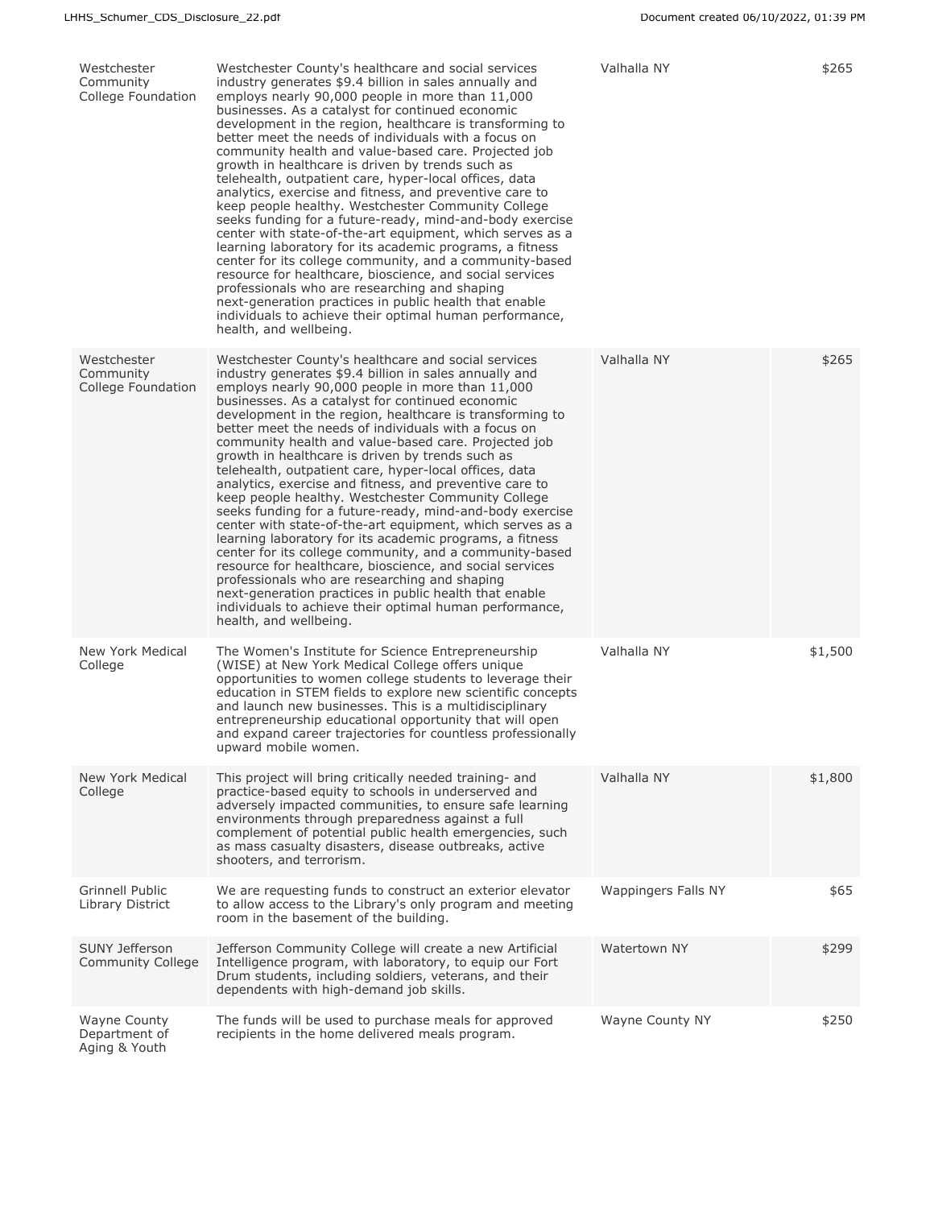| | | | |
|---|---|---|---|
| Westchester Community College Foundation | Westchester County's healthcare and social services industry generates $9.4 billion in sales annually and employs nearly 90,000 people in more than 11,000 businesses. As a catalyst for continued economic development in the region, healthcare is transforming to better meet the needs of individuals with a focus on community health and value-based care. Projected job growth in healthcare is driven by trends such as telehealth, outpatient care, hyper-local offices, data analytics, exercise and fitness, and preventive care to keep people healthy. Westchester Community College seeks funding for a future-ready, mind-and-body exercise center with state-of-the-art equipment, which serves as a learning laboratory for its academic programs, a fitness center for its college community, and a community-based resource for healthcare, bioscience, and social services professionals who are researching and shaping next-generation practices in public health that enable individuals to achieve their optimal human performance, health, and wellbeing. | Valhalla NY | $265 |
| Westchester Community College Foundation | Westchester County's healthcare and social services industry generates $9.4 billion in sales annually and employs nearly 90,000 people in more than 11,000 businesses. As a catalyst for continued economic development in the region, healthcare is transforming to better meet the needs of individuals with a focus on community health and value-based care. Projected job growth in healthcare is driven by trends such as telehealth, outpatient care, hyper-local offices, data analytics, exercise and fitness, and preventive care to keep people healthy. Westchester Community College seeks funding for a future-ready, mind-and-body exercise center with state-of-the-art equipment, which serves as a learning laboratory for its academic programs, a fitness center for its college community, and a community-based resource for healthcare, bioscience, and social services professionals who are researching and shaping next-generation practices in public health that enable individuals to achieve their optimal human performance, health, and wellbeing. | Valhalla NY | $265 |
| New York Medical College | The Women's Institute for Science Entrepreneurship (WISE) at New York Medical College offers unique opportunities to women college students to leverage their education in STEM fields to explore new scientific concepts and launch new businesses. This is a multidisciplinary entrepreneurship educational opportunity that will open and expand career trajectories for countless professionally upward mobile women. | Valhalla NY | $1,500 |
| New York Medical College | This project will bring critically needed training- and practice-based equity to schools in underserved and adversely impacted communities, to ensure safe learning environments through preparedness against a full complement of potential public health emergencies, such as mass casualty disasters, disease outbreaks, active shooters, and terrorism. | Valhalla NY | $1,800 |
| Grinnell Public Library District | We are requesting funds to construct an exterior elevator to allow access to the Library's only program and meeting room in the basement of the building. | Wappingers Falls NY | $65 |
| SUNY Jefferson Community College | Jefferson Community College will create a new Artificial Intelligence program, with laboratory, to equip our Fort Drum students, including soldiers, veterans, and their dependents with high-demand job skills. | Watertown NY | $299 |
| Wayne County Department of Aging & Youth | The funds will be used to purchase meals for approved recipients in the home delivered meals program. | Wayne County NY | $250 |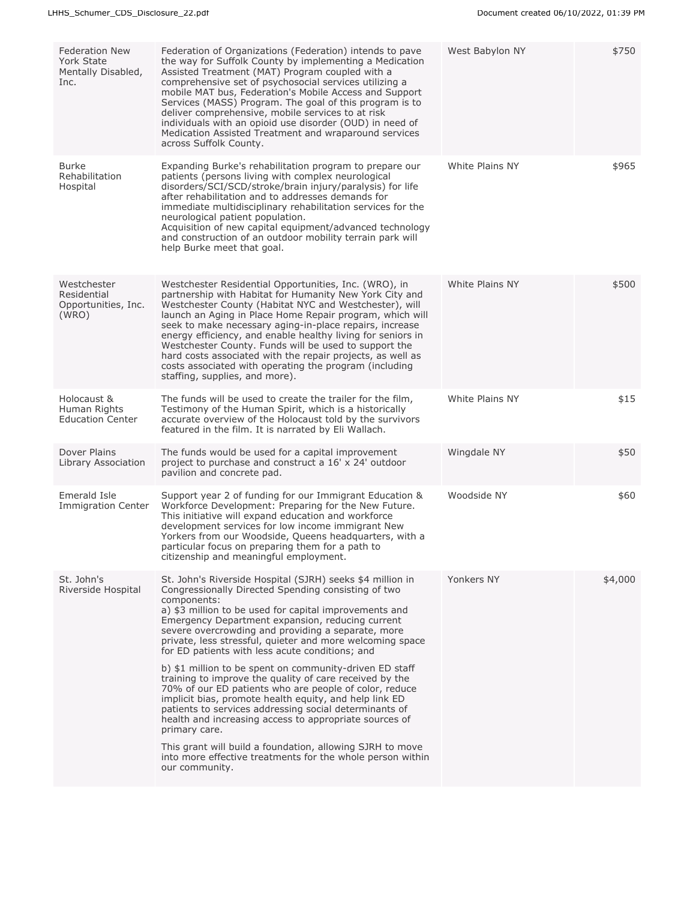| | | | |
|---|---|---|---|
| Federation New York State Mentally Disabled, Inc. | Federation of Organizations (Federation) intends to pave the way for Suffolk County by implementing a Medication Assisted Treatment (MAT) Program coupled with a comprehensive set of psychosocial services utilizing a mobile MAT bus, Federation's Mobile Access and Support Services (MASS) Program. The goal of this program is to deliver comprehensive, mobile services to at risk individuals with an opioid use disorder (OUD) in need of Medication Assisted Treatment and wraparound services across Suffolk County. | West Babylon NY | $750 |
| Burke Rehabilitation Hospital | Expanding Burke's rehabilitation program to prepare our patients (persons living with complex neurological disorders/SCI/SCD/stroke/brain injury/paralysis) for life after rehabilitation and to addresses demands for immediate multidisciplinary rehabilitation services for the neurological patient population.<br>Acquisition of new capital equipment/advanced technology and construction of an outdoor mobility terrain park will help Burke meet that goal. | White Plains NY | $965 |
| Westchester Residential Opportunities, Inc. (WRO) | Westchester Residential Opportunities, Inc. (WRO), in partnership with Habitat for Humanity New York City and Westchester County (Habitat NYC and Westchester), will launch an Aging in Place Home Repair program, which will seek to make necessary aging-in-place repairs, increase energy efficiency, and enable healthy living for seniors in Westchester County. Funds will be used to support the hard costs associated with the repair projects, as well as costs associated with operating the program (including staffing, supplies, and more). | White Plains NY | $500 |
| Holocaust & Human Rights Education Center | The funds will be used to create the trailer for the film, Testimony of the Human Spirit, which is a historically accurate overview of the Holocaust told by the survivors featured in the film. It is narrated by Eli Wallach. | White Plains NY | $15 |
| Dover Plains Library Association | The funds would be used for a capital improvement project to purchase and construct a 16' x 24' outdoor pavilion and concrete pad. | Wingdale NY | $50 |
| Emerald Isle Immigration Center | Support year 2 of funding for our Immigrant Education & Workforce Development: Preparing for the New Future. This initiative will expand education and workforce development services for low income immigrant New Yorkers from our Woodside, Queens headquarters, with a particular focus on preparing them for a path to citizenship and meaningful employment. | Woodside NY | $60 |
| St. John's Riverside Hospital | St. John's Riverside Hospital (SJRH) seeks $4 million in Congressionally Directed Spending consisting of two components:<br>a) $3 million to be used for capital improvements and Emergency Department expansion, reducing current severe overcrowding and providing a separate, more private, less stressful, quieter and more welcoming space for ED patients with less acute conditions; and<br><br>b) $1 million to be spent on community-driven ED staff training to improve the quality of care received by the 70% of our ED patients who are people of color, reduce implicit bias, promote health equity, and help link ED patients to services addressing social determinants of health and increasing access to appropriate sources of primary care.<br><br>This grant will build a foundation, allowing SJRH to move into more effective treatments for the whole person within our community. | Yonkers NY | $4,000 |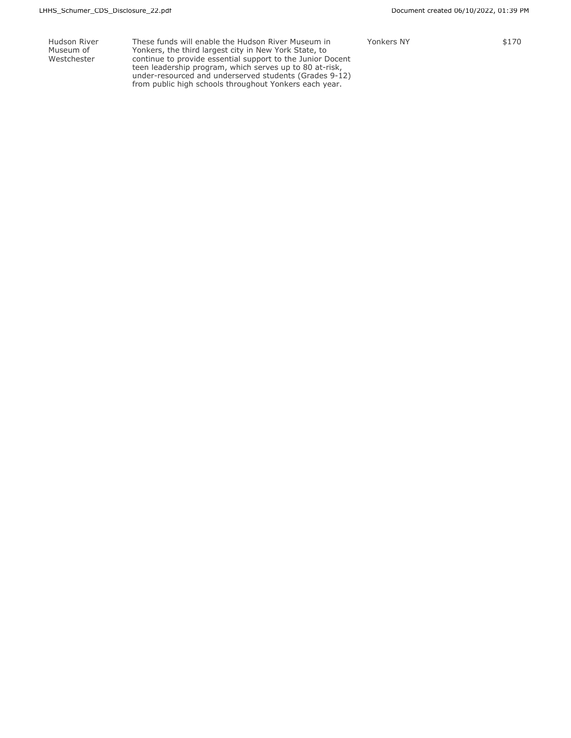| | | | |
|---|---|---|---|
| Hudson River Museum of Westchester | These funds will enable the Hudson River Museum in Yonkers, the third largest city in New York State, to continue to provide essential support to the Junior Docent teen leadership program, which serves up to 80 at-risk, under-resourced and underserved students (Grades 9-12) from public high schools throughout Yonkers each year. | Yonkers NY | $170 |